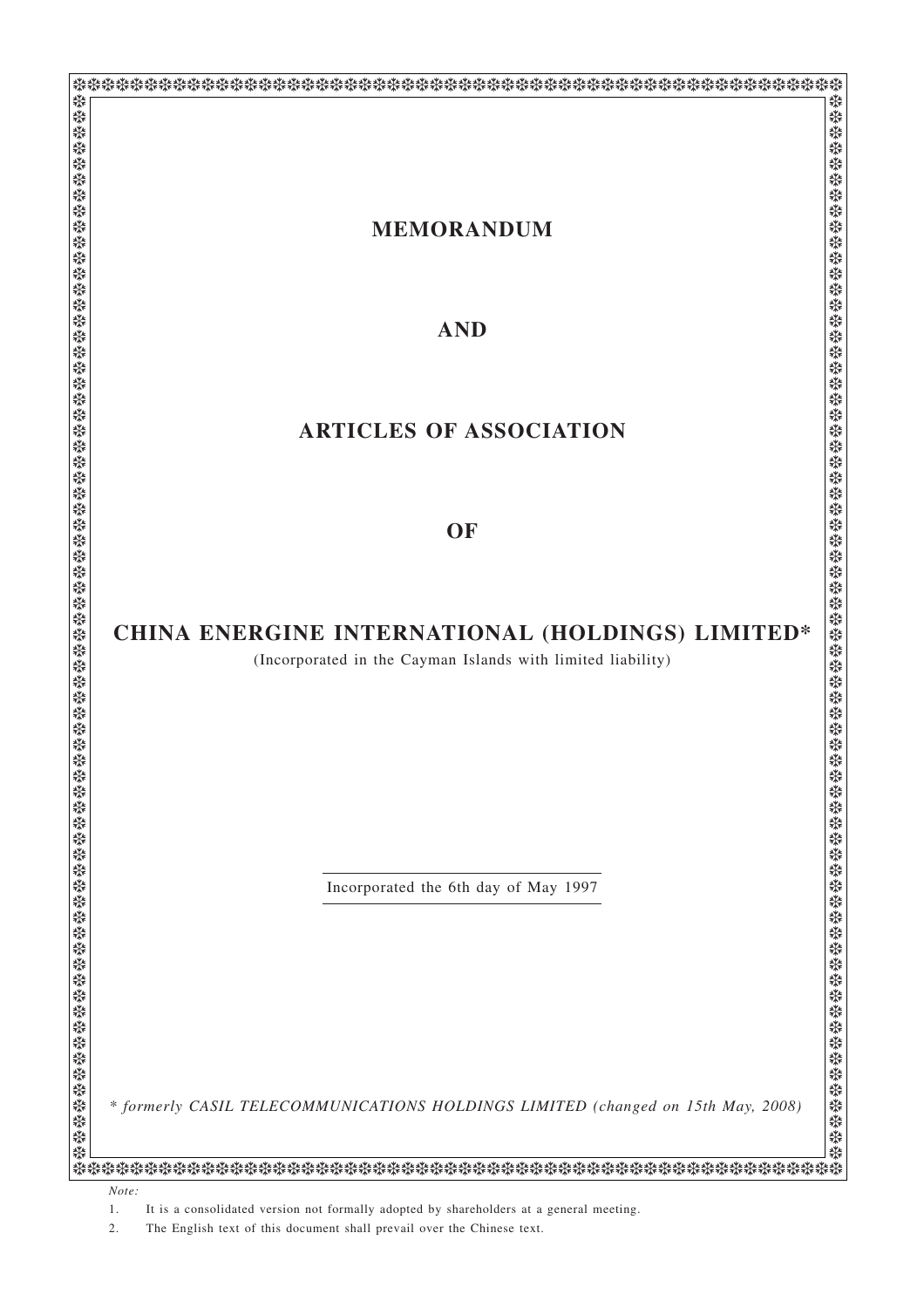# MEMORANDUM

# AND

# ARTICLES OF ASSOCIATION

# OF

# CHINA ENERGINE INTERNATIONAL (HOLDINGS) LIMITED*

(Incorporated in the Cayman Islands with limited liability)

Incorporated the 6th day of May 1997

*\* formerly CASIL TELECOMMUNICATIONS HOLDINGS LIMITED (changed on 15th May, 2008)*

*Note:*

1. It is a consolidated version not formally adopted by shareholders at a general meeting.
2. The English text of this document shall prevail over the Chinese text.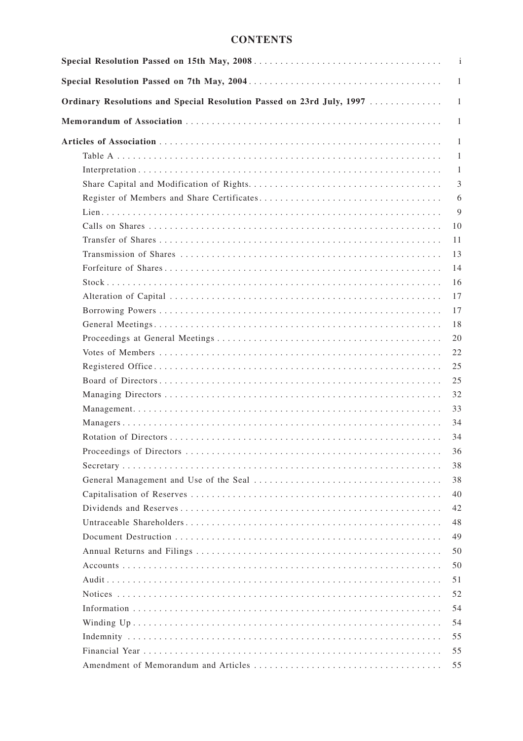# CONTENTS

| | |
|---|---|
| **Special Resolution Passed on 15th May, 2008** | i |
| **Special Resolution Passed on 7th May, 2004** | 1 |
| **Ordinary Resolutions and Special Resolution Passed on 23rd July, 1997** | 1 |
| **Memorandum of Association** | 1 |
| **Articles of Association** | 1 |
| Table A | 1 |
| Interpretation | 1 |
| Share Capital and Modification of Rights | 3 |
| Register of Members and Share Certificates | 6 |
| Lien | 9 |
| Calls on Shares | 10 |
| Transfer of Shares | 11 |
| Transmission of Shares | 13 |
| Forfeiture of Shares | 14 |
| Stock | 16 |
| Alteration of Capital | 17 |
| Borrowing Powers | 17 |
| General Meetings | 18 |
| Proceedings at General Meetings | 20 |
| Votes of Members | 22 |
| Registered Office | 25 |
| Board of Directors | 25 |
| Managing Directors | 32 |
| Management | 33 |
| Managers | 34 |
| Rotation of Directors | 34 |
| Proceedings of Directors | 36 |
| Secretary | 38 |
| General Management and Use of the Seal | 38 |
| Capitalisation of Reserves | 40 |
| Dividends and Reserves | 42 |
| Untraceable Shareholders | 48 |
| Document Destruction | 49 |
| Annual Returns and Filings | 50 |
| Accounts | 50 |
| Audit | 51 |
| Notices | 52 |
| Information | 54 |
| Winding Up | 54 |
| Indemnity | 55 |
| Financial Year | 55 |
| Amendment of Memorandum and Articles | 55 |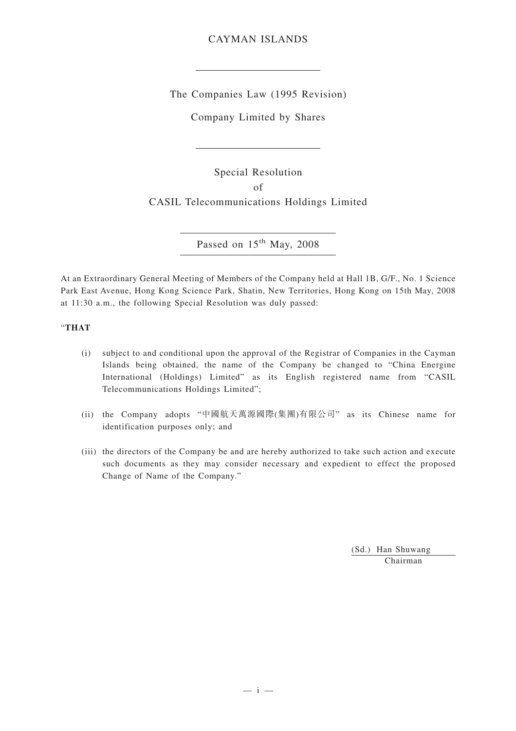CAYMAN ISLANDS

---

The Companies Law (1995 Revision)

Company Limited by Shares

---

Special Resolution

of

CASIL Telecommunications Holdings Limited

---

Passed on 15th May, 2008

---

At an Extraordinary General Meeting of Members of the Company held at Hall 1B, G/F., No. 1 Science Park East Avenue, Hong Kong Science Park, Shatin, New Territories, Hong Kong on 15th May, 2008 at 11:30 a.m., the following Special Resolution was duly passed:

"**THAT**

(i) subject to and conditional upon the approval of the Registrar of Companies in the Cayman Islands being obtained, the name of the Company be changed to "China Energine International (Holdings) Limited" as its English registered name from "CASIL Telecommunications Holdings Limited";

(ii) the Company adopts "中國航天萬源國際(集團)有限公司" as its Chinese name for identification purposes only; and

(iii) the directors of the Company be and are hereby authorized to take such action and execute such documents as they may consider necessary and expedient to effect the proposed Change of Name of the Company."

(Sd.) Han Shuwang
Chairman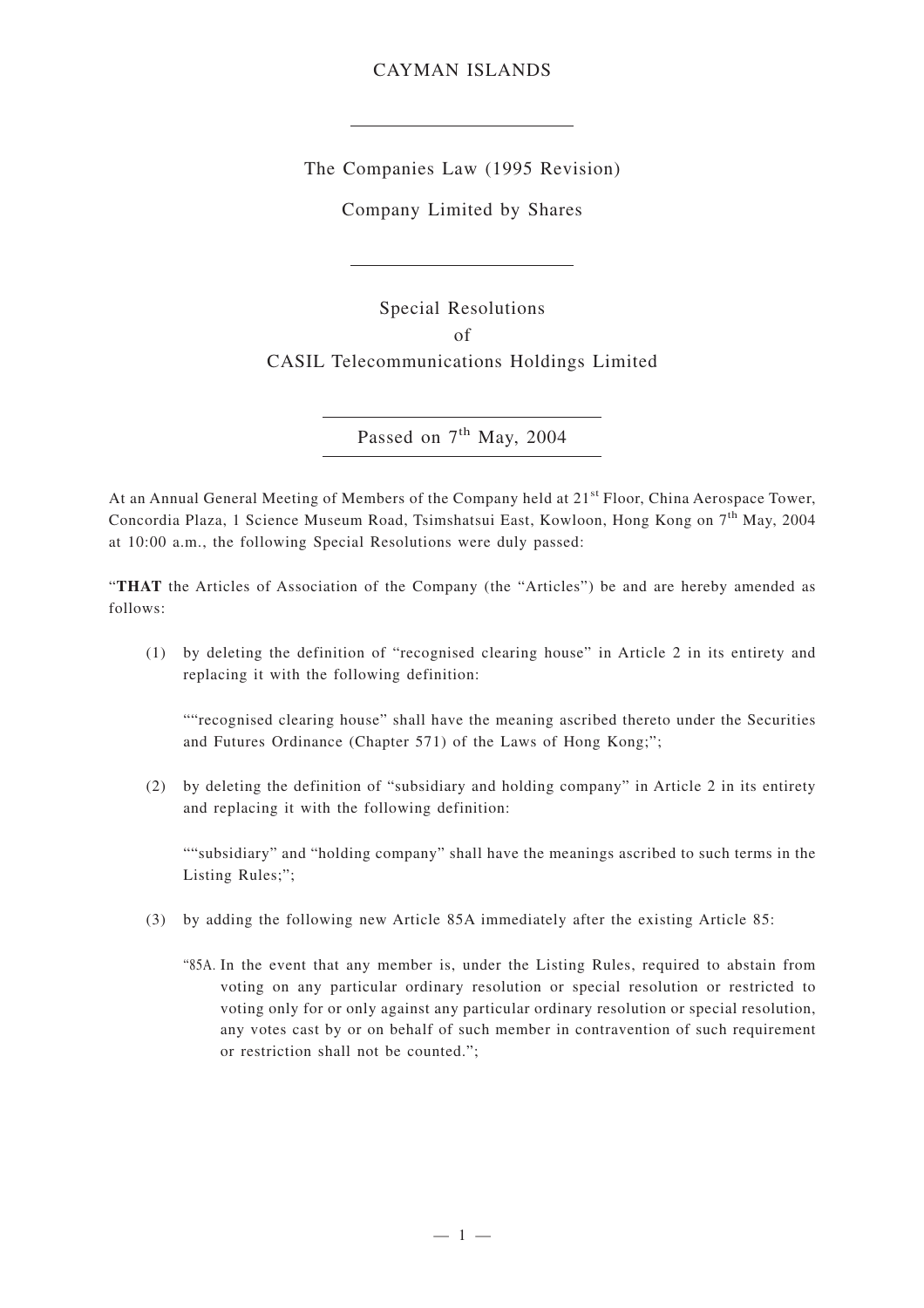CAYMAN ISLANDS

---

The Companies Law (1995 Revision)

Company Limited by Shares

---

Special Resolutions

of

CASIL Telecommunications Holdings Limited

---

Passed on 7th May, 2004

---

At an Annual General Meeting of Members of the Company held at 21st Floor, China Aerospace Tower, Concordia Plaza, 1 Science Museum Road, Tsimshatsui East, Kowloon, Hong Kong on 7th May, 2004 at 10:00 a.m., the following Special Resolutions were duly passed:

"**THAT** the Articles of Association of the Company (the "Articles") be and are hereby amended as follows:

(1) by deleting the definition of "recognised clearing house" in Article 2 in its entirety and replacing it with the following definition:

""recognised clearing house" shall have the meaning ascribed thereto under the Securities and Futures Ordinance (Chapter 571) of the Laws of Hong Kong;";

(2) by deleting the definition of "subsidiary and holding company" in Article 2 in its entirety and replacing it with the following definition:

""subsidiary" and "holding company" shall have the meanings ascribed to such terms in the Listing Rules;";

(3) by adding the following new Article 85A immediately after the existing Article 85:

"85A. In the event that any member is, under the Listing Rules, required to abstain from voting on any particular ordinary resolution or special resolution or restricted to voting only for or only against any particular ordinary resolution or special resolution, any votes cast by or on behalf of such member in contravention of such requirement or restriction shall not be counted.";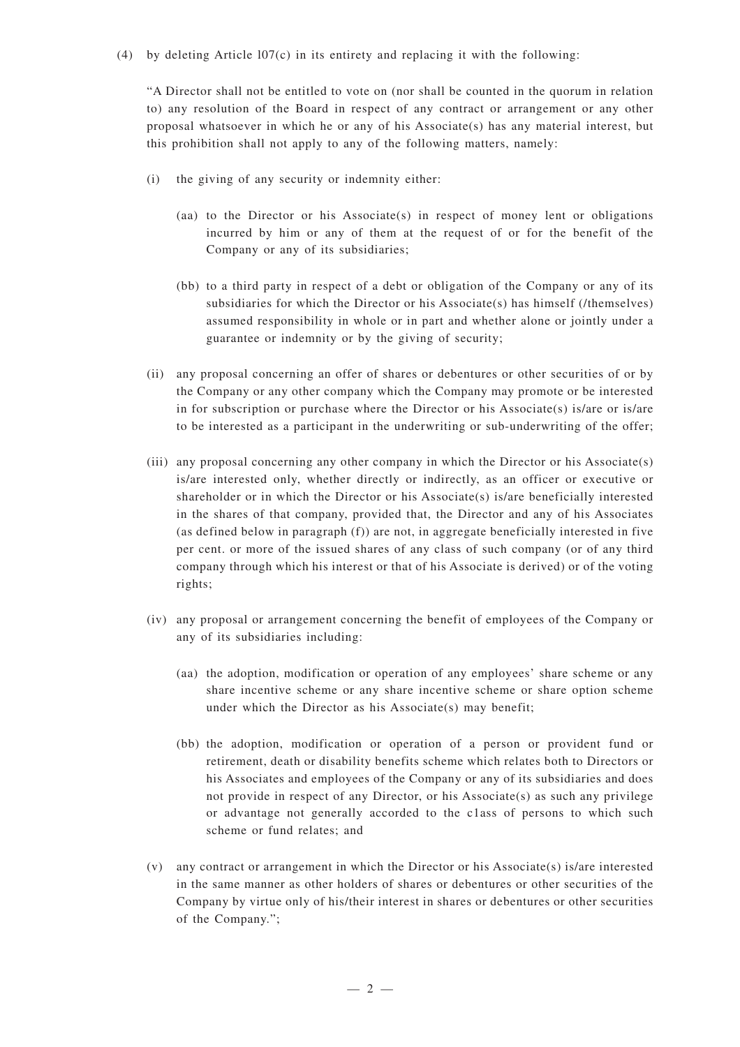(4) by deleting Article l07(c) in its entirety and replacing it with the following:

"A Director shall not be entitled to vote on (nor shall be counted in the quorum in relation to) any resolution of the Board in respect of any contract or arrangement or any other proposal whatsoever in which he or any of his Associate(s) has any material interest, but this prohibition shall not apply to any of the following matters, namely:

(i) the giving of any security or indemnity either:

(aa) to the Director or his Associate(s) in respect of money lent or obligations incurred by him or any of them at the request of or for the benefit of the Company or any of its subsidiaries;

(bb) to a third party in respect of a debt or obligation of the Company or any of its subsidiaries for which the Director or his Associate(s) has himself (/themselves) assumed responsibility in whole or in part and whether alone or jointly under a guarantee or indemnity or by the giving of security;

(ii) any proposal concerning an offer of shares or debentures or other securities of or by the Company or any other company which the Company may promote or be interested in for subscription or purchase where the Director or his Associate(s) is/are or is/are to be interested as a participant in the underwriting or sub-underwriting of the offer;

(iii) any proposal concerning any other company in which the Director or his Associate(s) is/are interested only, whether directly or indirectly, as an officer or executive or shareholder or in which the Director or his Associate(s) is/are beneficially interested in the shares of that company, provided that, the Director and any of his Associates (as defined below in paragraph (f)) are not, in aggregate beneficially interested in five per cent. or more of the issued shares of any class of such company (or of any third company through which his interest or that of his Associate is derived) or of the voting rights;

(iv) any proposal or arrangement concerning the benefit of employees of the Company or any of its subsidiaries including:

(aa) the adoption, modification or operation of any employees' share scheme or any share incentive scheme or any share incentive scheme or share option scheme under which the Director as his Associate(s) may benefit;

(bb) the adoption, modification or operation of a person or provident fund or retirement, death or disability benefits scheme which relates both to Directors or his Associates and employees of the Company or any of its subsidiaries and does not provide in respect of any Director, or his Associate(s) as such any privilege or advantage not generally accorded to the c1ass of persons to which such scheme or fund relates; and

(v) any contract or arrangement in which the Director or his Associate(s) is/are interested in the same manner as other holders of shares or debentures or other securities of the Company by virtue only of his/their interest in shares or debentures or other securities of the Company.";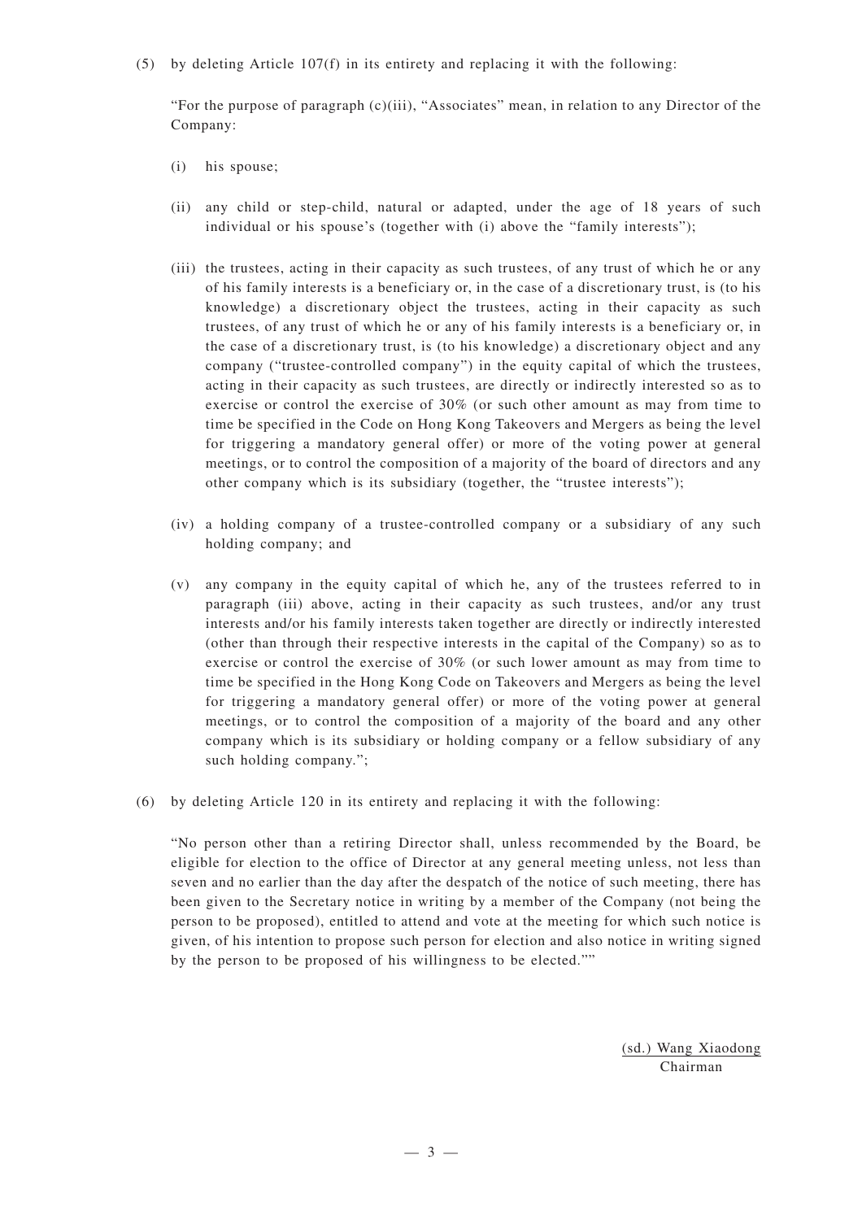(5) by deleting Article 107(f) in its entirety and replacing it with the following:

"For the purpose of paragraph (c)(iii), "Associates" mean, in relation to any Director of the Company:

(i) his spouse;

(ii) any child or step-child, natural or adapted, under the age of 18 years of such individual or his spouse's (together with (i) above the "family interests");

(iii) the trustees, acting in their capacity as such trustees, of any trust of which he or any of his family interests is a beneficiary or, in the case of a discretionary trust, is (to his knowledge) a discretionary object the trustees, acting in their capacity as such trustees, of any trust of which he or any of his family interests is a beneficiary or, in the case of a discretionary trust, is (to his knowledge) a discretionary object and any company ("trustee-controlled company") in the equity capital of which the trustees, acting in their capacity as such trustees, are directly or indirectly interested so as to exercise or control the exercise of 30% (or such other amount as may from time to time be specified in the Code on Hong Kong Takeovers and Mergers as being the level for triggering a mandatory general offer) or more of the voting power at general meetings, or to control the composition of a majority of the board of directors and any other company which is its subsidiary (together, the "trustee interests");

(iv) a holding company of a trustee-controlled company or a subsidiary of any such holding company; and

(v) any company in the equity capital of which he, any of the trustees referred to in paragraph (iii) above, acting in their capacity as such trustees, and/or any trust interests and/or his family interests taken together are directly or indirectly interested (other than through their respective interests in the capital of the Company) so as to exercise or control the exercise of 30% (or such lower amount as may from time to time be specified in the Hong Kong Code on Takeovers and Mergers as being the level for triggering a mandatory general offer) or more of the voting power at general meetings, or to control the composition of a majority of the board and any other company which is its subsidiary or holding company or a fellow subsidiary of any such holding company.";

(6) by deleting Article 120 in its entirety and replacing it with the following:

"No person other than a retiring Director shall, unless recommended by the Board, be eligible for election to the office of Director at any general meeting unless, not less than seven and no earlier than the day after the despatch of the notice of such meeting, there has been given to the Secretary notice in writing by a member of the Company (not being the person to be proposed), entitled to attend and vote at the meeting for which such notice is given, of his intention to propose such person for election and also notice in writing signed by the person to be proposed of his willingness to be elected.""

(sd.) Wang Xiaodong
Chairman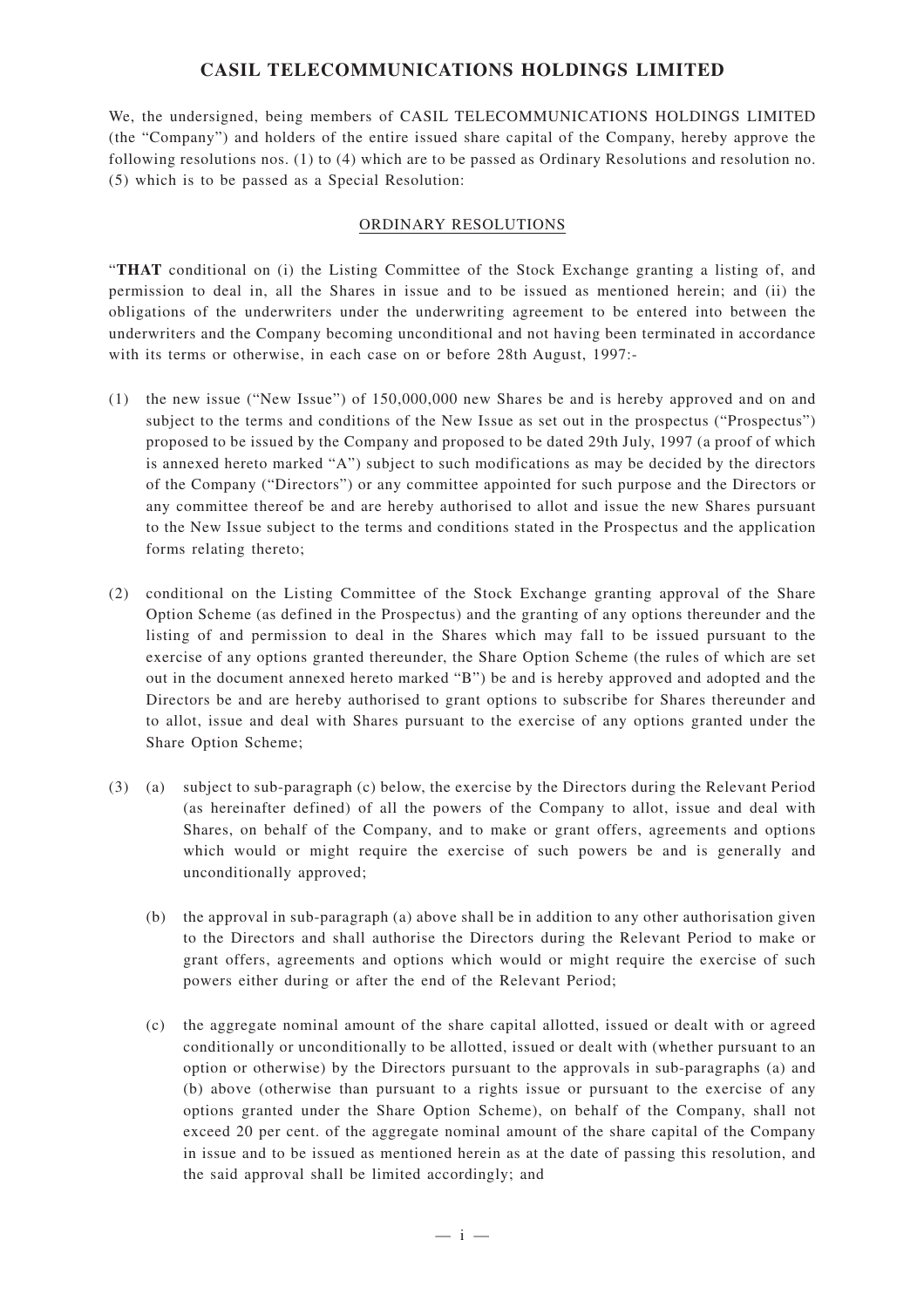# CASIL TELECOMMUNICATIONS HOLDINGS LIMITED

We, the undersigned, being members of CASIL TELECOMMUNICATIONS HOLDINGS LIMITED (the "Company") and holders of the entire issued share capital of the Company, hereby approve the following resolutions nos. (1) to (4) which are to be passed as Ordinary Resolutions and resolution no. (5) which is to be passed as a Special Resolution:

## ORDINARY RESOLUTIONS

"**THAT** conditional on (i) the Listing Committee of the Stock Exchange granting a listing of, and permission to deal in, all the Shares in issue and to be issued as mentioned herein; and (ii) the obligations of the underwriters under the underwriting agreement to be entered into between the underwriters and the Company becoming unconditional and not having been terminated in accordance with its terms or otherwise, in each case on or before 28th August, 1997:-

(1) the new issue ("New Issue") of 150,000,000 new Shares be and is hereby approved and on and subject to the terms and conditions of the New Issue as set out in the prospectus ("Prospectus") proposed to be issued by the Company and proposed to be dated 29th July, 1997 (a proof of which is annexed hereto marked "A") subject to such modifications as may be decided by the directors of the Company ("Directors") or any committee appointed for such purpose and the Directors or any committee thereof be and are hereby authorised to allot and issue the new Shares pursuant to the New Issue subject to the terms and conditions stated in the Prospectus and the application forms relating thereto;

(2) conditional on the Listing Committee of the Stock Exchange granting approval of the Share Option Scheme (as defined in the Prospectus) and the granting of any options thereunder and the listing of and permission to deal in the Shares which may fall to be issued pursuant to the exercise of any options granted thereunder, the Share Option Scheme (the rules of which are set out in the document annexed hereto marked "B") be and is hereby approved and adopted and the Directors be and are hereby authorised to grant options to subscribe for Shares thereunder and to allot, issue and deal with Shares pursuant to the exercise of any options granted under the Share Option Scheme;

(3) (a) subject to sub-paragraph (c) below, the exercise by the Directors during the Relevant Period (as hereinafter defined) of all the powers of the Company to allot, issue and deal with Shares, on behalf of the Company, and to make or grant offers, agreements and options which would or might require the exercise of such powers be and is generally and unconditionally approved;

(b) the approval in sub-paragraph (a) above shall be in addition to any other authorisation given to the Directors and shall authorise the Directors during the Relevant Period to make or grant offers, agreements and options which would or might require the exercise of such powers either during or after the end of the Relevant Period;

(c) the aggregate nominal amount of the share capital allotted, issued or dealt with or agreed conditionally or unconditionally to be allotted, issued or dealt with (whether pursuant to an option or otherwise) by the Directors pursuant to the approvals in sub-paragraphs (a) and (b) above (otherwise than pursuant to a rights issue or pursuant to the exercise of any options granted under the Share Option Scheme), on behalf of the Company, shall not exceed 20 per cent. of the aggregate nominal amount of the share capital of the Company in issue and to be issued as mentioned herein as at the date of passing this resolution, and the said approval shall be limited accordingly; and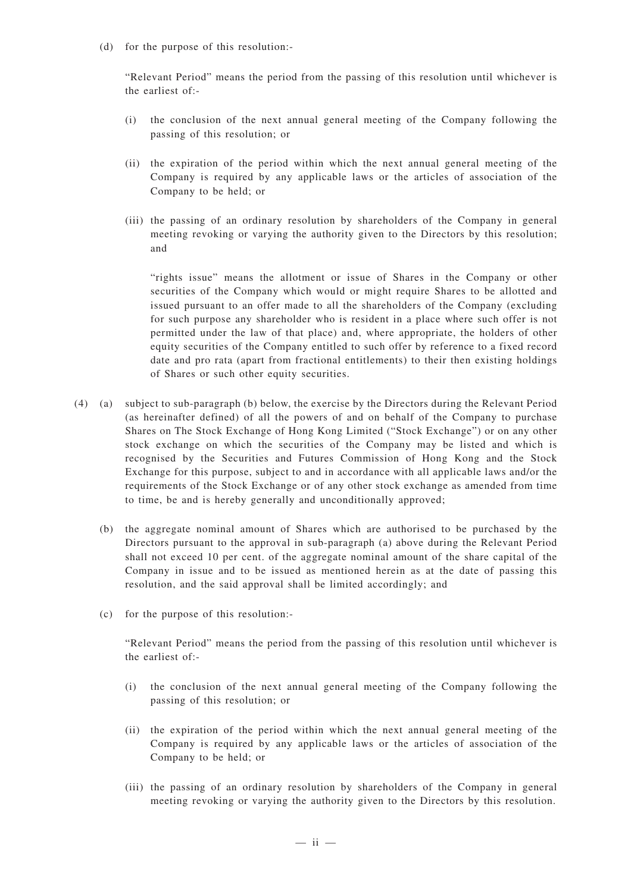(d) for the purpose of this resolution:-

"Relevant Period" means the period from the passing of this resolution until whichever is the earliest of:-

(i) the conclusion of the next annual general meeting of the Company following the passing of this resolution; or

(ii) the expiration of the period within which the next annual general meeting of the Company is required by any applicable laws or the articles of association of the Company to be held; or

(iii) the passing of an ordinary resolution by shareholders of the Company in general meeting revoking or varying the authority given to the Directors by this resolution; and

"rights issue" means the allotment or issue of Shares in the Company or other securities of the Company which would or might require Shares to be allotted and issued pursuant to an offer made to all the shareholders of the Company (excluding for such purpose any shareholder who is resident in a place where such offer is not permitted under the law of that place) and, where appropriate, the holders of other equity securities of the Company entitled to such offer by reference to a fixed record date and pro rata (apart from fractional entitlements) to their then existing holdings of Shares or such other equity securities.

(4) (a) subject to sub-paragraph (b) below, the exercise by the Directors during the Relevant Period (as hereinafter defined) of all the powers of and on behalf of the Company to purchase Shares on The Stock Exchange of Hong Kong Limited ("Stock Exchange") or on any other stock exchange on which the securities of the Company may be listed and which is recognised by the Securities and Futures Commission of Hong Kong and the Stock Exchange for this purpose, subject to and in accordance with all applicable laws and/or the requirements of the Stock Exchange or of any other stock exchange as amended from time to time, be and is hereby generally and unconditionally approved;

(b) the aggregate nominal amount of Shares which are authorised to be purchased by the Directors pursuant to the approval in sub-paragraph (a) above during the Relevant Period shall not exceed 10 per cent. of the aggregate nominal amount of the share capital of the Company in issue and to be issued as mentioned herein as at the date of passing this resolution, and the said approval shall be limited accordingly; and

(c) for the purpose of this resolution:-

"Relevant Period" means the period from the passing of this resolution until whichever is the earliest of:-

(i) the conclusion of the next annual general meeting of the Company following the passing of this resolution; or

(ii) the expiration of the period within which the next annual general meeting of the Company is required by any applicable laws or the articles of association of the Company to be held; or

(iii) the passing of an ordinary resolution by shareholders of the Company in general meeting revoking or varying the authority given to the Directors by this resolution.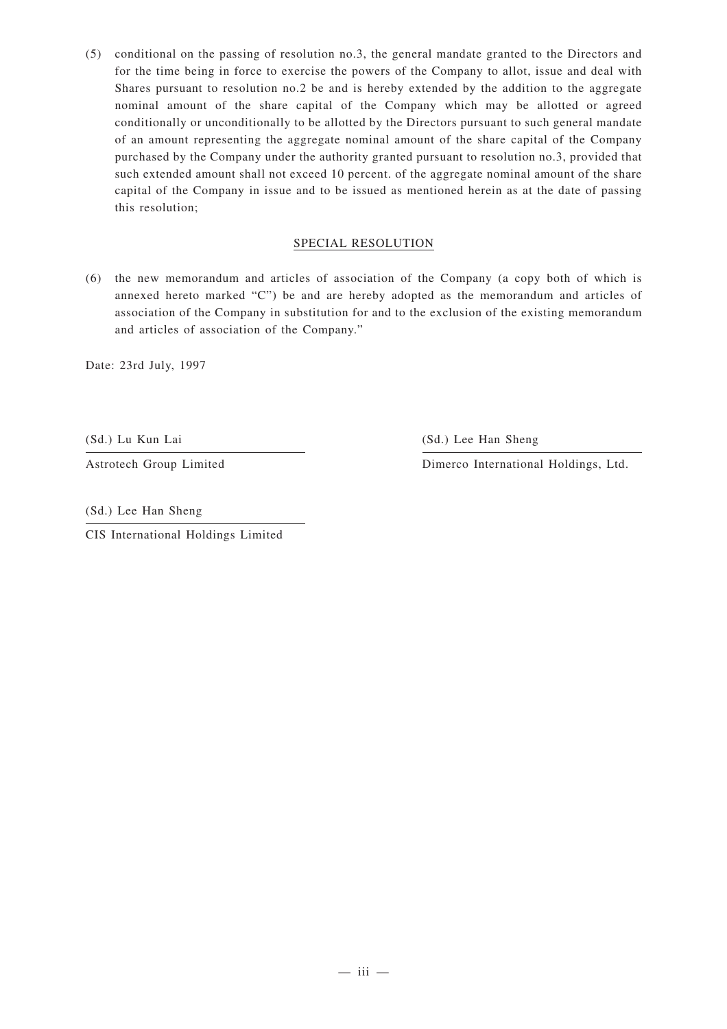(5) conditional on the passing of resolution no.3, the general mandate granted to the Directors and for the time being in force to exercise the powers of the Company to allot, issue and deal with Shares pursuant to resolution no.2 be and is hereby extended by the addition to the aggregate nominal amount of the share capital of the Company which may be allotted or agreed conditionally or unconditionally to be allotted by the Directors pursuant to such general mandate of an amount representing the aggregate nominal amount of the share capital of the Company purchased by the Company under the authority granted pursuant to resolution no.3, provided that such extended amount shall not exceed 10 percent. of the aggregate nominal amount of the share capital of the Company in issue and to be issued as mentioned herein as at the date of passing this resolution;

SPECIAL RESOLUTION

(6) the new memorandum and articles of association of the Company (a copy both of which is annexed hereto marked "C") be and are hereby adopted as the memorandum and articles of association of the Company in substitution for and to the exclusion of the existing memorandum and articles of association of the Company."

Date: 23rd July, 1997

(Sd.) Lu Kun Lai
Astrotech Group Limited

(Sd.) Lee Han Sheng
Dimerco International Holdings, Ltd.

(Sd.) Lee Han Sheng
CIS International Holdings Limited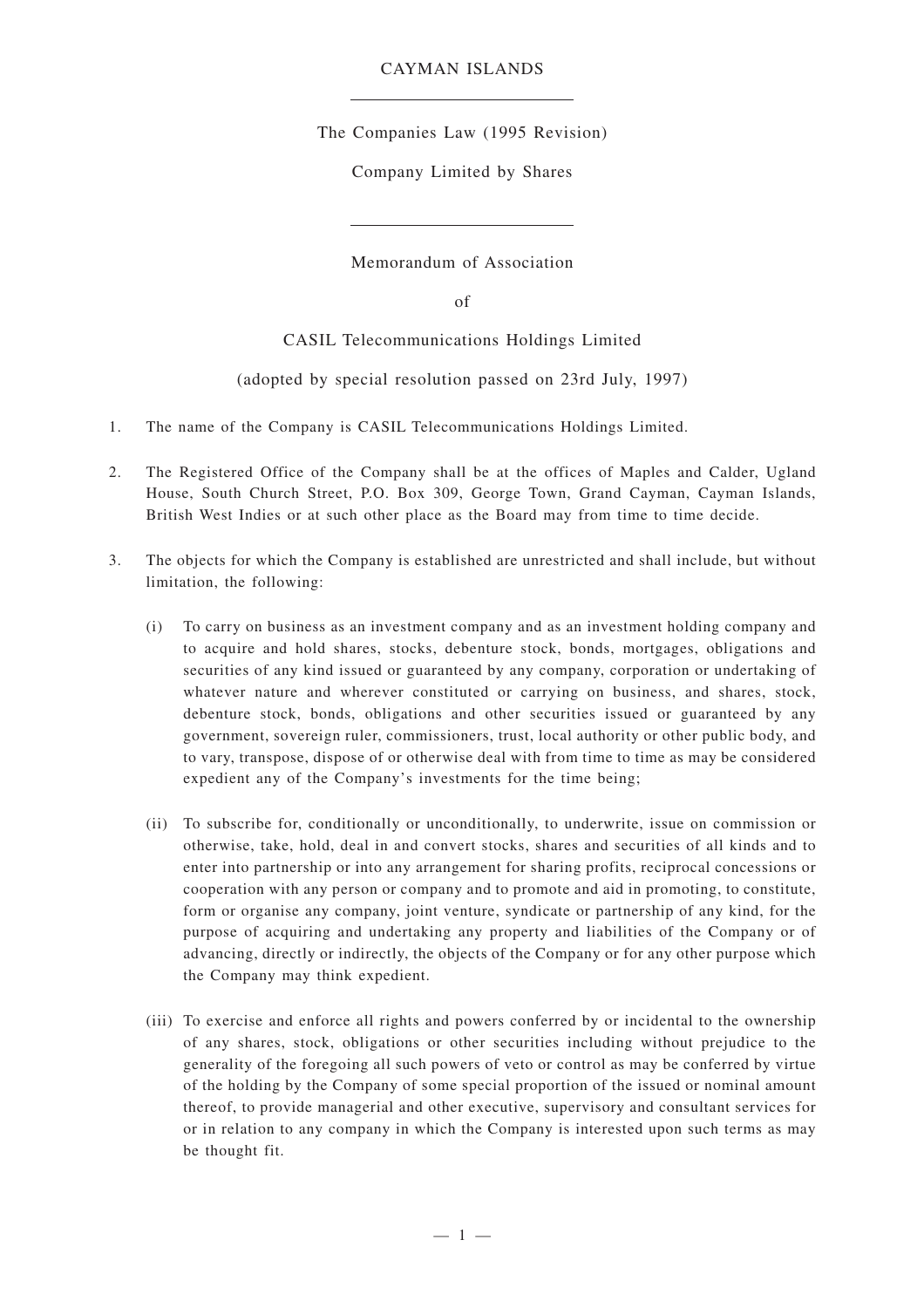CAYMAN ISLANDS

---

The Companies Law (1995 Revision)

Company Limited by Shares

---

Memorandum of Association

of

CASIL Telecommunications Holdings Limited

(adopted by special resolution passed on 23rd July, 1997)

1. The name of the Company is CASIL Telecommunications Holdings Limited.

2. The Registered Office of the Company shall be at the offices of Maples and Calder, Ugland House, South Church Street, P.O. Box 309, George Town, Grand Cayman, Cayman Islands, British West Indies or at such other place as the Board may from time to time decide.

3. The objects for which the Company is established are unrestricted and shall include, but without limitation, the following:

   (i) To carry on business as an investment company and as an investment holding company and to acquire and hold shares, stocks, debenture stock, bonds, mortgages, obligations and securities of any kind issued or guaranteed by any company, corporation or undertaking of whatever nature and wherever constituted or carrying on business, and shares, stock, debenture stock, bonds, obligations and other securities issued or guaranteed by any government, sovereign ruler, commissioners, trust, local authority or other public body, and to vary, transpose, dispose of or otherwise deal with from time to time as may be considered expedient any of the Company's investments for the time being;

   (ii) To subscribe for, conditionally or unconditionally, to underwrite, issue on commission or otherwise, take, hold, deal in and convert stocks, shares and securities of all kinds and to enter into partnership or into any arrangement for sharing profits, reciprocal concessions or cooperation with any person or company and to promote and aid in promoting, to constitute, form or organise any company, joint venture, syndicate or partnership of any kind, for the purpose of acquiring and undertaking any property and liabilities of the Company or of advancing, directly or indirectly, the objects of the Company or for any other purpose which the Company may think expedient.

   (iii) To exercise and enforce all rights and powers conferred by or incidental to the ownership of any shares, stock, obligations or other securities including without prejudice to the generality of the foregoing all such powers of veto or control as may be conferred by virtue of the holding by the Company of some special proportion of the issued or nominal amount thereof, to provide managerial and other executive, supervisory and consultant services for or in relation to any company in which the Company is interested upon such terms as may be thought fit.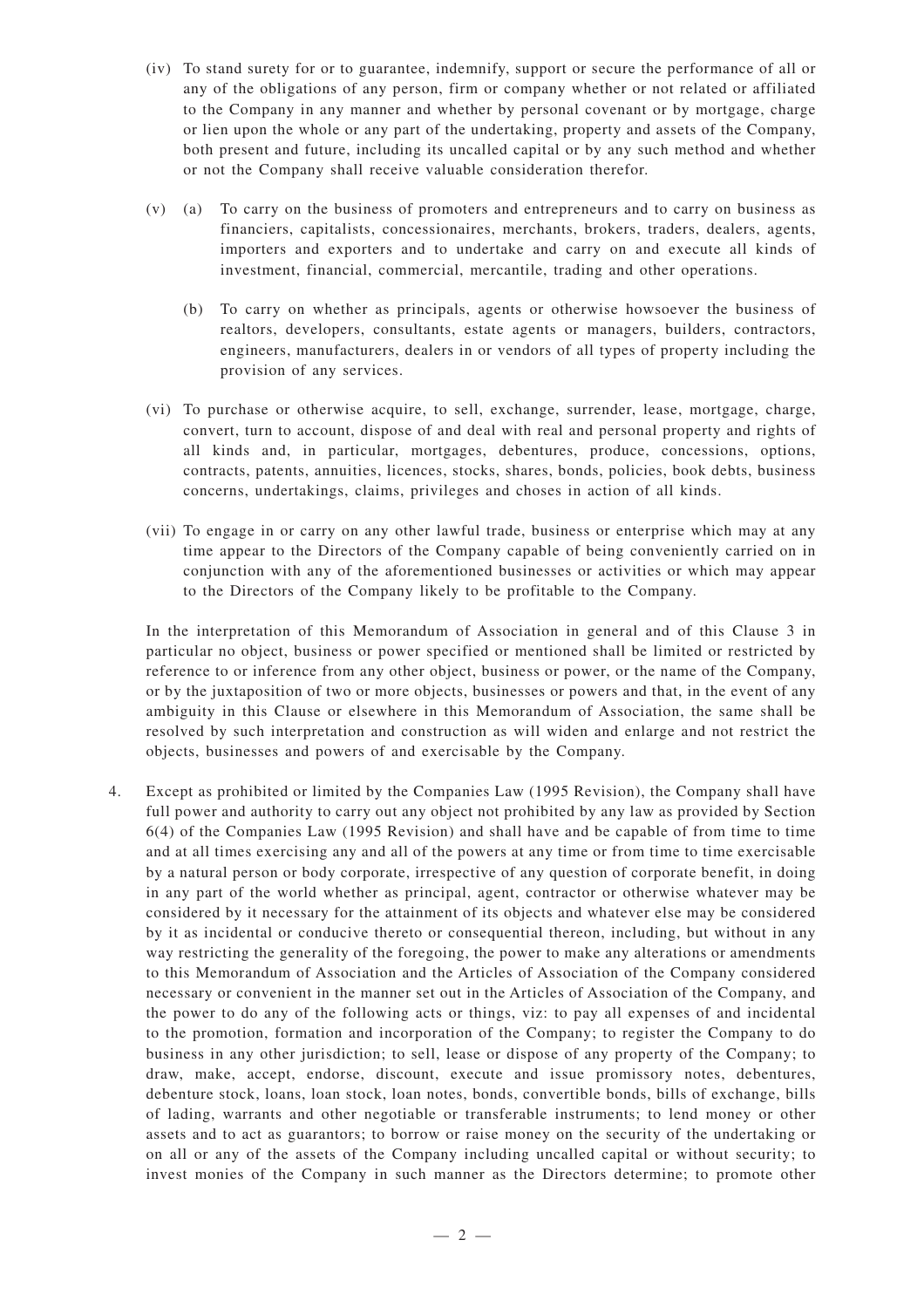(iv) To stand surety for or to guarantee, indemnify, support or secure the performance of all or any of the obligations of any person, firm or company whether or not related or affiliated to the Company in any manner and whether by personal covenant or by mortgage, charge or lien upon the whole or any part of the undertaking, property and assets of the Company, both present and future, including its uncalled capital or by any such method and whether or not the Company shall receive valuable consideration therefor.

(v) (a) To carry on the business of promoters and entrepreneurs and to carry on business as financiers, capitalists, concessionaires, merchants, brokers, traders, dealers, agents, importers and exporters and to undertake and carry on and execute all kinds of investment, financial, commercial, mercantile, trading and other operations.

(b) To carry on whether as principals, agents or otherwise howsoever the business of realtors, developers, consultants, estate agents or managers, builders, contractors, engineers, manufacturers, dealers in or vendors of all types of property including the provision of any services.

(vi) To purchase or otherwise acquire, to sell, exchange, surrender, lease, mortgage, charge, convert, turn to account, dispose of and deal with real and personal property and rights of all kinds and, in particular, mortgages, debentures, produce, concessions, options, contracts, patents, annuities, licences, stocks, shares, bonds, policies, book debts, business concerns, undertakings, claims, privileges and choses in action of all kinds.

(vii) To engage in or carry on any other lawful trade, business or enterprise which may at any time appear to the Directors of the Company capable of being conveniently carried on in conjunction with any of the aforementioned businesses or activities or which may appear to the Directors of the Company likely to be profitable to the Company.

In the interpretation of this Memorandum of Association in general and of this Clause 3 in particular no object, business or power specified or mentioned shall be limited or restricted by reference to or inference from any other object, business or power, or the name of the Company, or by the juxtaposition of two or more objects, businesses or powers and that, in the event of any ambiguity in this Clause or elsewhere in this Memorandum of Association, the same shall be resolved by such interpretation and construction as will widen and enlarge and not restrict the objects, businesses and powers of and exercisable by the Company.

4. Except as prohibited or limited by the Companies Law (1995 Revision), the Company shall have full power and authority to carry out any object not prohibited by any law as provided by Section 6(4) of the Companies Law (1995 Revision) and shall have and be capable of from time to time and at all times exercising any and all of the powers at any time or from time to time exercisable by a natural person or body corporate, irrespective of any question of corporate benefit, in doing in any part of the world whether as principal, agent, contractor or otherwise whatever may be considered by it necessary for the attainment of its objects and whatever else may be considered by it as incidental or conducive thereto or consequential thereon, including, but without in any way restricting the generality of the foregoing, the power to make any alterations or amendments to this Memorandum of Association and the Articles of Association of the Company considered necessary or convenient in the manner set out in the Articles of Association of the Company, and the power to do any of the following acts or things, viz: to pay all expenses of and incidental to the promotion, formation and incorporation of the Company; to register the Company to do business in any other jurisdiction; to sell, lease or dispose of any property of the Company; to draw, make, accept, endorse, discount, execute and issue promissory notes, debentures, debenture stock, loans, loan stock, loan notes, bonds, convertible bonds, bills of exchange, bills of lading, warrants and other negotiable or transferable instruments; to lend money or other assets and to act as guarantors; to borrow or raise money on the security of the undertaking or on all or any of the assets of the Company including uncalled capital or without security; to invest monies of the Company in such manner as the Directors determine; to promote other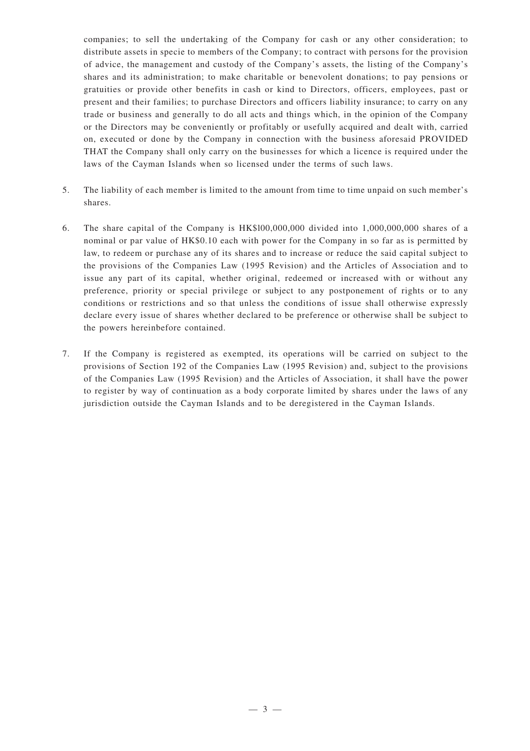companies; to sell the undertaking of the Company for cash or any other consideration; to distribute assets in specie to members of the Company; to contract with persons for the provision of advice, the management and custody of the Company's assets, the listing of the Company's shares and its administration; to make charitable or benevolent donations; to pay pensions or gratuities or provide other benefits in cash or kind to Directors, officers, employees, past or present and their families; to purchase Directors and officers liability insurance; to carry on any trade or business and generally to do all acts and things which, in the opinion of the Company or the Directors may be conveniently or profitably or usefully acquired and dealt with, carried on, executed or done by the Company in connection with the business aforesaid PROVIDED THAT the Company shall only carry on the businesses for which a licence is required under the laws of the Cayman Islands when so licensed under the terms of such laws.

5. The liability of each member is limited to the amount from time to time unpaid on such member's shares.

6. The share capital of the Company is HK$l00,000,000 divided into 1,000,000,000 shares of a nominal or par value of HK$0.10 each with power for the Company in so far as is permitted by law, to redeem or purchase any of its shares and to increase or reduce the said capital subject to the provisions of the Companies Law (1995 Revision) and the Articles of Association and to issue any part of its capital, whether original, redeemed or increased with or without any preference, priority or special privilege or subject to any postponement of rights or to any conditions or restrictions and so that unless the conditions of issue shall otherwise expressly declare every issue of shares whether declared to be preference or otherwise shall be subject to the powers hereinbefore contained.

7. If the Company is registered as exempted, its operations will be carried on subject to the provisions of Section 192 of the Companies Law (1995 Revision) and, subject to the provisions of the Companies Law (1995 Revision) and the Articles of Association, it shall have the power to register by way of continuation as a body corporate limited by shares under the laws of any jurisdiction outside the Cayman Islands and to be deregistered in the Cayman Islands.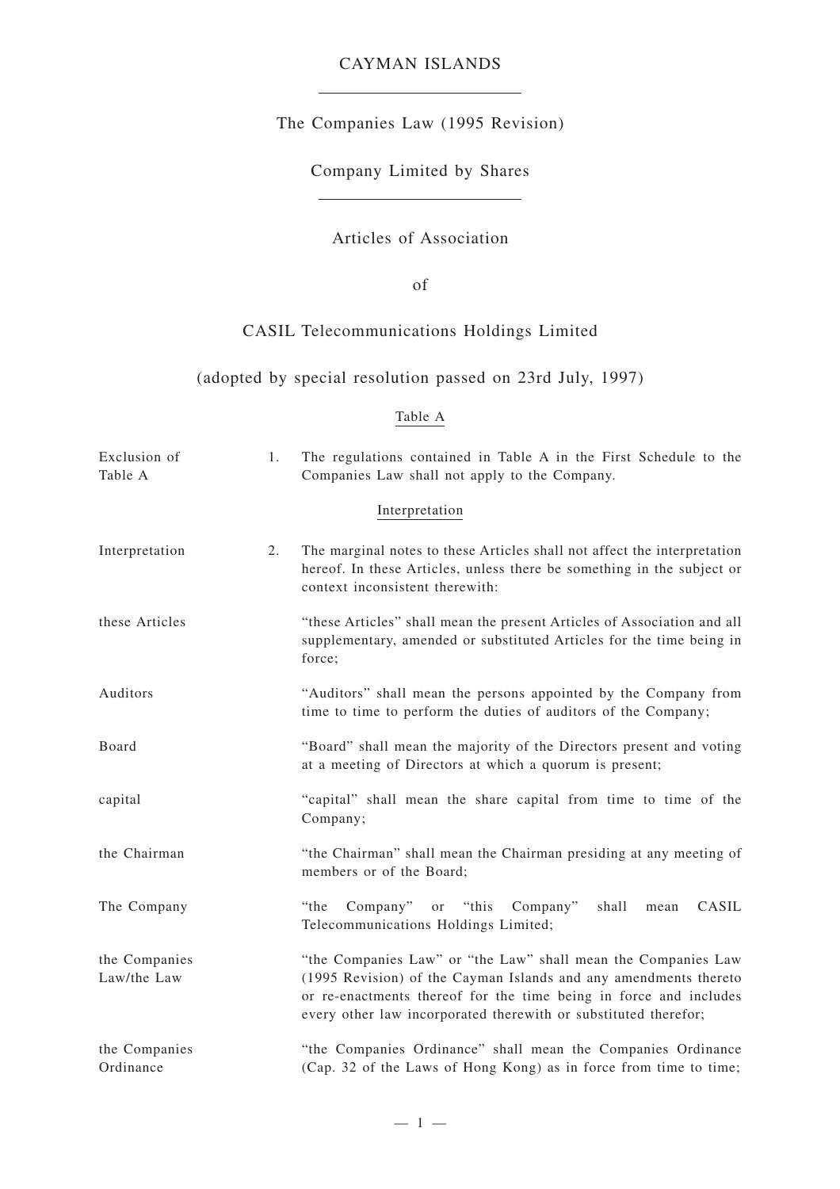# CAYMAN ISLANDS

The Companies Law (1995 Revision)

Company Limited by Shares

## Articles of Association

of

## CASIL Telecommunications Holdings Limited

(adopted by special resolution passed on 23rd July, 1997)

### Table A

| | | |
|---|---|---|
| Exclusion of Table A | 1. | The regulations contained in Table A in the First Schedule to the Companies Law shall not apply to the Company. |

### Interpretation

| | | |
|---|---|---|
| Interpretation | 2. | The marginal notes to these Articles shall not affect the interpretation hereof. In these Articles, unless there be something in the subject or context inconsistent therewith: |
| these Articles | | "these Articles" shall mean the present Articles of Association and all supplementary, amended or substituted Articles for the time being in force; |
| Auditors | | "Auditors" shall mean the persons appointed by the Company from time to time to perform the duties of auditors of the Company; |
| Board | | "Board" shall mean the majority of the Directors present and voting at a meeting of Directors at which a quorum is present; |
| capital | | "capital" shall mean the share capital from time to time of the Company; |
| the Chairman | | "the Chairman" shall mean the Chairman presiding at any meeting of members or of the Board; |
| The Company | | "the Company" or "this Company" shall mean CASIL Telecommunications Holdings Limited; |
| the Companies Law/the Law | | "the Companies Law" or "the Law" shall mean the Companies Law (1995 Revision) of the Cayman Islands and any amendments thereto or re-enactments thereof for the time being in force and includes every other law incorporated therewith or substituted therefor; |
| the Companies Ordinance | | "the Companies Ordinance" shall mean the Companies Ordinance (Cap. 32 of the Laws of Hong Kong) as in force from time to time; |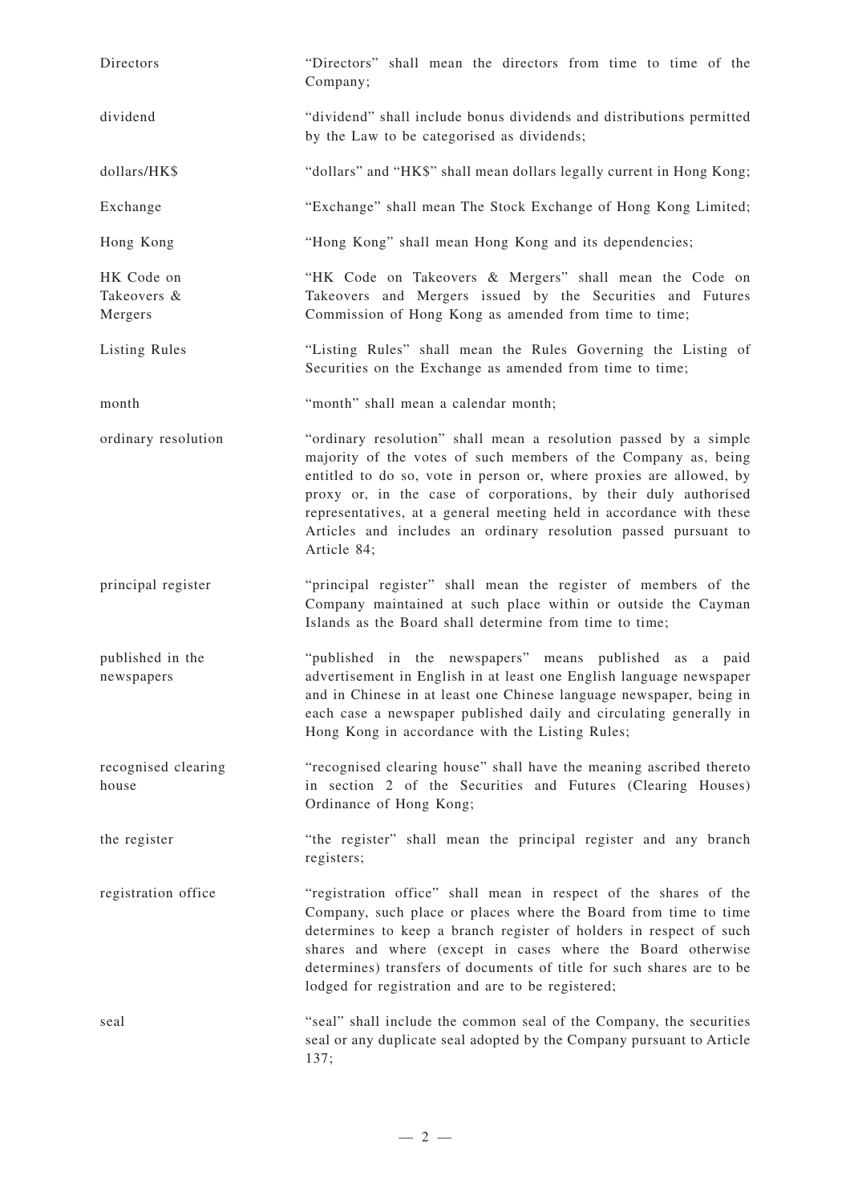| | |
|---|---|
| Directors | "Directors" shall mean the directors from time to time of the Company; |
| dividend | "dividend" shall include bonus dividends and distributions permitted by the Law to be categorised as dividends; |
| dollars/HK$ | "dollars" and "HK$" shall mean dollars legally current in Hong Kong; |
| Exchange | "Exchange" shall mean The Stock Exchange of Hong Kong Limited; |
| Hong Kong | "Hong Kong" shall mean Hong Kong and its dependencies; |
| HK Code on Takeovers & Mergers | "HK Code on Takeovers & Mergers" shall mean the Code on Takeovers and Mergers issued by the Securities and Futures Commission of Hong Kong as amended from time to time; |
| Listing Rules | "Listing Rules" shall mean the Rules Governing the Listing of Securities on the Exchange as amended from time to time; |
| month | "month" shall mean a calendar month; |
| ordinary resolution | "ordinary resolution" shall mean a resolution passed by a simple majority of the votes of such members of the Company as, being entitled to do so, vote in person or, where proxies are allowed, by proxy or, in the case of corporations, by their duly authorised representatives, at a general meeting held in accordance with these Articles and includes an ordinary resolution passed pursuant to Article 84; |
| principal register | "principal register" shall mean the register of members of the Company maintained at such place within or outside the Cayman Islands as the Board shall determine from time to time; |
| published in the newspapers | "published in the newspapers" means published as a paid advertisement in English in at least one English language newspaper and in Chinese in at least one Chinese language newspaper, being in each case a newspaper published daily and circulating generally in Hong Kong in accordance with the Listing Rules; |
| recognised clearing house | "recognised clearing house" shall have the meaning ascribed thereto in section 2 of the Securities and Futures (Clearing Houses) Ordinance of Hong Kong; |
| the register | "the register" shall mean the principal register and any branch registers; |
| registration office | "registration office" shall mean in respect of the shares of the Company, such place or places where the Board from time to time determines to keep a branch register of holders in respect of such shares and where (except in cases where the Board otherwise determines) transfers of documents of title for such shares are to be lodged for registration and are to be registered; |
| seal | "seal" shall include the common seal of the Company, the securities seal or any duplicate seal adopted by the Company pursuant to Article 137; |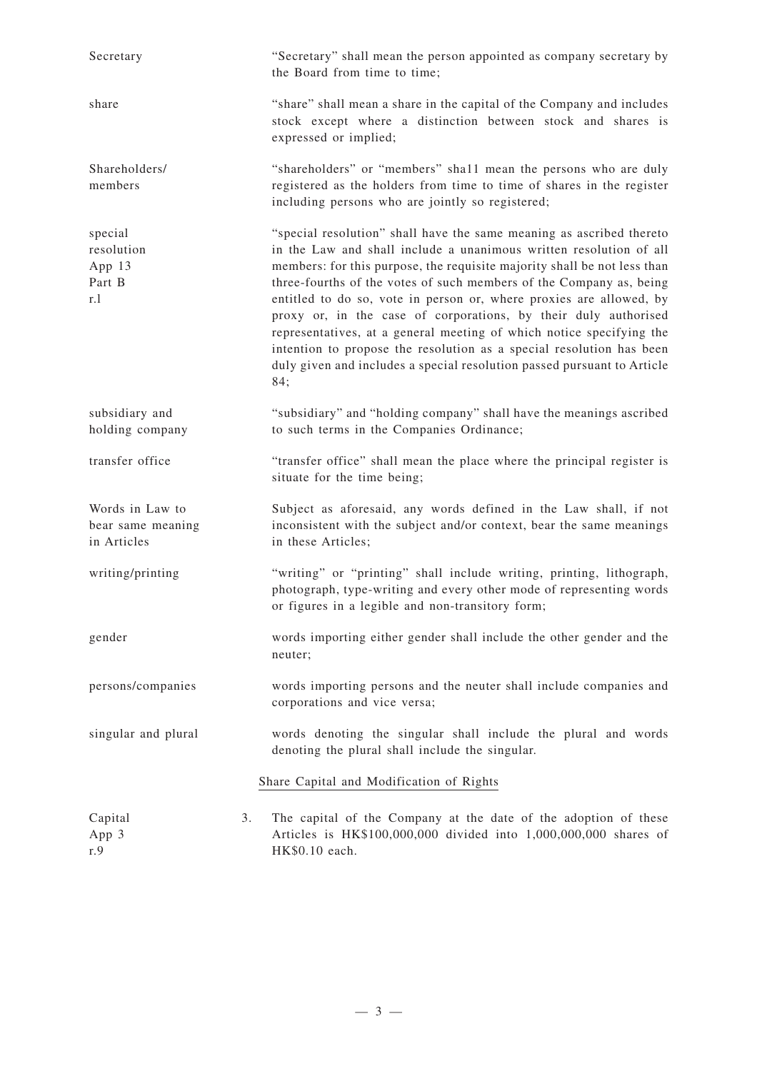| | |
|---|---|
| Secretary | "Secretary" shall mean the person appointed as company secretary by the Board from time to time; |
| share | "share" shall mean a share in the capital of the Company and includes stock except where a distinction between stock and shares is expressed or implied; |
| Shareholders/ members | "shareholders" or "members" sha11 mean the persons who are duly registered as the holders from time to time of shares in the register including persons who are jointly so registered; |
| special resolution App 13 Part B r.l | "special resolution" shall have the same meaning as ascribed thereto in the Law and shall include a unanimous written resolution of all members: for this purpose, the requisite majority shall be not less than three-fourths of the votes of such members of the Company as, being entitled to do so, vote in person or, where proxies are allowed, by proxy or, in the case of corporations, by their duly authorised representatives, at a general meeting of which notice specifying the intention to propose the resolution as a special resolution has been duly given and includes a special resolution passed pursuant to Article 84; |
| subsidiary and holding company | "subsidiary" and "holding company" shall have the meanings ascribed to such terms in the Companies Ordinance; |
| transfer office | "transfer office" shall mean the place where the principal register is situate for the time being; |
| Words in Law to bear same meaning in Articles | Subject as aforesaid, any words defined in the Law shall, if not inconsistent with the subject and/or context, bear the same meanings in these Articles; |
| writing/printing | "writing" or "printing" shall include writing, printing, lithograph, photograph, type-writing and every other mode of representing words or figures in a legible and non-transitory form; |
| gender | words importing either gender shall include the other gender and the neuter; |
| persons/companies | words importing persons and the neuter shall include companies and corporations and vice versa; |
| singular and plural | words denoting the singular shall include the plural and words denoting the plural shall include the singular. |

## Share Capital and Modification of Rights

| | |
|---|---|
| Capital App 3 r.9 | 3. The capital of the Company at the date of the adoption of these Articles is HK$100,000,000 divided into 1,000,000,000 shares of HK$0.10 each. |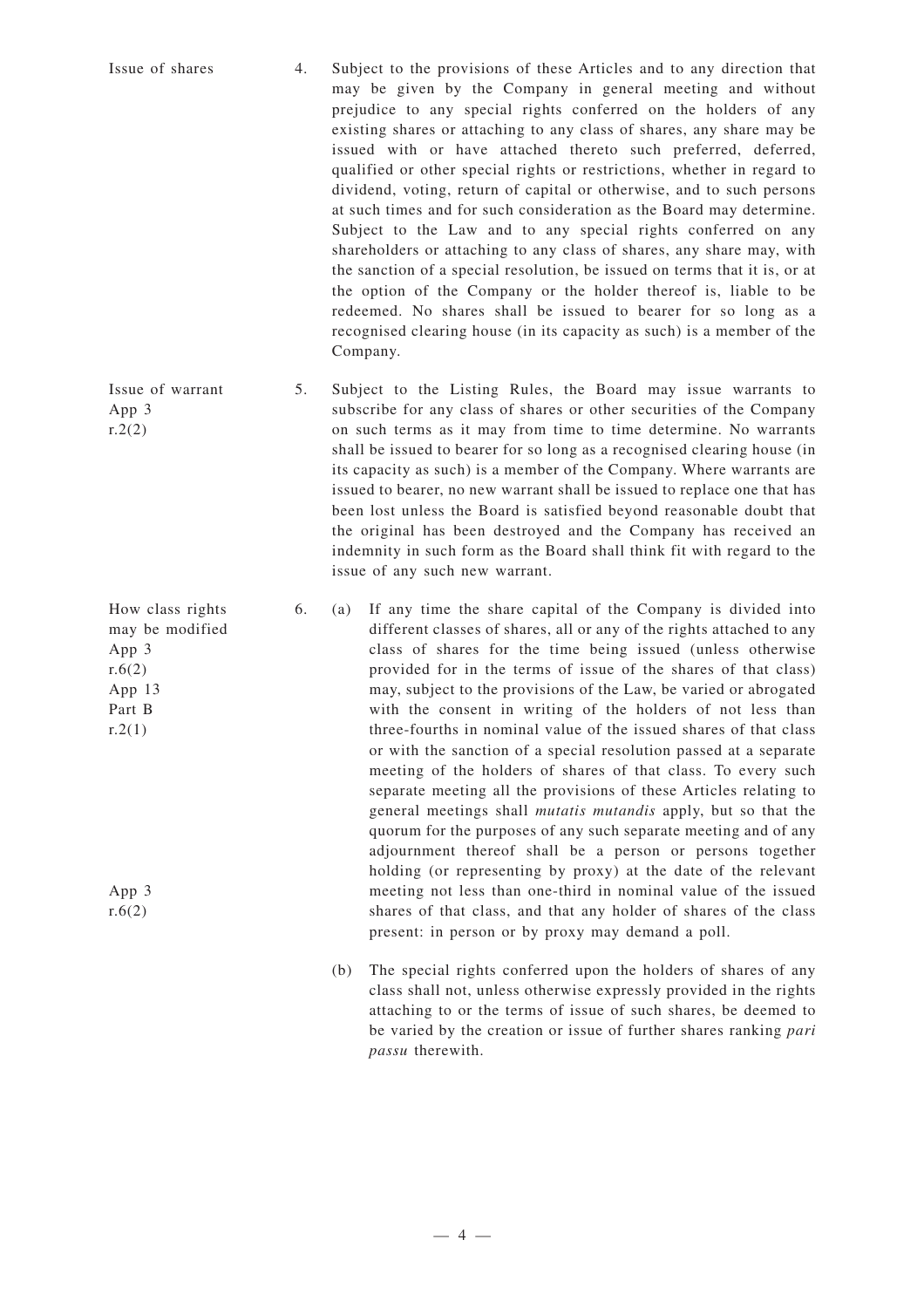Issue of shares

4. Subject to the provisions of these Articles and to any direction that may be given by the Company in general meeting and without prejudice to any special rights conferred on the holders of any existing shares or attaching to any class of shares, any share may be issued with or have attached thereto such preferred, deferred, qualified or other special rights or restrictions, whether in regard to dividend, voting, return of capital or otherwise, and to such persons at such times and for such consideration as the Board may determine. Subject to the Law and to any special rights conferred on any shareholders or attaching to any class of shares, any share may, with the sanction of a special resolution, be issued on terms that it is, or at the option of the Company or the holder thereof is, liable to be redeemed. No shares shall be issued to bearer for so long as a recognised clearing house (in its capacity as such) is a member of the Company.

Issue of warrant
App 3
r.2(2)

5. Subject to the Listing Rules, the Board may issue warrants to subscribe for any class of shares or other securities of the Company on such terms as it may from time to time determine. No warrants shall be issued to bearer for so long as a recognised clearing house (in its capacity as such) is a member of the Company. Where warrants are issued to bearer, no new warrant shall be issued to replace one that has been lost unless the Board is satisfied beyond reasonable doubt that the original has been destroyed and the Company has received an indemnity in such form as the Board shall think fit with regard to the issue of any such new warrant.

How class rights may be modified
App 3
r.6(2)
App 13
Part B
r.2(1)

6. (a) If any time the share capital of the Company is divided into different classes of shares, all or any of the rights attached to any class of shares for the time being issued (unless otherwise provided for in the terms of issue of the shares of that class) may, subject to the provisions of the Law, be varied or abrogated with the consent in writing of the holders of not less than three-fourths in nominal value of the issued shares of that class or with the sanction of a special resolution passed at a separate meeting of the holders of shares of that class. To every such separate meeting all the provisions of these Articles relating to general meetings shall *mutatis mutandis* apply, but so that the quorum for the purposes of any such separate meeting and of any adjournment thereof shall be a person or persons together holding (or representing by proxy) at the date of the relevant meeting not less than one-third in nominal value of the issued shares of that class, and that any holder of shares of the class present: in person or by proxy may demand a poll.

App 3
r.6(2)

(b) The special rights conferred upon the holders of shares of any class shall not, unless otherwise expressly provided in the rights attaching to or the terms of issue of such shares, be deemed to be varied by the creation or issue of further shares ranking *pari passu* therewith.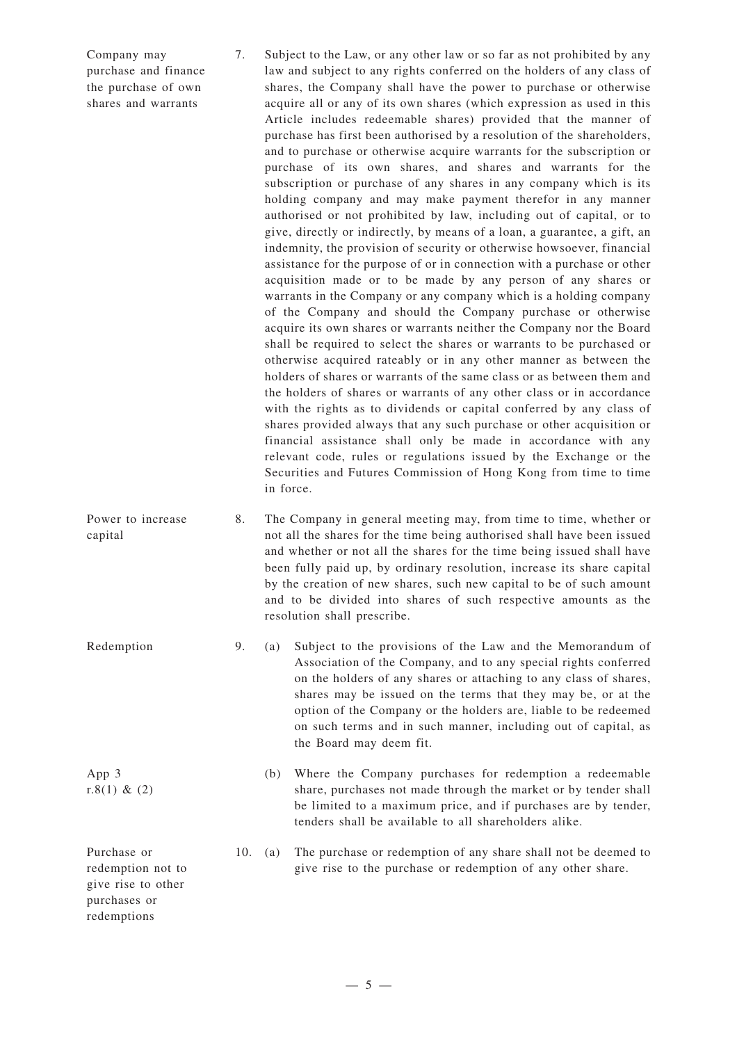Company may purchase and finance the purchase of own shares and warrants

7. Subject to the Law, or any other law or so far as not prohibited by any law and subject to any rights conferred on the holders of any class of shares, the Company shall have the power to purchase or otherwise acquire all or any of its own shares (which expression as used in this Article includes redeemable shares) provided that the manner of purchase has first been authorised by a resolution of the shareholders, and to purchase or otherwise acquire warrants for the subscription or purchase of its own shares, and shares and warrants for the subscription or purchase of any shares in any company which is its holding company and may make payment therefor in any manner authorised or not prohibited by law, including out of capital, or to give, directly or indirectly, by means of a loan, a guarantee, a gift, an indemnity, the provision of security or otherwise howsoever, financial assistance for the purpose of or in connection with a purchase or other acquisition made or to be made by any person of any shares or warrants in the Company or any company which is a holding company of the Company and should the Company purchase or otherwise acquire its own shares or warrants neither the Company nor the Board shall be required to select the shares or warrants to be purchased or otherwise acquired rateably or in any other manner as between the holders of shares or warrants of the same class or as between them and the holders of shares or warrants of any other class or in accordance with the rights as to dividends or capital conferred by any class of shares provided always that any such purchase or other acquisition or financial assistance shall only be made in accordance with any relevant code, rules or regulations issued by the Exchange or the Securities and Futures Commission of Hong Kong from time to time in force.

Power to increase capital

8. The Company in general meeting may, from time to time, whether or not all the shares for the time being authorised shall have been issued and whether or not all the shares for the time being issued shall have been fully paid up, by ordinary resolution, increase its share capital by the creation of new shares, such new capital to be of such amount and to be divided into shares of such respective amounts as the resolution shall prescribe.

Redemption

9. (a) Subject to the provisions of the Law and the Memorandum of Association of the Company, and to any special rights conferred on the holders of any shares or attaching to any class of shares, shares may be issued on the terms that they may be, or at the option of the Company or the holders are, liable to be redeemed on such terms and in such manner, including out of capital, as the Board may deem fit.

App 3 r.8(1) & (2)

(b) Where the Company purchases for redemption a redeemable share, purchases not made through the market or by tender shall be limited to a maximum price, and if purchases are by tender, tenders shall be available to all shareholders alike.

Purchase or redemption not to give rise to other purchases or redemptions

10. (a) The purchase or redemption of any share shall not be deemed to give rise to the purchase or redemption of any other share.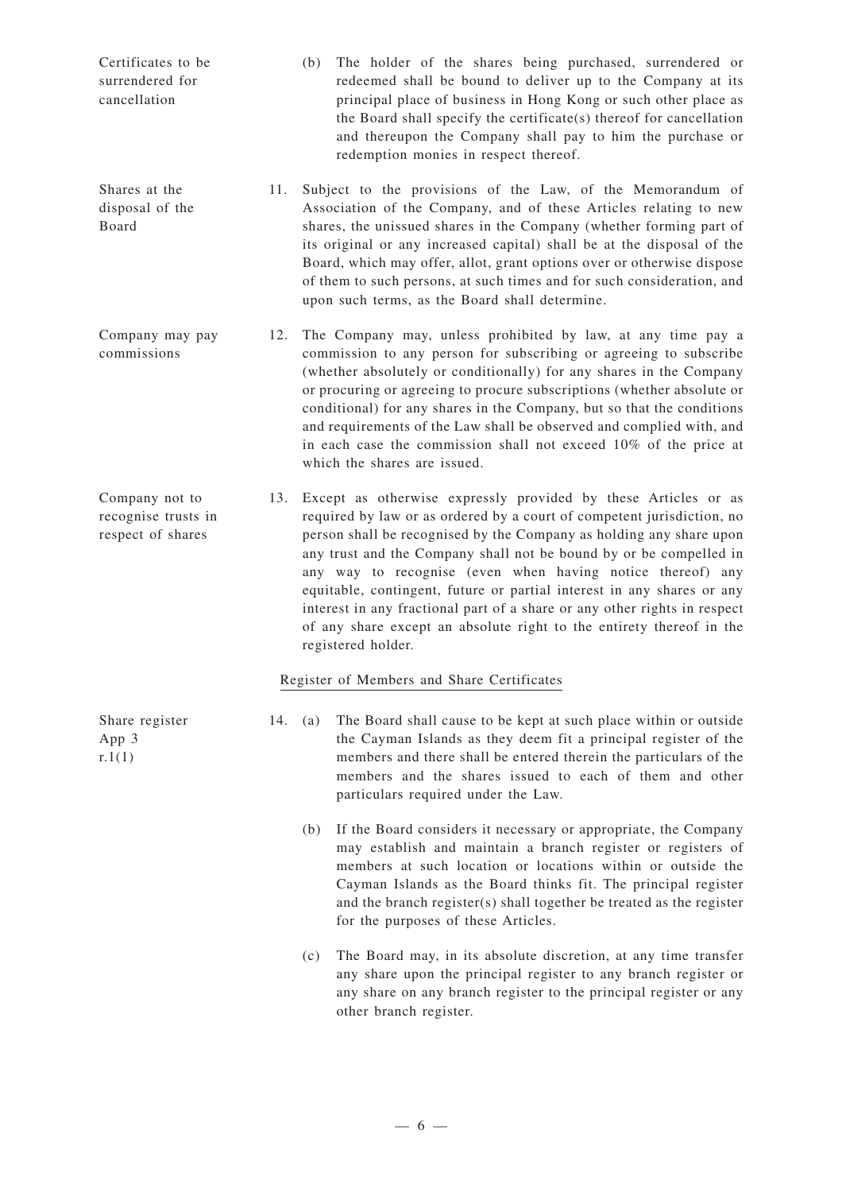Certificates to be surrendered for cancellation

(b) The holder of the shares being purchased, surrendered or redeemed shall be bound to deliver up to the Company at its principal place of business in Hong Kong or such other place as the Board shall specify the certificate(s) thereof for cancellation and thereupon the Company shall pay to him the purchase or redemption monies in respect thereof.

Shares at the disposal of the Board

11. Subject to the provisions of the Law, of the Memorandum of Association of the Company, and of these Articles relating to new shares, the unissued shares in the Company (whether forming part of its original or any increased capital) shall be at the disposal of the Board, which may offer, allot, grant options over or otherwise dispose of them to such persons, at such times and for such consideration, and upon such terms, as the Board shall determine.

Company may pay commissions

12. The Company may, unless prohibited by law, at any time pay a commission to any person for subscribing or agreeing to subscribe (whether absolutely or conditionally) for any shares in the Company or procuring or agreeing to procure subscriptions (whether absolute or conditional) for any shares in the Company, but so that the conditions and requirements of the Law shall be observed and complied with, and in each case the commission shall not exceed 10% of the price at which the shares are issued.

Company not to recognise trusts in respect of shares

13. Except as otherwise expressly provided by these Articles or as required by law or as ordered by a court of competent jurisdiction, no person shall be recognised by the Company as holding any share upon any trust and the Company shall not be bound by or be compelled in any way to recognise (even when having notice thereof) any equitable, contingent, future or partial interest in any shares or any interest in any fractional part of a share or any other rights in respect of any share except an absolute right to the entirety thereof in the registered holder.

## Register of Members and Share Certificates

Share register
App 3
r.1(1)

14. (a) The Board shall cause to be kept at such place within or outside the Cayman Islands as they deem fit a principal register of the members and there shall be entered therein the particulars of the members and the shares issued to each of them and other particulars required under the Law.

(b) If the Board considers it necessary or appropriate, the Company may establish and maintain a branch register or registers of members at such location or locations within or outside the Cayman Islands as the Board thinks fit. The principal register and the branch register(s) shall together be treated as the register for the purposes of these Articles.

(c) The Board may, in its absolute discretion, at any time transfer any share upon the principal register to any branch register or any share on any branch register to the principal register or any other branch register.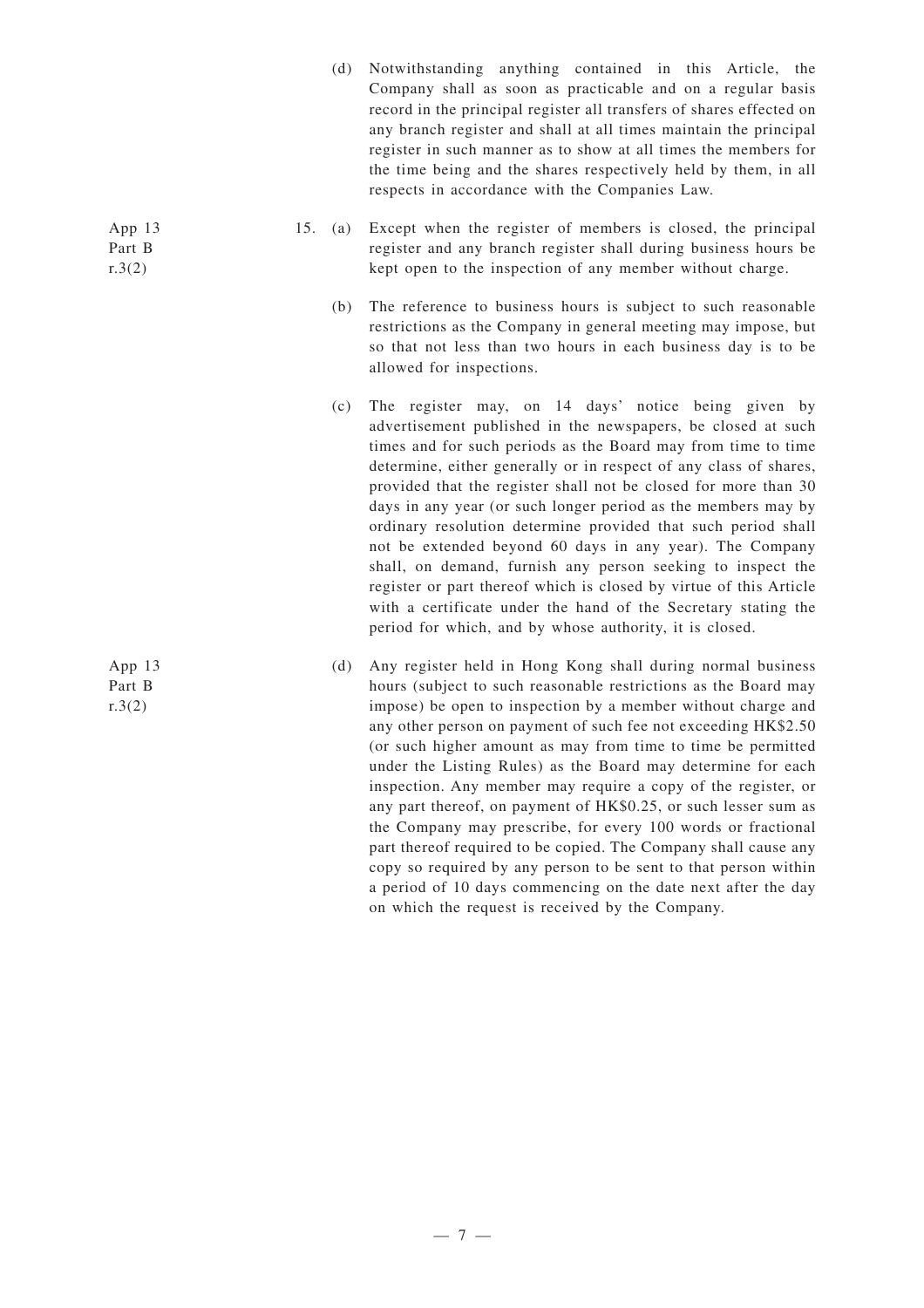(d) Notwithstanding anything contained in this Article, the Company shall as soon as practicable and on a regular basis record in the principal register all transfers of shares effected on any branch register and shall at all times maintain the principal register in such manner as to show at all times the members for the time being and the shares respectively held by them, in all respects in accordance with the Companies Law.

App 13 Part B r.3(2)

15. (a) Except when the register of members is closed, the principal register and any branch register shall during business hours be kept open to the inspection of any member without charge.

(b) The reference to business hours is subject to such reasonable restrictions as the Company in general meeting may impose, but so that not less than two hours in each business day is to be allowed for inspections.

(c) The register may, on 14 days' notice being given by advertisement published in the newspapers, be closed at such times and for such periods as the Board may from time to time determine, either generally or in respect of any class of shares, provided that the register shall not be closed for more than 30 days in any year (or such longer period as the members may by ordinary resolution determine provided that such period shall not be extended beyond 60 days in any year). The Company shall, on demand, furnish any person seeking to inspect the register or part thereof which is closed by virtue of this Article with a certificate under the hand of the Secretary stating the period for which, and by whose authority, it is closed.

App 13 Part B r.3(2)

(d) Any register held in Hong Kong shall during normal business hours (subject to such reasonable restrictions as the Board may impose) be open to inspection by a member without charge and any other person on payment of such fee not exceeding HK$2.50 (or such higher amount as may from time to time be permitted under the Listing Rules) as the Board may determine for each inspection. Any member may require a copy of the register, or any part thereof, on payment of HK$0.25, or such lesser sum as the Company may prescribe, for every 100 words or fractional part thereof required to be copied. The Company shall cause any copy so required by any person to be sent to that person within a period of 10 days commencing on the date next after the day on which the request is received by the Company.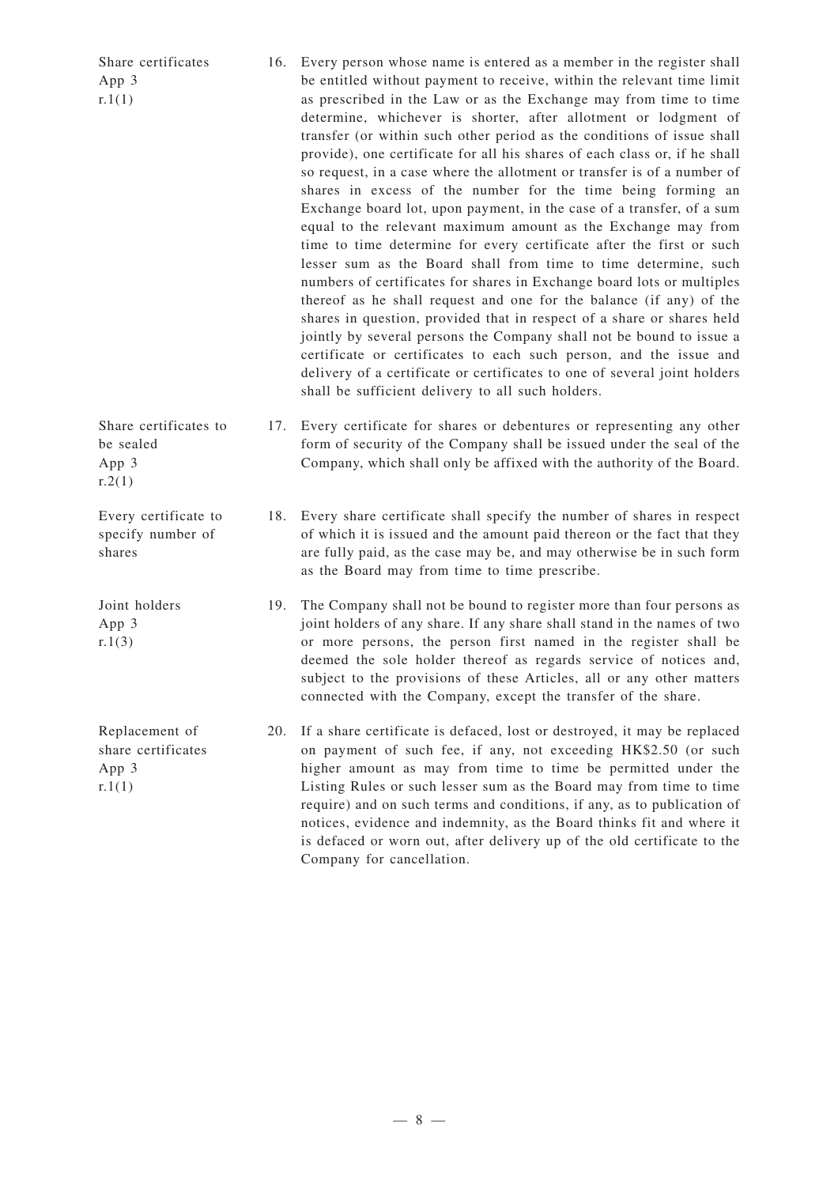Share certificates
App 3
r.1(1)

16. Every person whose name is entered as a member in the register shall be entitled without payment to receive, within the relevant time limit as prescribed in the Law or as the Exchange may from time to time determine, whichever is shorter, after allotment or lodgment of transfer (or within such other period as the conditions of issue shall provide), one certificate for all his shares of each class or, if he shall so request, in a case where the allotment or transfer is of a number of shares in excess of the number for the time being forming an Exchange board lot, upon payment, in the case of a transfer, of a sum equal to the relevant maximum amount as the Exchange may from time to time determine for every certificate after the first or such lesser sum as the Board shall from time to time determine, such numbers of certificates for shares in Exchange board lots or multiples thereof as he shall request and one for the balance (if any) of the shares in question, provided that in respect of a share or shares held jointly by several persons the Company shall not be bound to issue a certificate or certificates to each such person, and the issue and delivery of a certificate or certificates to one of several joint holders shall be sufficient delivery to all such holders.

Share certificates to be sealed
App 3
r.2(1)

17. Every certificate for shares or debentures or representing any other form of security of the Company shall be issued under the seal of the Company, which shall only be affixed with the authority of the Board.

Every certificate to specify number of shares

18. Every share certificate shall specify the number of shares in respect of which it is issued and the amount paid thereon or the fact that they are fully paid, as the case may be, and may otherwise be in such form as the Board may from time to time prescribe.

Joint holders
App 3
r.1(3)

19. The Company shall not be bound to register more than four persons as joint holders of any share. If any share shall stand in the names of two or more persons, the person first named in the register shall be deemed the sole holder thereof as regards service of notices and, subject to the provisions of these Articles, all or any other matters connected with the Company, except the transfer of the share.

Replacement of share certificates
App 3
r.1(1)

20. If a share certificate is defaced, lost or destroyed, it may be replaced on payment of such fee, if any, not exceeding HK$2.50 (or such higher amount as may from time to time be permitted under the Listing Rules or such lesser sum as the Board may from time to time require) and on such terms and conditions, if any, as to publication of notices, evidence and indemnity, as the Board thinks fit and where it is defaced or worn out, after delivery up of the old certificate to the Company for cancellation.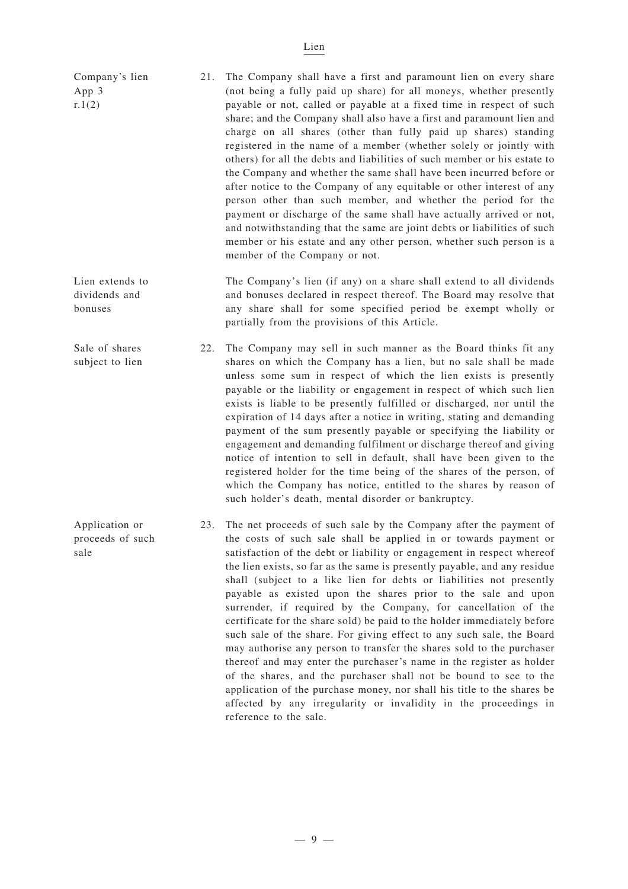## Lien

**Company's lien**
**App 3 r.1(2)**

21. The Company shall have a first and paramount lien on every share (not being a fully paid up share) for all moneys, whether presently payable or not, called or payable at a fixed time in respect of such share; and the Company shall also have a first and paramount lien and charge on all shares (other than fully paid up shares) standing registered in the name of a member (whether solely or jointly with others) for all the debts and liabilities of such member or his estate to the Company and whether the same shall have been incurred before or after notice to the Company of any equitable or other interest of any person other than such member, and whether the period for the payment or discharge of the same shall have actually arrived or not, and notwithstanding that the same are joint debts or liabilities of such member or his estate and any other person, whether such person is a member of the Company or not.

**Lien extends to dividends and bonuses**

The Company's lien (if any) on a share shall extend to all dividends and bonuses declared in respect thereof. The Board may resolve that any share shall for some specified period be exempt wholly or partially from the provisions of this Article.

**Sale of shares subject to lien**

22. The Company may sell in such manner as the Board thinks fit any shares on which the Company has a lien, but no sale shall be made unless some sum in respect of which the lien exists is presently payable or the liability or engagement in respect of which such lien exists is liable to be presently fulfilled or discharged, nor until the expiration of 14 days after a notice in writing, stating and demanding payment of the sum presently payable or specifying the liability or engagement and demanding fulfilment or discharge thereof and giving notice of intention to sell in default, shall have been given to the registered holder for the time being of the shares of the person, of which the Company has notice, entitled to the shares by reason of such holder's death, mental disorder or bankruptcy.

**Application or proceeds of such sale**

23. The net proceeds of such sale by the Company after the payment of the costs of such sale shall be applied in or towards payment or satisfaction of the debt or liability or engagement in respect whereof the lien exists, so far as the same is presently payable, and any residue shall (subject to a like lien for debts or liabilities not presently payable as existed upon the shares prior to the sale and upon surrender, if required by the Company, for cancellation of the certificate for the share sold) be paid to the holder immediately before such sale of the share. For giving effect to any such sale, the Board may authorise any person to transfer the shares sold to the purchaser thereof and may enter the purchaser's name in the register as holder of the shares, and the purchaser shall not be bound to see to the application of the purchase money, nor shall his title to the shares be affected by any irregularity or invalidity in the proceedings in reference to the sale.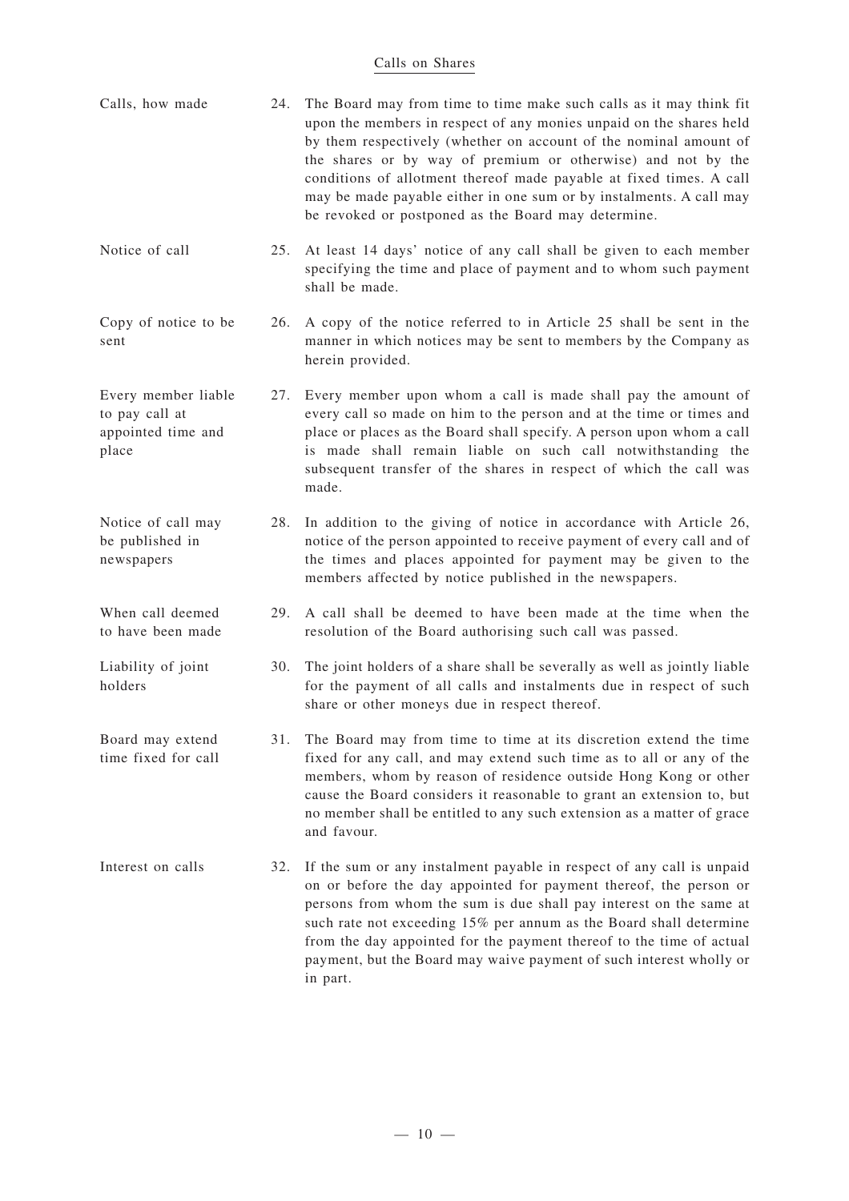## Calls on Shares

**Calls, how made**

24. The Board may from time to time make such calls as it may think fit upon the members in respect of any monies unpaid on the shares held by them respectively (whether on account of the nominal amount of the shares or by way of premium or otherwise) and not by the conditions of allotment thereof made payable at fixed times. A call may be made payable either in one sum or by instalments. A call may be revoked or postponed as the Board may determine.

**Notice of call**

25. At least 14 days' notice of any call shall be given to each member specifying the time and place of payment and to whom such payment shall be made.

**Copy of notice to be sent**

26. A copy of the notice referred to in Article 25 shall be sent in the manner in which notices may be sent to members by the Company as herein provided.

**Every member liable to pay call at appointed time and place**

27. Every member upon whom a call is made shall pay the amount of every call so made on him to the person and at the time or times and place or places as the Board shall specify. A person upon whom a call is made shall remain liable on such call notwithstanding the subsequent transfer of the shares in respect of which the call was made.

**Notice of call may be published in newspapers**

28. In addition to the giving of notice in accordance with Article 26, notice of the person appointed to receive payment of every call and of the times and places appointed for payment may be given to the members affected by notice published in the newspapers.

**When call deemed to have been made**

29. A call shall be deemed to have been made at the time when the resolution of the Board authorising such call was passed.

**Liability of joint holders**

30. The joint holders of a share shall be severally as well as jointly liable for the payment of all calls and instalments due in respect of such share or other moneys due in respect thereof.

**Board may extend time fixed for call**

31. The Board may from time to time at its discretion extend the time fixed for any call, and may extend such time as to all or any of the members, whom by reason of residence outside Hong Kong or other cause the Board considers it reasonable to grant an extension to, but no member shall be entitled to any such extension as a matter of grace and favour.

**Interest on calls**

32. If the sum or any instalment payable in respect of any call is unpaid on or before the day appointed for payment thereof, the person or persons from whom the sum is due shall pay interest on the same at such rate not exceeding 15% per annum as the Board shall determine from the day appointed for the payment thereof to the time of actual payment, but the Board may waive payment of such interest wholly or in part.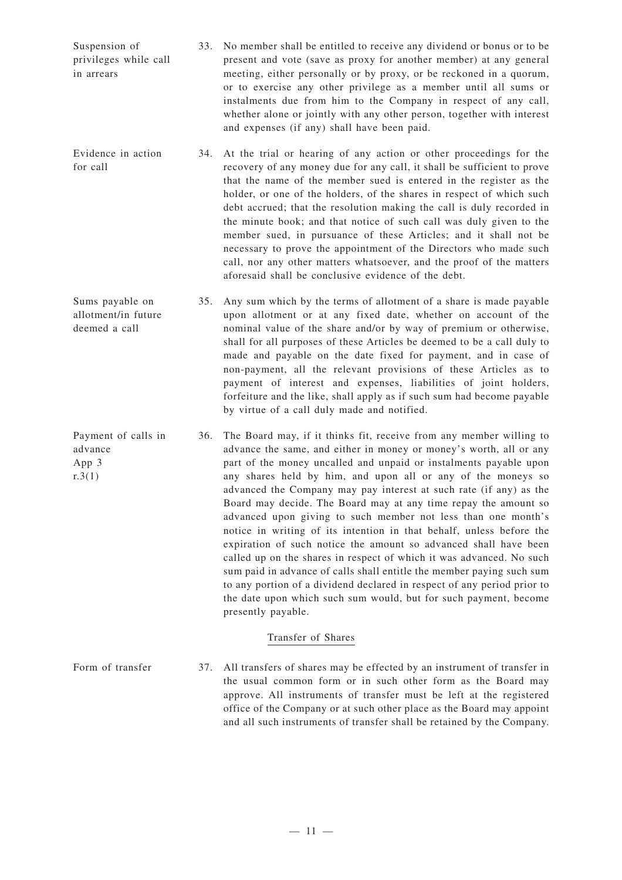Suspension of privileges while call in arrears

33. No member shall be entitled to receive any dividend or bonus or to be present and vote (save as proxy for another member) at any general meeting, either personally or by proxy, or be reckoned in a quorum, or to exercise any other privilege as a member until all sums or instalments due from him to the Company in respect of any call, whether alone or jointly with any other person, together with interest and expenses (if any) shall have been paid.

Evidence in action for call

34. At the trial or hearing of any action or other proceedings for the recovery of any money due for any call, it shall be sufficient to prove that the name of the member sued is entered in the register as the holder, or one of the holders, of the shares in respect of which such debt accrued; that the resolution making the call is duly recorded in the minute book; and that notice of such call was duly given to the member sued, in pursuance of these Articles; and it shall not be necessary to prove the appointment of the Directors who made such call, nor any other matters whatsoever, and the proof of the matters aforesaid shall be conclusive evidence of the debt.

Sums payable on allotment/in future deemed a call

35. Any sum which by the terms of allotment of a share is made payable upon allotment or at any fixed date, whether on account of the nominal value of the share and/or by way of premium or otherwise, shall for all purposes of these Articles be deemed to be a call duly to made and payable on the date fixed for payment, and in case of non-payment, all the relevant provisions of these Articles as to payment of interest and expenses, liabilities of joint holders, forfeiture and the like, shall apply as if such sum had become payable by virtue of a call duly made and notified.

Payment of calls in advance
App 3
r.3(1)

36. The Board may, if it thinks fit, receive from any member willing to advance the same, and either in money or money's worth, all or any part of the money uncalled and unpaid or instalments payable upon any shares held by him, and upon all or any of the moneys so advanced the Company may pay interest at such rate (if any) as the Board may decide. The Board may at any time repay the amount so advanced upon giving to such member not less than one month's notice in writing of its intention in that behalf, unless before the expiration of such notice the amount so advanced shall have been called up on the shares in respect of which it was advanced. No such sum paid in advance of calls shall entitle the member paying such sum to any portion of a dividend declared in respect of any period prior to the date upon which such sum would, but for such payment, become presently payable.

## Transfer of Shares

Form of transfer

37. All transfers of shares may be effected by an instrument of transfer in the usual common form or in such other form as the Board may approve. All instruments of transfer must be left at the registered office of the Company or at such other place as the Board may appoint and all such instruments of transfer shall be retained by the Company.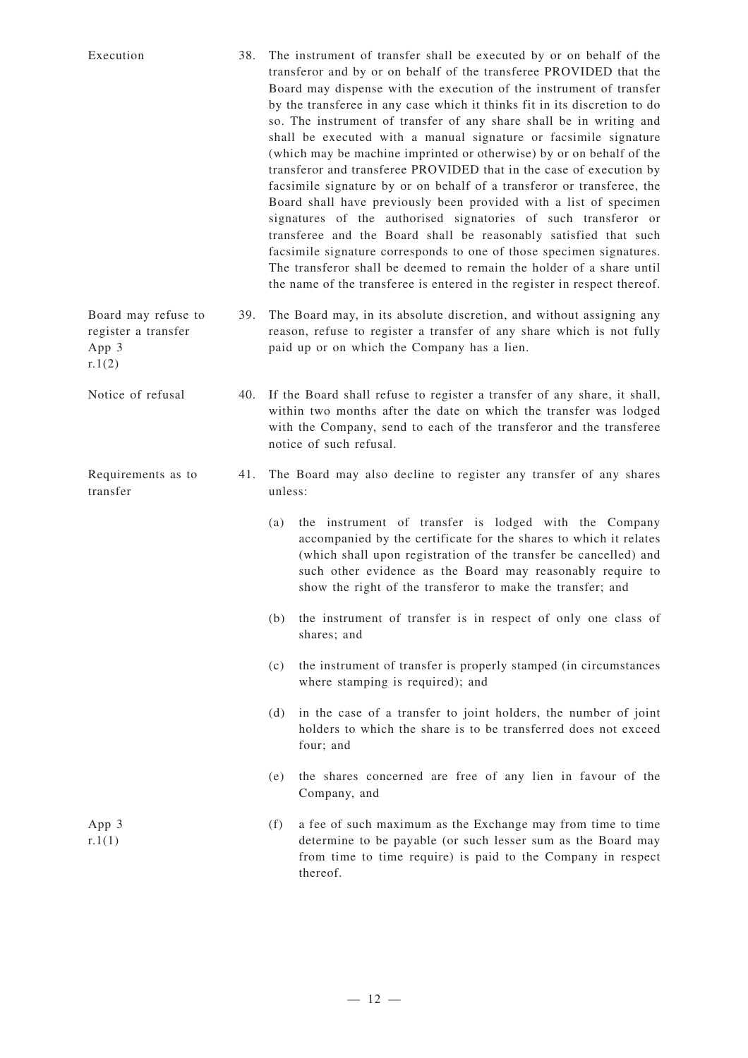Execution

38. The instrument of transfer shall be executed by or on behalf of the transferor and by or on behalf of the transferee PROVIDED that the Board may dispense with the execution of the instrument of transfer by the transferee in any case which it thinks fit in its discretion to do so. The instrument of transfer of any share shall be in writing and shall be executed with a manual signature or facsimile signature (which may be machine imprinted or otherwise) by or on behalf of the transferor and transferee PROVIDED that in the case of execution by facsimile signature by or on behalf of a transferor or transferee, the Board shall have previously been provided with a list of specimen signatures of the authorised signatories of such transferor or transferee and the Board shall be reasonably satisfied that such facsimile signature corresponds to one of those specimen signatures. The transferor shall be deemed to remain the holder of a share until the name of the transferee is entered in the register in respect thereof.

Board may refuse to register a transfer
App 3
r.1(2)

39. The Board may, in its absolute discretion, and without assigning any reason, refuse to register a transfer of any share which is not fully paid up or on which the Company has a lien.

Notice of refusal

40. If the Board shall refuse to register a transfer of any share, it shall, within two months after the date on which the transfer was lodged with the Company, send to each of the transferor and the transferee notice of such refusal.

Requirements as to transfer

41. The Board may also decline to register any transfer of any shares unless:

(a) the instrument of transfer is lodged with the Company accompanied by the certificate for the shares to which it relates (which shall upon registration of the transfer be cancelled) and such other evidence as the Board may reasonably require to show the right of the transferor to make the transfer; and

(b) the instrument of transfer is in respect of only one class of shares; and

(c) the instrument of transfer is properly stamped (in circumstances where stamping is required); and

(d) in the case of a transfer to joint holders, the number of joint holders to which the share is to be transferred does not exceed four; and

(e) the shares concerned are free of any lien in favour of the Company, and

App 3
r.1(1)

(f) a fee of such maximum as the Exchange may from time to time determine to be payable (or such lesser sum as the Board may from time to time require) is paid to the Company in respect thereof.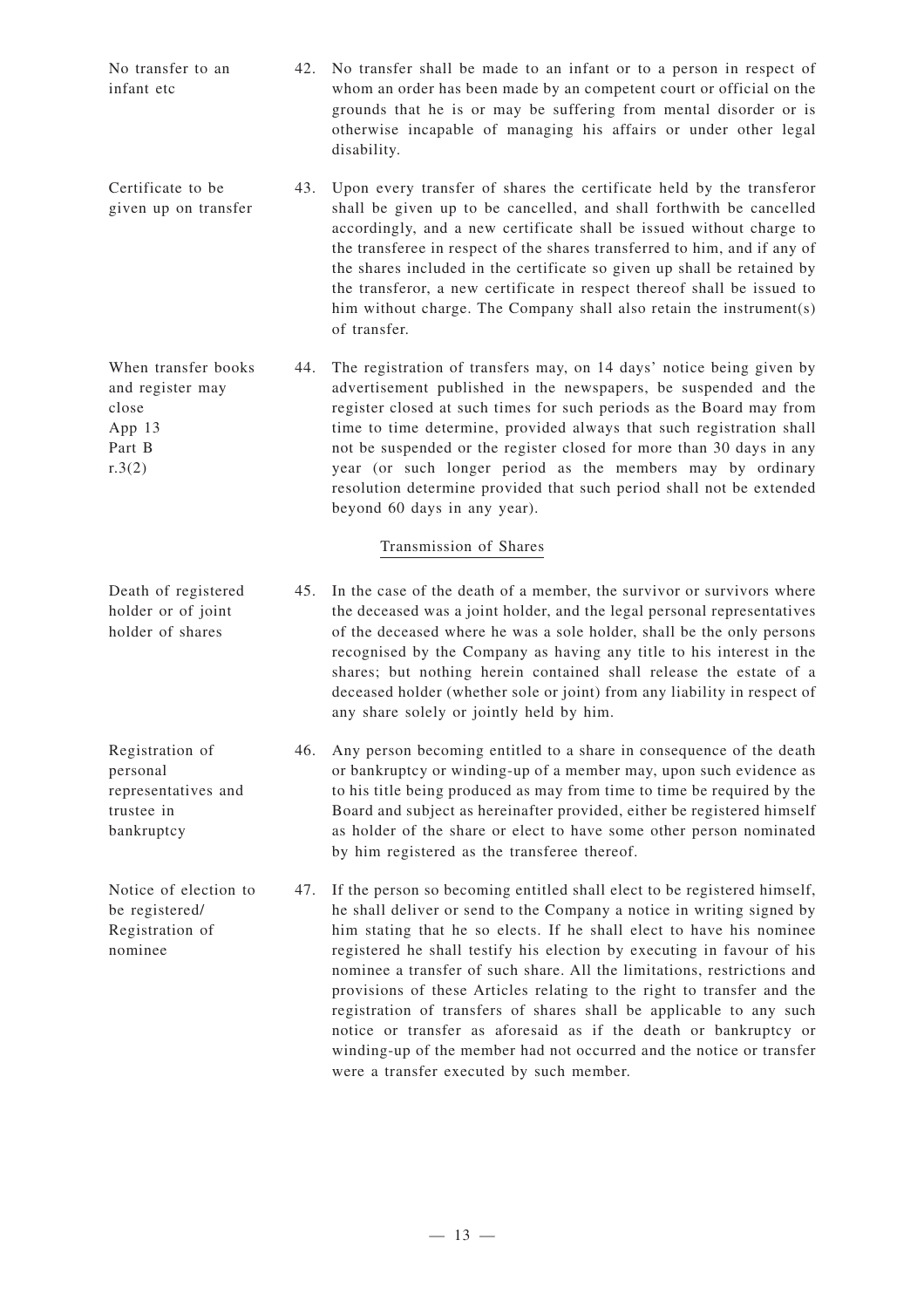No transfer to an infant etc

42. No transfer shall be made to an infant or to a person in respect of whom an order has been made by an competent court or official on the grounds that he is or may be suffering from mental disorder or is otherwise incapable of managing his affairs or under other legal disability.

Certificate to be given up on transfer

43. Upon every transfer of shares the certificate held by the transferor shall be given up to be cancelled, and shall forthwith be cancelled accordingly, and a new certificate shall be issued without charge to the transferee in respect of the shares transferred to him, and if any of the shares included in the certificate so given up shall be retained by the transferor, a new certificate in respect thereof shall be issued to him without charge. The Company shall also retain the instrument(s) of transfer.

When transfer books and register may close
App 13
Part B
r.3(2)

44. The registration of transfers may, on 14 days' notice being given by advertisement published in the newspapers, be suspended and the register closed at such times for such periods as the Board may from time to time determine, provided always that such registration shall not be suspended or the register closed for more than 30 days in any year (or such longer period as the members may by ordinary resolution determine provided that such period shall not be extended beyond 60 days in any year).

## Transmission of Shares

Death of registered holder or of joint holder of shares

45. In the case of the death of a member, the survivor or survivors where the deceased was a joint holder, and the legal personal representatives of the deceased where he was a sole holder, shall be the only persons recognised by the Company as having any title to his interest in the shares; but nothing herein contained shall release the estate of a deceased holder (whether sole or joint) from any liability in respect of any share solely or jointly held by him.

Registration of personal representatives and trustee in bankruptcy

46. Any person becoming entitled to a share in consequence of the death or bankruptcy or winding-up of a member may, upon such evidence as to his title being produced as may from time to time be required by the Board and subject as hereinafter provided, either be registered himself as holder of the share or elect to have some other person nominated by him registered as the transferee thereof.

Notice of election to be registered/ Registration of nominee

47. If the person so becoming entitled shall elect to be registered himself, he shall deliver or send to the Company a notice in writing signed by him stating that he so elects. If he shall elect to have his nominee registered he shall testify his election by executing in favour of his nominee a transfer of such share. All the limitations, restrictions and provisions of these Articles relating to the right to transfer and the registration of transfers of shares shall be applicable to any such notice or transfer as aforesaid as if the death or bankruptcy or winding-up of the member had not occurred and the notice or transfer were a transfer executed by such member.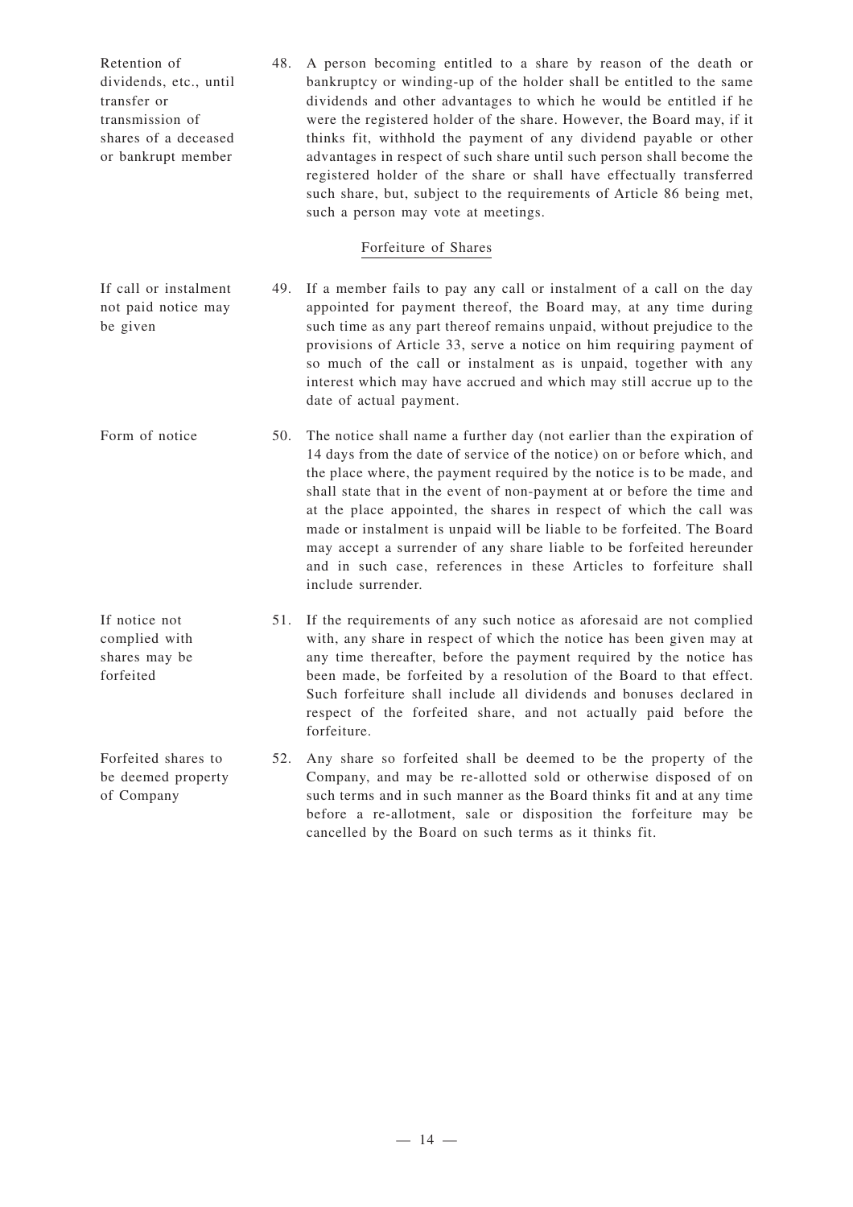Retention of dividends, etc., until transfer or transmission of shares of a deceased or bankrupt member

48. A person becoming entitled to a share by reason of the death or bankruptcy or winding-up of the holder shall be entitled to the same dividends and other advantages to which he would be entitled if he were the registered holder of the share. However, the Board may, if it thinks fit, withhold the payment of any dividend payable or other advantages in respect of such share until such person shall become the registered holder of the share or shall have effectually transferred such share, but, subject to the requirements of Article 86 being met, such a person may vote at meetings.

## Forfeiture of Shares

If call or instalment not paid notice may be given

49. If a member fails to pay any call or instalment of a call on the day appointed for payment thereof, the Board may, at any time during such time as any part thereof remains unpaid, without prejudice to the provisions of Article 33, serve a notice on him requiring payment of so much of the call or instalment as is unpaid, together with any interest which may have accrued and which may still accrue up to the date of actual payment.

Form of notice

50. The notice shall name a further day (not earlier than the expiration of 14 days from the date of service of the notice) on or before which, and the place where, the payment required by the notice is to be made, and shall state that in the event of non-payment at or before the time and at the place appointed, the shares in respect of which the call was made or instalment is unpaid will be liable to be forfeited. The Board may accept a surrender of any share liable to be forfeited hereunder and in such case, references in these Articles to forfeiture shall include surrender.

If notice not complied with shares may be forfeited

51. If the requirements of any such notice as aforesaid are not complied with, any share in respect of which the notice has been given may at any time thereafter, before the payment required by the notice has been made, be forfeited by a resolution of the Board to that effect. Such forfeiture shall include all dividends and bonuses declared in respect of the forfeited share, and not actually paid before the forfeiture.

Forfeited shares to be deemed property of Company

52. Any share so forfeited shall be deemed to be the property of the Company, and may be re-allotted sold or otherwise disposed of on such terms and in such manner as the Board thinks fit and at any time before a re-allotment, sale or disposition the forfeiture may be cancelled by the Board on such terms as it thinks fit.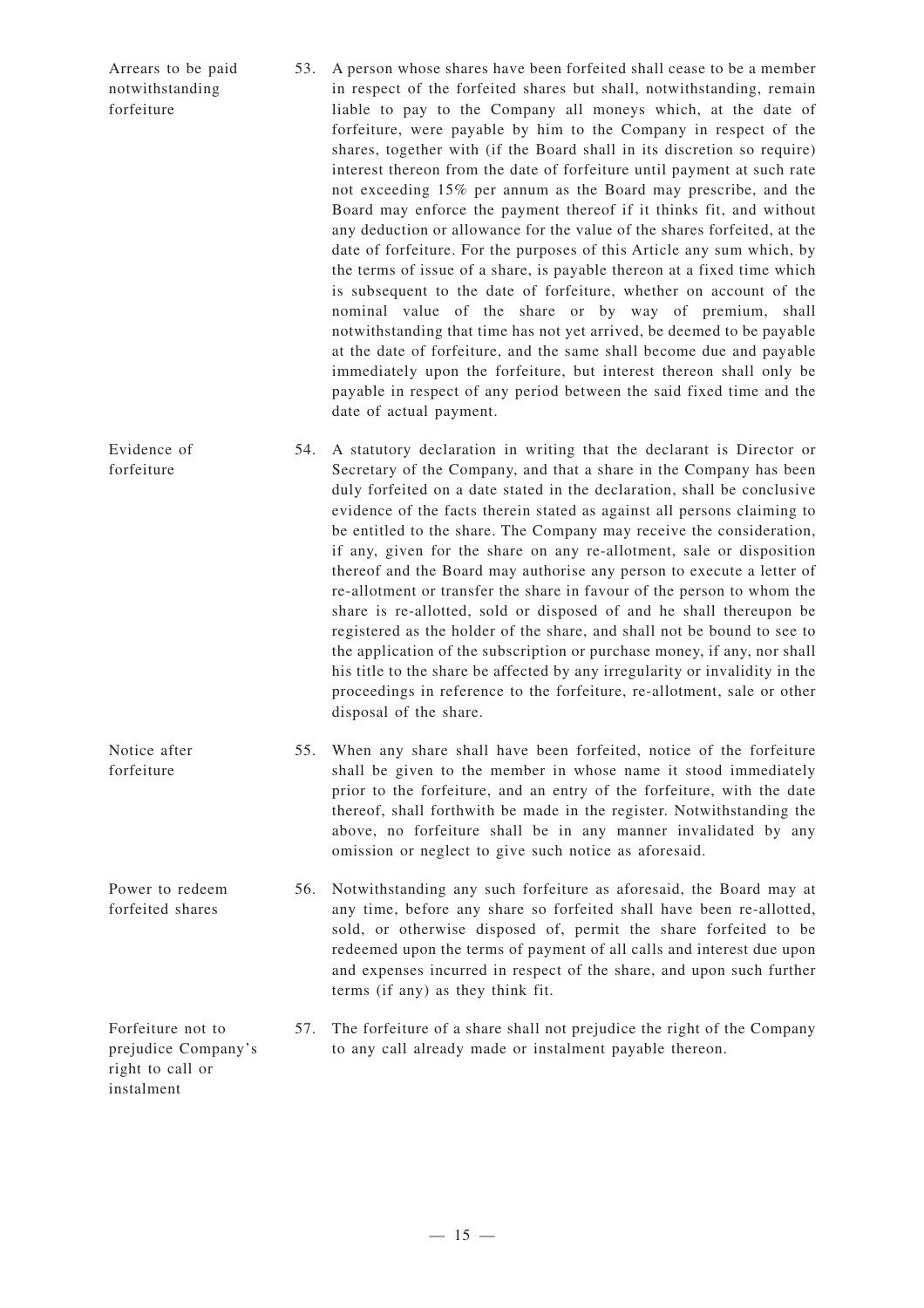**Arrears to be paid notwithstanding forfeiture**

53. A person whose shares have been forfeited shall cease to be a member in respect of the forfeited shares but shall, notwithstanding, remain liable to pay to the Company all moneys which, at the date of forfeiture, were payable by him to the Company in respect of the shares, together with (if the Board shall in its discretion so require) interest thereon from the date of forfeiture until payment at such rate not exceeding 15% per annum as the Board may prescribe, and the Board may enforce the payment thereof if it thinks fit, and without any deduction or allowance for the value of the shares forfeited, at the date of forfeiture. For the purposes of this Article any sum which, by the terms of issue of a share, is payable thereon at a fixed time which is subsequent to the date of forfeiture, whether on account of the nominal value of the share or by way of premium, shall notwithstanding that time has not yet arrived, be deemed to be payable at the date of forfeiture, and the same shall become due and payable immediately upon the forfeiture, but interest thereon shall only be payable in respect of any period between the said fixed time and the date of actual payment.

**Evidence of forfeiture**

54. A statutory declaration in writing that the declarant is Director or Secretary of the Company, and that a share in the Company has been duly forfeited on a date stated in the declaration, shall be conclusive evidence of the facts therein stated as against all persons claiming to be entitled to the share. The Company may receive the consideration, if any, given for the share on any re-allotment, sale or disposition thereof and the Board may authorise any person to execute a letter of re-allotment or transfer the share in favour of the person to whom the share is re-allotted, sold or disposed of and he shall thereupon be registered as the holder of the share, and shall not be bound to see to the application of the subscription or purchase money, if any, nor shall his title to the share be affected by any irregularity or invalidity in the proceedings in reference to the forfeiture, re-allotment, sale or other disposal of the share.

**Notice after forfeiture**

55. When any share shall have been forfeited, notice of the forfeiture shall be given to the member in whose name it stood immediately prior to the forfeiture, and an entry of the forfeiture, with the date thereof, shall forthwith be made in the register. Notwithstanding the above, no forfeiture shall be in any manner invalidated by any omission or neglect to give such notice as aforesaid.

**Power to redeem forfeited shares**

56. Notwithstanding any such forfeiture as aforesaid, the Board may at any time, before any share so forfeited shall have been re-allotted, sold, or otherwise disposed of, permit the share forfeited to be redeemed upon the terms of payment of all calls and interest due upon and expenses incurred in respect of the share, and upon such further terms (if any) as they think fit.

**Forfeiture not to prejudice Company's right to call or instalment**

57. The forfeiture of a share shall not prejudice the right of the Company to any call already made or instalment payable thereon.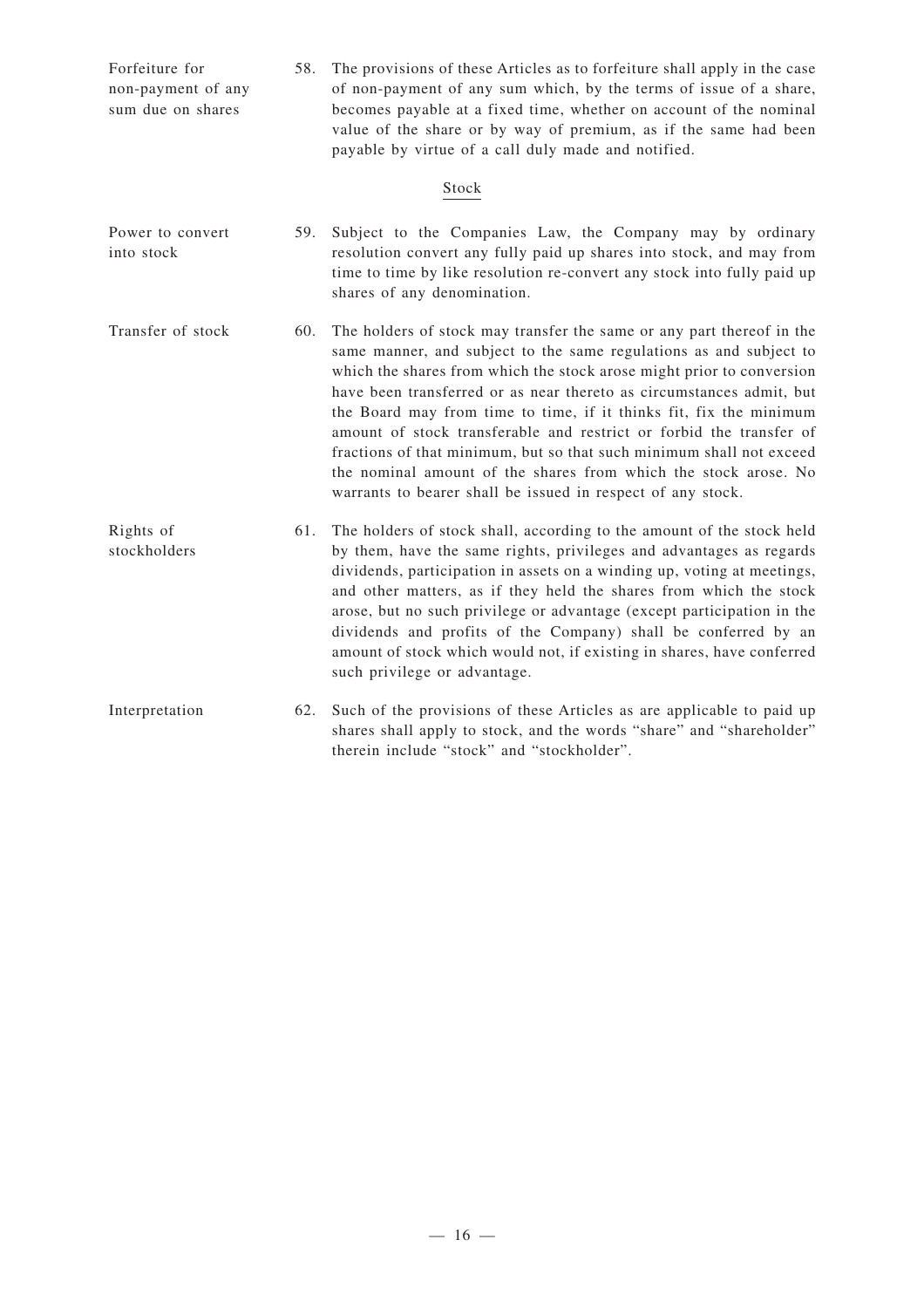Forfeiture for non-payment of any sum due on shares

58. The provisions of these Articles as to forfeiture shall apply in the case of non-payment of any sum which, by the terms of issue of a share, becomes payable at a fixed time, whether on account of the nominal value of the share or by way of premium, as if the same had been payable by virtue of a call duly made and notified.

## Stock

Power to convert into stock

59. Subject to the Companies Law, the Company may by ordinary resolution convert any fully paid up shares into stock, and may from time to time by like resolution re-convert any stock into fully paid up shares of any denomination.

Transfer of stock

60. The holders of stock may transfer the same or any part thereof in the same manner, and subject to the same regulations as and subject to which the shares from which the stock arose might prior to conversion have been transferred or as near thereto as circumstances admit, but the Board may from time to time, if it thinks fit, fix the minimum amount of stock transferable and restrict or forbid the transfer of fractions of that minimum, but so that such minimum shall not exceed the nominal amount of the shares from which the stock arose. No warrants to bearer shall be issued in respect of any stock.

Rights of stockholders

61. The holders of stock shall, according to the amount of the stock held by them, have the same rights, privileges and advantages as regards dividends, participation in assets on a winding up, voting at meetings, and other matters, as if they held the shares from which the stock arose, but no such privilege or advantage (except participation in the dividends and profits of the Company) shall be conferred by an amount of stock which would not, if existing in shares, have conferred such privilege or advantage.

Interpretation

62. Such of the provisions of these Articles as are applicable to paid up shares shall apply to stock, and the words "share" and "shareholder" therein include "stock" and "stockholder".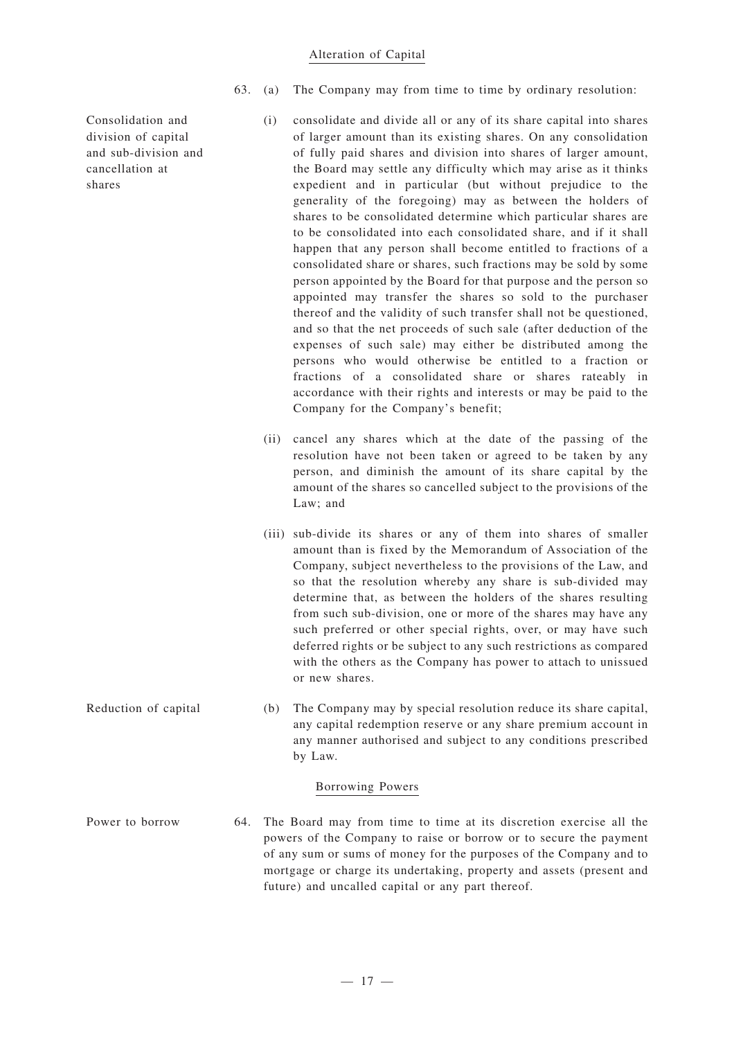## Alteration of Capital

63. (a) The Company may from time to time by ordinary resolution:

*Consolidation and division of capital and sub-division and cancellation at shares*

(i) consolidate and divide all or any of its share capital into shares of larger amount than its existing shares. On any consolidation of fully paid shares and division into shares of larger amount, the Board may settle any difficulty which may arise as it thinks expedient and in particular (but without prejudice to the generality of the foregoing) may as between the holders of shares to be consolidated determine which particular shares are to be consolidated into each consolidated share, and if it shall happen that any person shall become entitled to fractions of a consolidated share or shares, such fractions may be sold by some person appointed by the Board for that purpose and the person so appointed may transfer the shares so sold to the purchaser thereof and the validity of such transfer shall not be questioned, and so that the net proceeds of such sale (after deduction of the expenses of such sale) may either be distributed among the persons who would otherwise be entitled to a fraction or fractions of a consolidated share or shares rateably in accordance with their rights and interests or may be paid to the Company for the Company's benefit;

(ii) cancel any shares which at the date of the passing of the resolution have not been taken or agreed to be taken by any person, and diminish the amount of its share capital by the amount of the shares so cancelled subject to the provisions of the Law; and

(iii) sub-divide its shares or any of them into shares of smaller amount than is fixed by the Memorandum of Association of the Company, subject nevertheless to the provisions of the Law, and so that the resolution whereby any share is sub-divided may determine that, as between the holders of the shares resulting from such sub-division, one or more of the shares may have any such preferred or other special rights, over, or may have such deferred rights or be subject to any such restrictions as compared with the others as the Company has power to attach to unissued or new shares.

*Reduction of capital*

(b) The Company may by special resolution reduce its share capital, any capital redemption reserve or any share premium account in any manner authorised and subject to any conditions prescribed by Law.

## Borrowing Powers

*Power to borrow*

64. The Board may from time to time at its discretion exercise all the powers of the Company to raise or borrow or to secure the payment of any sum or sums of money for the purposes of the Company and to mortgage or charge its undertaking, property and assets (present and future) and uncalled capital or any part thereof.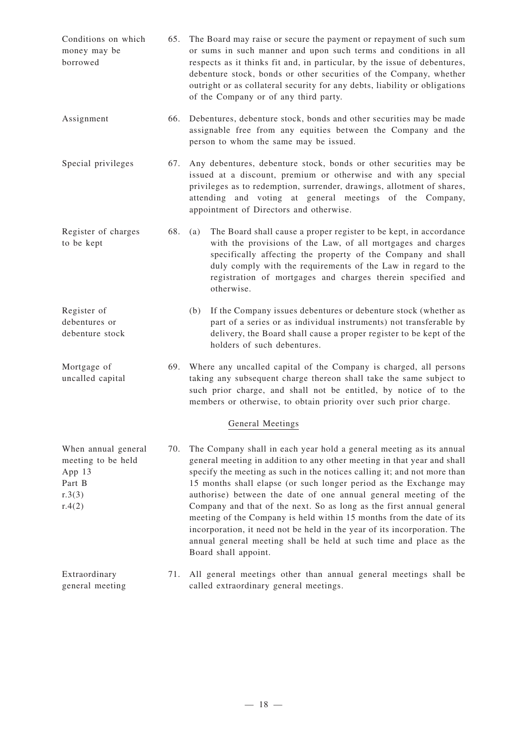Conditions on which money may be borrowed

65. The Board may raise or secure the payment or repayment of such sum or sums in such manner and upon such terms and conditions in all respects as it thinks fit and, in particular, by the issue of debentures, debenture stock, bonds or other securities of the Company, whether outright or as collateral security for any debts, liability or obligations of the Company or of any third party.

Assignment

66. Debentures, debenture stock, bonds and other securities may be made assignable free from any equities between the Company and the person to whom the same may be issued.

Special privileges

67. Any debentures, debenture stock, bonds or other securities may be issued at a discount, premium or otherwise and with any special privileges as to redemption, surrender, drawings, allotment of shares, attending and voting at general meetings of the Company, appointment of Directors and otherwise.

Register of charges to be kept

68. (a) The Board shall cause a proper register to be kept, in accordance with the provisions of the Law, of all mortgages and charges specifically affecting the property of the Company and shall duly comply with the requirements of the Law in regard to the registration of mortgages and charges therein specified and otherwise.

Register of debentures or debenture stock

(b) If the Company issues debentures or debenture stock (whether as part of a series or as individual instruments) not transferable by delivery, the Board shall cause a proper register to be kept of the holders of such debentures.

Mortgage of uncalled capital

69. Where any uncalled capital of the Company is charged, all persons taking any subsequent charge thereon shall take the same subject to such prior charge, and shall not be entitled, by notice of to the members or otherwise, to obtain priority over such prior charge.

## General Meetings

When annual general meeting to be held
App 13
Part B
r.3(3)
r.4(2)

70. The Company shall in each year hold a general meeting as its annual general meeting in addition to any other meeting in that year and shall specify the meeting as such in the notices calling it; and not more than 15 months shall elapse (or such longer period as the Exchange may authorise) between the date of one annual general meeting of the Company and that of the next. So as long as the first annual general meeting of the Company is held within 15 months from the date of its incorporation, it need not be held in the year of its incorporation. The annual general meeting shall be held at such time and place as the Board shall appoint.

Extraordinary general meeting

71. All general meetings other than annual general meetings shall be called extraordinary general meetings.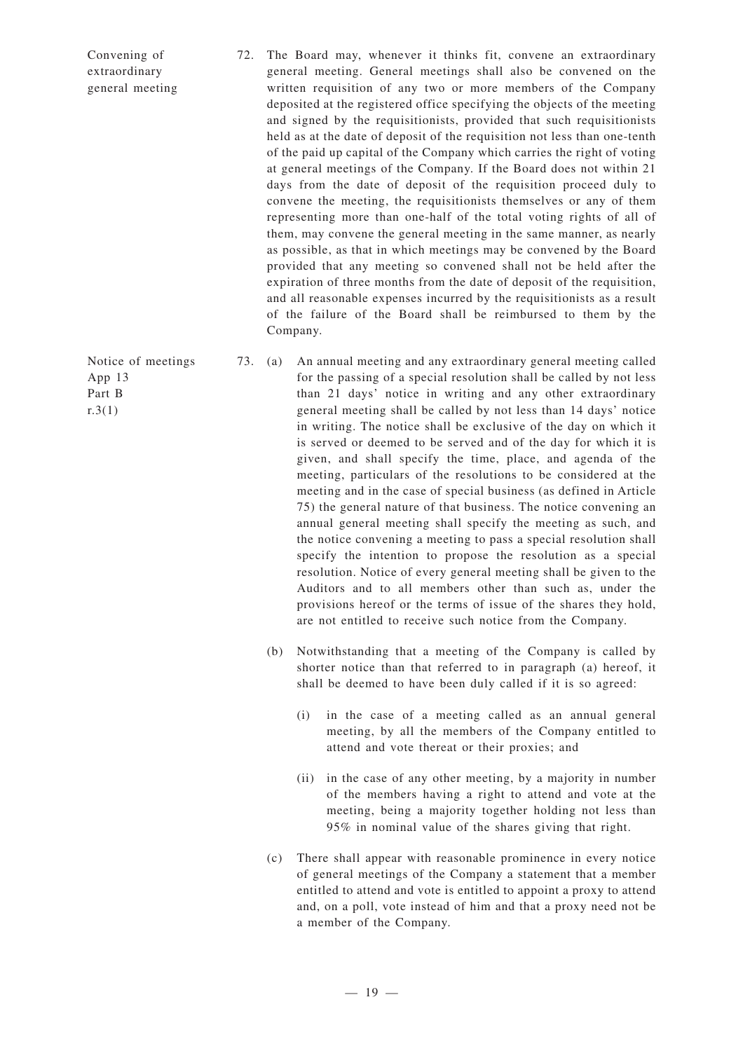Convening of extraordinary general meeting

72. The Board may, whenever it thinks fit, convene an extraordinary general meeting. General meetings shall also be convened on the written requisition of any two or more members of the Company deposited at the registered office specifying the objects of the meeting and signed by the requisitionists, provided that such requisitionists held as at the date of deposit of the requisition not less than one-tenth of the paid up capital of the Company which carries the right of voting at general meetings of the Company. If the Board does not within 21 days from the date of deposit of the requisition proceed duly to convene the meeting, the requisitionists themselves or any of them representing more than one-half of the total voting rights of all of them, may convene the general meeting in the same manner, as nearly as possible, as that in which meetings may be convened by the Board provided that any meeting so convened shall not be held after the expiration of three months from the date of deposit of the requisition, and all reasonable expenses incurred by the requisitionists as a result of the failure of the Board shall be reimbursed to them by the Company.

Notice of meetings
App 13
Part B
r.3(1)

73. (a) An annual meeting and any extraordinary general meeting called for the passing of a special resolution shall be called by not less than 21 days' notice in writing and any other extraordinary general meeting shall be called by not less than 14 days' notice in writing. The notice shall be exclusive of the day on which it is served or deemed to be served and of the day for which it is given, and shall specify the time, place, and agenda of the meeting, particulars of the resolutions to be considered at the meeting and in the case of special business (as defined in Article 75) the general nature of that business. The notice convening an annual general meeting shall specify the meeting as such, and the notice convening a meeting to pass a special resolution shall specify the intention to propose the resolution as a special resolution. Notice of every general meeting shall be given to the Auditors and to all members other than such as, under the provisions hereof or the terms of issue of the shares they hold, are not entitled to receive such notice from the Company.

(b) Notwithstanding that a meeting of the Company is called by shorter notice than that referred to in paragraph (a) hereof, it shall be deemed to have been duly called if it is so agreed:

(i) in the case of a meeting called as an annual general meeting, by all the members of the Company entitled to attend and vote thereat or their proxies; and

(ii) in the case of any other meeting, by a majority in number of the members having a right to attend and vote at the meeting, being a majority together holding not less than 95% in nominal value of the shares giving that right.

(c) There shall appear with reasonable prominence in every notice of general meetings of the Company a statement that a member entitled to attend and vote is entitled to appoint a proxy to attend and, on a poll, vote instead of him and that a proxy need not be a member of the Company.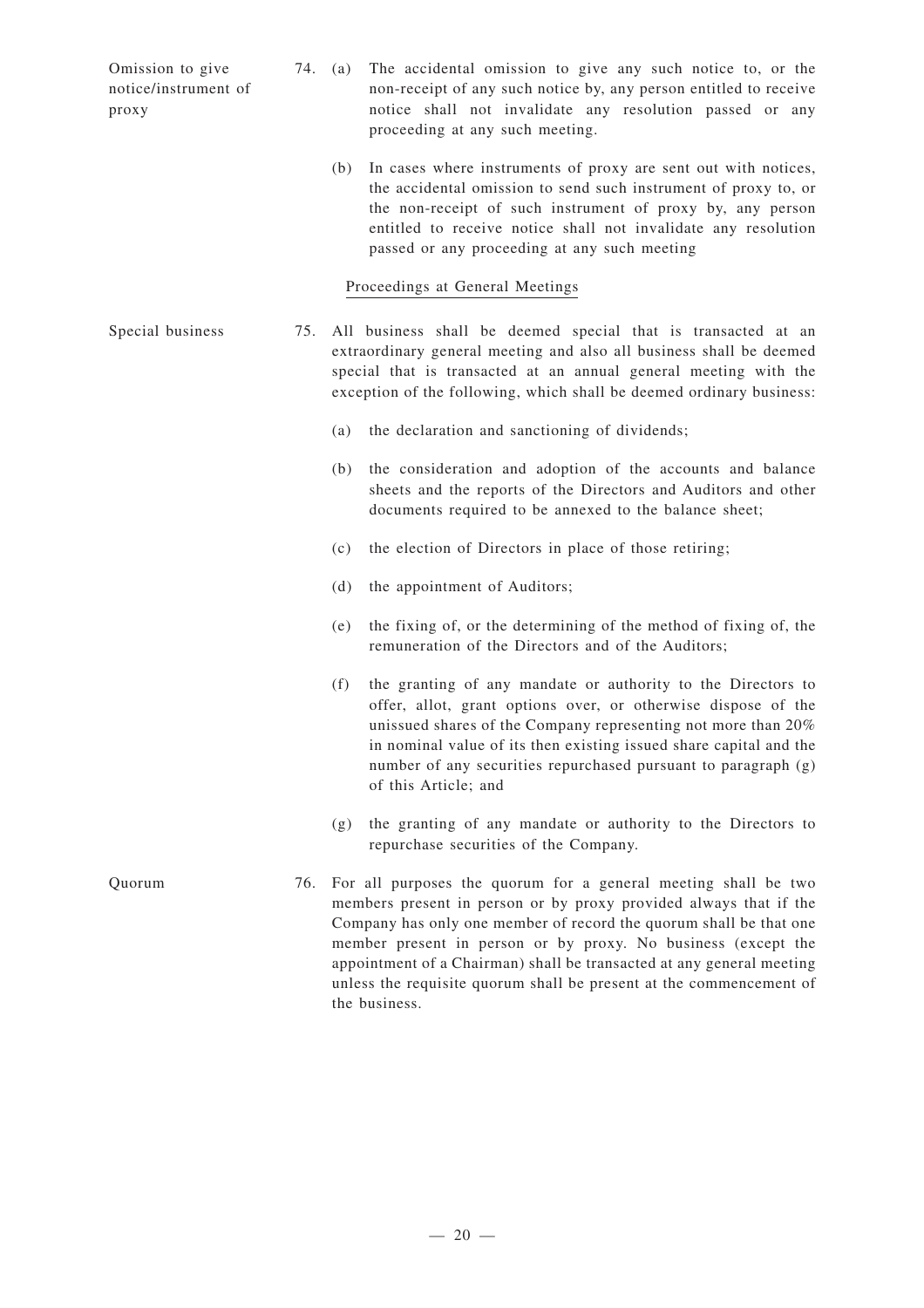Omission to give notice/instrument of proxy

74. (a) The accidental omission to give any such notice to, or the non-receipt of any such notice by, any person entitled to receive notice shall not invalidate any resolution passed or any proceeding at any such meeting.

(b) In cases where instruments of proxy are sent out with notices, the accidental omission to send such instrument of proxy to, or the non-receipt of such instrument of proxy by, any person entitled to receive notice shall not invalidate any resolution passed or any proceeding at any such meeting

## Proceedings at General Meetings

Special business

75. All business shall be deemed special that is transacted at an extraordinary general meeting and also all business shall be deemed special that is transacted at an annual general meeting with the exception of the following, which shall be deemed ordinary business:

(a) the declaration and sanctioning of dividends;

(b) the consideration and adoption of the accounts and balance sheets and the reports of the Directors and Auditors and other documents required to be annexed to the balance sheet;

(c) the election of Directors in place of those retiring;

(d) the appointment of Auditors;

(e) the fixing of, or the determining of the method of fixing of, the remuneration of the Directors and of the Auditors;

(f) the granting of any mandate or authority to the Directors to offer, allot, grant options over, or otherwise dispose of the unissued shares of the Company representing not more than 20% in nominal value of its then existing issued share capital and the number of any securities repurchased pursuant to paragraph (g) of this Article; and

(g) the granting of any mandate or authority to the Directors to repurchase securities of the Company.

Quorum

76. For all purposes the quorum for a general meeting shall be two members present in person or by proxy provided always that if the Company has only one member of record the quorum shall be that one member present in person or by proxy. No business (except the appointment of a Chairman) shall be transacted at any general meeting unless the requisite quorum shall be present at the commencement of the business.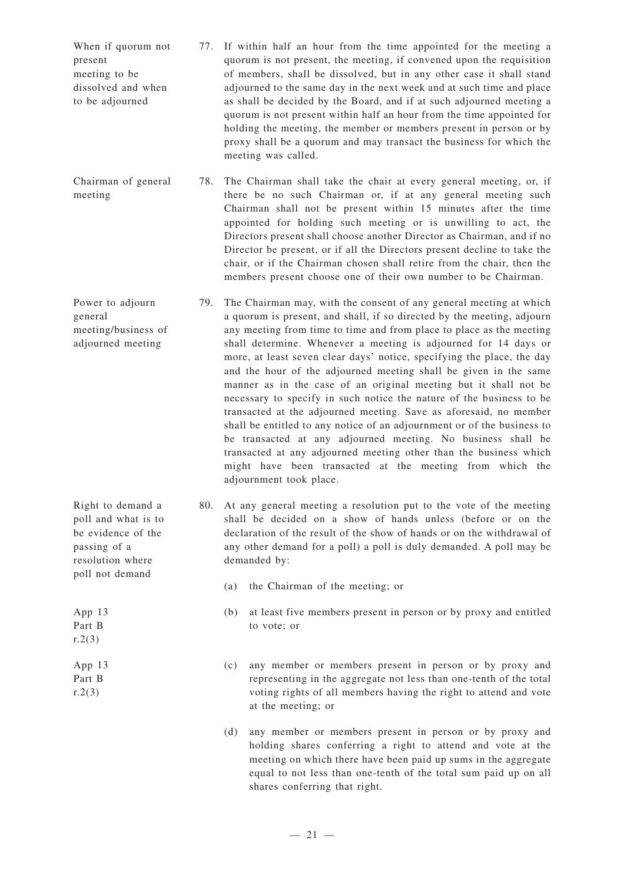*When if quorum not present meeting to be dissolved and when to be adjourned*

77. If within half an hour from the time appointed for the meeting a quorum is not present, the meeting, if convened upon the requisition of members, shall be dissolved, but in any other case it shall stand adjourned to the same day in the next week and at such time and place as shall be decided by the Board, and if at such adjourned meeting a quorum is not present within half an hour from the time appointed for holding the meeting, the member or members present in person or by proxy shall be a quorum and may transact the business for which the meeting was called.

*Chairman of general meeting*

78. The Chairman shall take the chair at every general meeting, or, if there be no such Chairman or, if at any general meeting such Chairman shall not be present within 15 minutes after the time appointed for holding such meeting or is unwilling to act, the Directors present shall choose another Director as Chairman, and if no Director be present, or if all the Directors present decline to take the chair, or if the Chairman chosen shall retire from the chair, then the members present choose one of their own number to be Chairman.

*Power to adjourn general meeting/business of adjourned meeting*

79. The Chairman may, with the consent of any general meeting at which a quorum is present, and shall, if so directed by the meeting, adjourn any meeting from time to time and from place to place as the meeting shall determine. Whenever a meeting is adjourned for 14 days or more, at least seven clear days' notice, specifying the place, the day and the hour of the adjourned meeting shall be given in the same manner as in the case of an original meeting but it shall not be necessary to specify in such notice the nature of the business to be transacted at the adjourned meeting. Save as aforesaid, no member shall be entitled to any notice of an adjournment or of the business to be transacted at any adjourned meeting. No business shall be transacted at any adjourned meeting other than the business which might have been transacted at the meeting from which the adjournment took place.

*Right to demand a poll and what is to be evidence of the passing of a resolution where poll not demand*

80. At any general meeting a resolution put to the vote of the meeting shall be decided on a show of hands unless (before or on the declaration of the result of the show of hands or on the withdrawal of any other demand for a poll) a poll is duly demanded. A poll may be demanded by:

    (a) the Chairman of the meeting; or

    *App 13 Part B r.2(3)*

    (b) at least five members present in person or by proxy and entitled to vote; or

    *App 13 Part B r.2(3)*

    (c) any member or members present in person or by proxy and representing in the aggregate not less than one-tenth of the total voting rights of all members having the right to attend and vote at the meeting; or

    (d) any member or members present in person or by proxy and holding shares conferring a right to attend and vote at the meeting on which there have been paid up sums in the aggregate equal to not less than one-tenth of the total sum paid up on all shares conferring that right.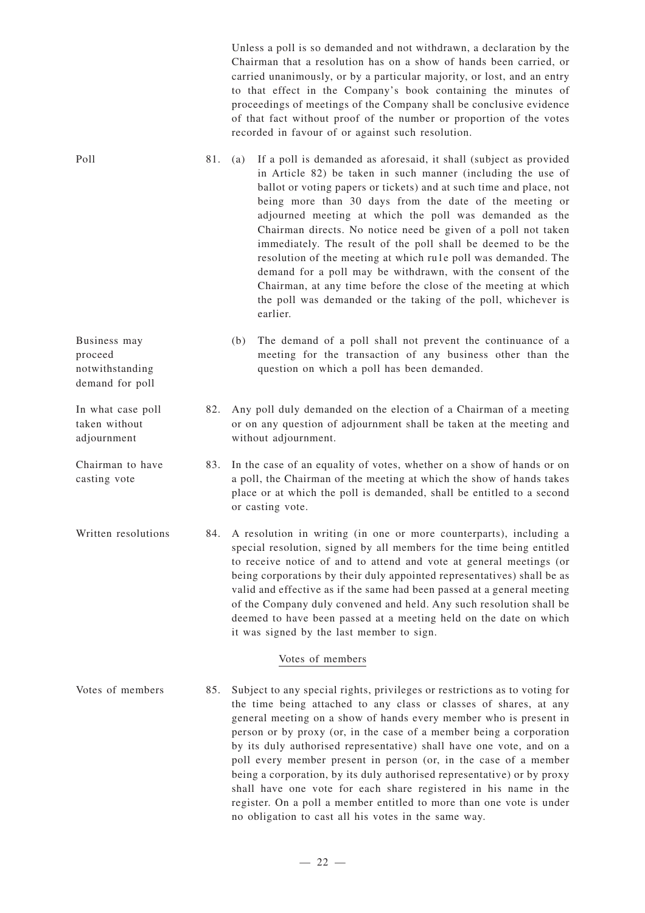Unless a poll is so demanded and not withdrawn, a declaration by the Chairman that a resolution has on a show of hands been carried, or carried unanimously, or by a particular majority, or lost, and an entry to that effect in the Company's book containing the minutes of proceedings of meetings of the Company shall be conclusive evidence of that fact without proof of the number or proportion of the votes recorded in favour of or against such resolution.

**Poll**

81. (a) If a poll is demanded as aforesaid, it shall (subject as provided in Article 82) be taken in such manner (including the use of ballot or voting papers or tickets) and at such time and place, not being more than 30 days from the date of the meeting or adjourned meeting at which the poll was demanded as the Chairman directs. No notice need be given of a poll not taken immediately. The result of the poll shall be deemed to be the resolution of the meeting at which ru1e poll was demanded. The demand for a poll may be withdrawn, with the consent of the Chairman, at any time before the close of the meeting at which the poll was demanded or the taking of the poll, whichever is earlier.

**Business may proceed notwithstanding demand for poll**

(b) The demand of a poll shall not prevent the continuance of a meeting for the transaction of any business other than the question on which a poll has been demanded.

**In what case poll taken without adjournment**

82. Any poll duly demanded on the election of a Chairman of a meeting or on any question of adjournment shall be taken at the meeting and without adjournment.

**Chairman to have casting vote**

83. In the case of an equality of votes, whether on a show of hands or on a poll, the Chairman of the meeting at which the show of hands takes place or at which the poll is demanded, shall be entitled to a second or casting vote.

**Written resolutions**

84. A resolution in writing (in one or more counterparts), including a special resolution, signed by all members for the time being entitled to receive notice of and to attend and vote at general meetings (or being corporations by their duly appointed representatives) shall be as valid and effective as if the same had been passed at a general meeting of the Company duly convened and held. Any such resolution shall be deemed to have been passed at a meeting held on the date on which it was signed by the last member to sign.

## Votes of members

**Votes of members**

85. Subject to any special rights, privileges or restrictions as to voting for the time being attached to any class or classes of shares, at any general meeting on a show of hands every member who is present in person or by proxy (or, in the case of a member being a corporation by its duly authorised representative) shall have one vote, and on a poll every member present in person (or, in the case of a member being a corporation, by its duly authorised representative) or by proxy shall have one vote for each share registered in his name in the register. On a poll a member entitled to more than one vote is under no obligation to cast all his votes in the same way.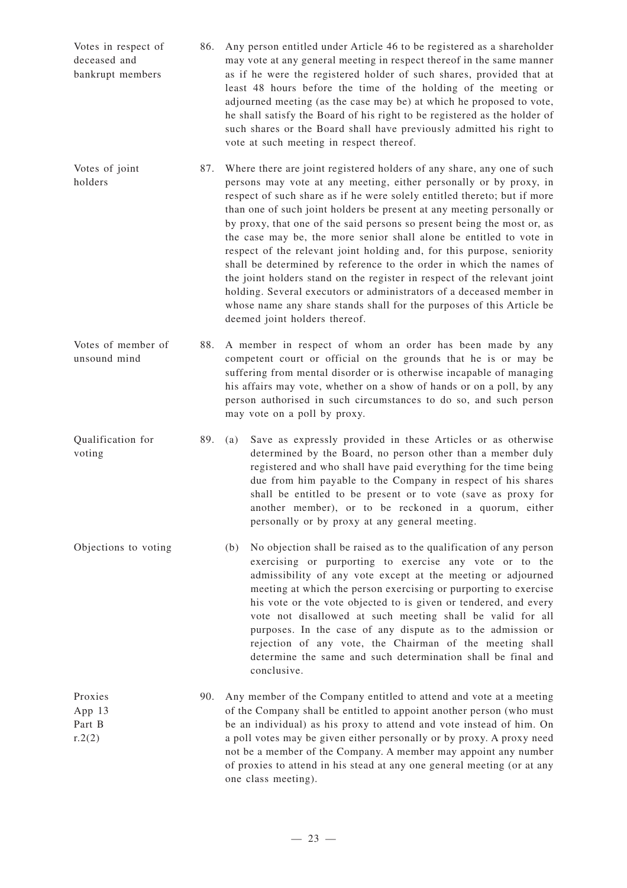**Votes in respect of deceased and bankrupt members**

86. Any person entitled under Article 46 to be registered as a shareholder may vote at any general meeting in respect thereof in the same manner as if he were the registered holder of such shares, provided that at least 48 hours before the time of the holding of the meeting or adjourned meeting (as the case may be) at which he proposed to vote, he shall satisfy the Board of his right to be registered as the holder of such shares or the Board shall have previously admitted his right to vote at such meeting in respect thereof.

**Votes of joint holders**

87. Where there are joint registered holders of any share, any one of such persons may vote at any meeting, either personally or by proxy, in respect of such share as if he were solely entitled thereto; but if more than one of such joint holders be present at any meeting personally or by proxy, that one of the said persons so present being the most or, as the case may be, the more senior shall alone be entitled to vote in respect of the relevant joint holding and, for this purpose, seniority shall be determined by reference to the order in which the names of the joint holders stand on the register in respect of the relevant joint holding. Several executors or administrators of a deceased member in whose name any share stands shall for the purposes of this Article be deemed joint holders thereof.

**Votes of member of unsound mind**

88. A member in respect of whom an order has been made by any competent court or official on the grounds that he is or may be suffering from mental disorder or is otherwise incapable of managing his affairs may vote, whether on a show of hands or on a poll, by any person authorised in such circumstances to do so, and such person may vote on a poll by proxy.

**Qualification for voting**

89. (a) Save as expressly provided in these Articles or as otherwise determined by the Board, no person other than a member duly registered and who shall have paid everything for the time being due from him payable to the Company in respect of his shares shall be entitled to be present or to vote (save as proxy for another member), or to be reckoned in a quorum, either personally or by proxy at any general meeting.

**Objections to voting**

(b) No objection shall be raised as to the qualification of any person exercising or purporting to exercise any vote or to the admissibility of any vote except at the meeting or adjourned meeting at which the person exercising or purporting to exercise his vote or the vote objected to is given or tendered, and every vote not disallowed at such meeting shall be valid for all purposes. In the case of any dispute as to the admission or rejection of any vote, the Chairman of the meeting shall determine the same and such determination shall be final and conclusive.

**Proxies**
App 13
Part B
r.2(2)

90. Any member of the Company entitled to attend and vote at a meeting of the Company shall be entitled to appoint another person (who must be an individual) as his proxy to attend and vote instead of him. On a poll votes may be given either personally or by proxy. A proxy need not be a member of the Company. A member may appoint any number of proxies to attend in his stead at any one general meeting (or at any one class meeting).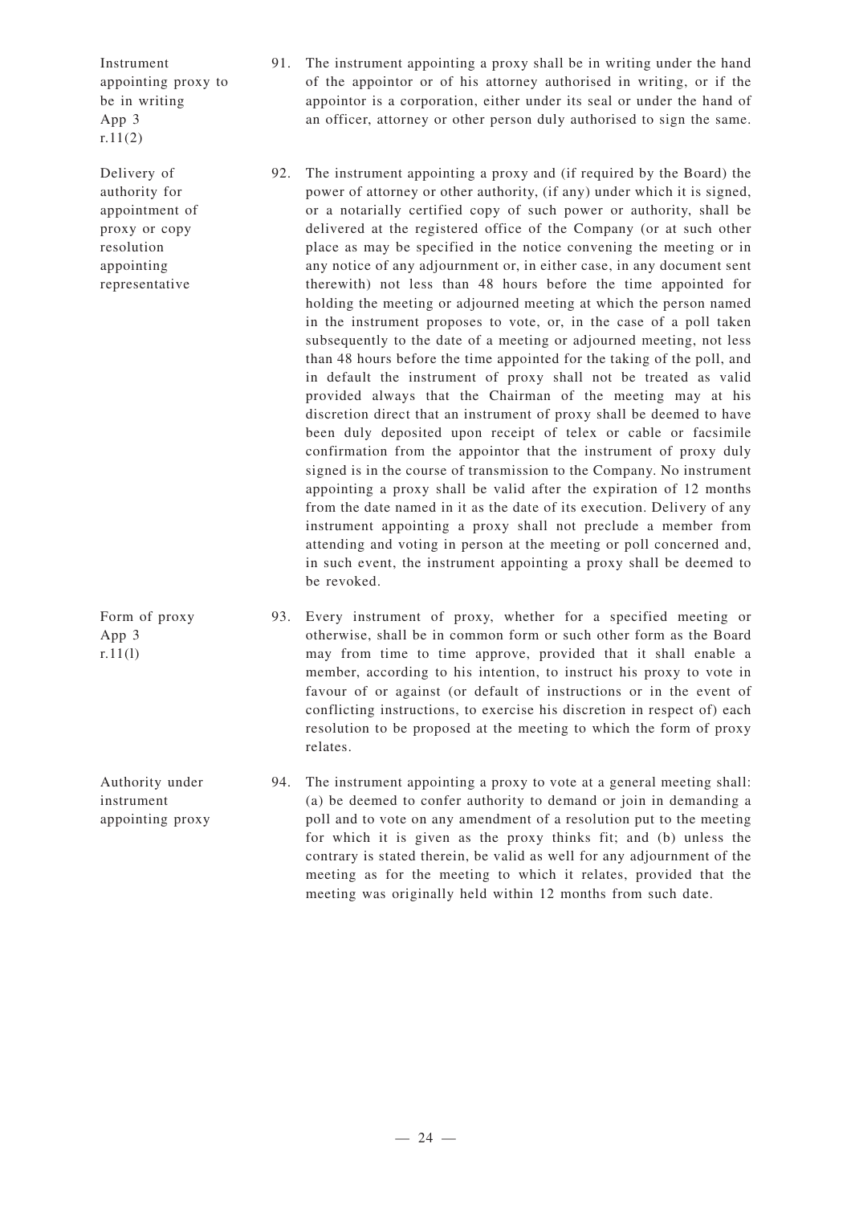**Instrument appointing proxy to be in writing**
App 3
r.11(2)

91. The instrument appointing a proxy shall be in writing under the hand of the appointor or of his attorney authorised in writing, or if the appointor is a corporation, either under its seal or under the hand of an officer, attorney or other person duly authorised to sign the same.

**Delivery of authority for appointment of proxy or copy resolution appointing representative**

92. The instrument appointing a proxy and (if required by the Board) the power of attorney or other authority, (if any) under which it is signed, or a notarially certified copy of such power or authority, shall be delivered at the registered office of the Company (or at such other place as may be specified in the notice convening the meeting or in any notice of any adjournment or, in either case, in any document sent therewith) not less than 48 hours before the time appointed for holding the meeting or adjourned meeting at which the person named in the instrument proposes to vote, or, in the case of a poll taken subsequently to the date of a meeting or adjourned meeting, not less than 48 hours before the time appointed for the taking of the poll, and in default the instrument of proxy shall not be treated as valid provided always that the Chairman of the meeting may at his discretion direct that an instrument of proxy shall be deemed to have been duly deposited upon receipt of telex or cable or facsimile confirmation from the appointor that the instrument of proxy duly signed is in the course of transmission to the Company. No instrument appointing a proxy shall be valid after the expiration of 12 months from the date named in it as the date of its execution. Delivery of any instrument appointing a proxy shall not preclude a member from attending and voting in person at the meeting or poll concerned and, in such event, the instrument appointing a proxy shall be deemed to be revoked.

**Form of proxy**
App 3
r.11(l)

93. Every instrument of proxy, whether for a specified meeting or otherwise, shall be in common form or such other form as the Board may from time to time approve, provided that it shall enable a member, according to his intention, to instruct his proxy to vote in favour of or against (or default of instructions or in the event of conflicting instructions, to exercise his discretion in respect of) each resolution to be proposed at the meeting to which the form of proxy relates.

**Authority under instrument appointing proxy**

94. The instrument appointing a proxy to vote at a general meeting shall: (a) be deemed to confer authority to demand or join in demanding a poll and to vote on any amendment of a resolution put to the meeting for which it is given as the proxy thinks fit; and (b) unless the contrary is stated therein, be valid as well for any adjournment of the meeting as for the meeting to which it relates, provided that the meeting was originally held within 12 months from such date.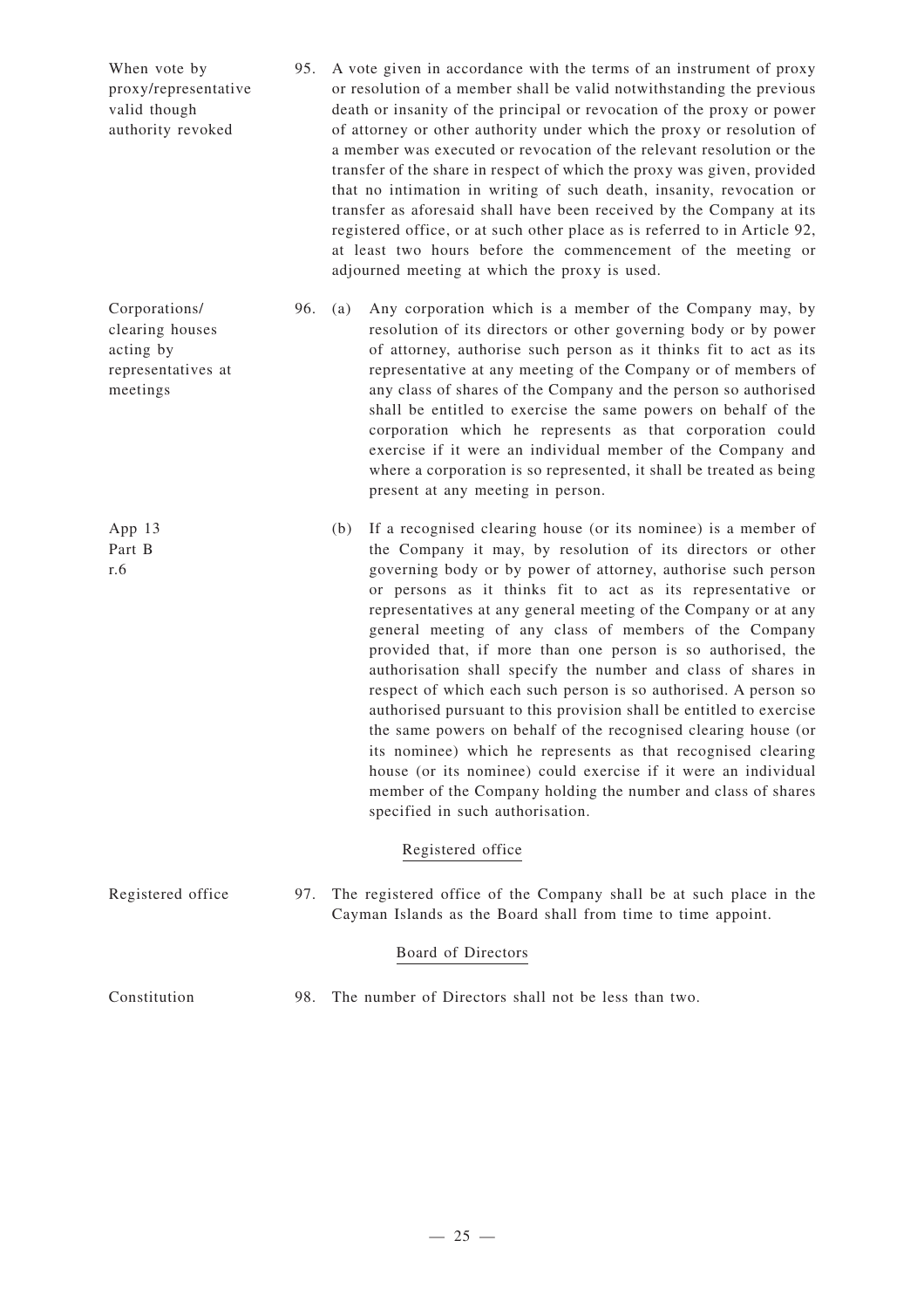When vote by proxy/representative valid though authority revoked

95. A vote given in accordance with the terms of an instrument of proxy or resolution of a member shall be valid notwithstanding the previous death or insanity of the principal or revocation of the proxy or power of attorney or other authority under which the proxy or resolution of a member was executed or revocation of the relevant resolution or the transfer of the share in respect of which the proxy was given, provided that no intimation in writing of such death, insanity, revocation or transfer as aforesaid shall have been received by the Company at its registered office, or at such other place as is referred to in Article 92, at least two hours before the commencement of the meeting or adjourned meeting at which the proxy is used.

Corporations/ clearing houses acting by representatives at meetings

96. (a) Any corporation which is a member of the Company may, by resolution of its directors or other governing body or by power of attorney, authorise such person as it thinks fit to act as its representative at any meeting of the Company or of members of any class of shares of the Company and the person so authorised shall be entitled to exercise the same powers on behalf of the corporation which he represents as that corporation could exercise if it were an individual member of the Company and where a corporation is so represented, it shall be treated as being present at any meeting in person.

App 13 Part B r.6

(b) If a recognised clearing house (or its nominee) is a member of the Company it may, by resolution of its directors or other governing body or by power of attorney, authorise such person or persons as it thinks fit to act as its representative or representatives at any general meeting of the Company or at any general meeting of any class of members of the Company provided that, if more than one person is so authorised, the authorisation shall specify the number and class of shares in respect of which each such person is so authorised. A person so authorised pursuant to this provision shall be entitled to exercise the same powers on behalf of the recognised clearing house (or its nominee) which he represents as that recognised clearing house (or its nominee) could exercise if it were an individual member of the Company holding the number and class of shares specified in such authorisation.

## Registered office

Registered office

97. The registered office of the Company shall be at such place in the Cayman Islands as the Board shall from time to time appoint.

## Board of Directors

Constitution

98. The number of Directors shall not be less than two.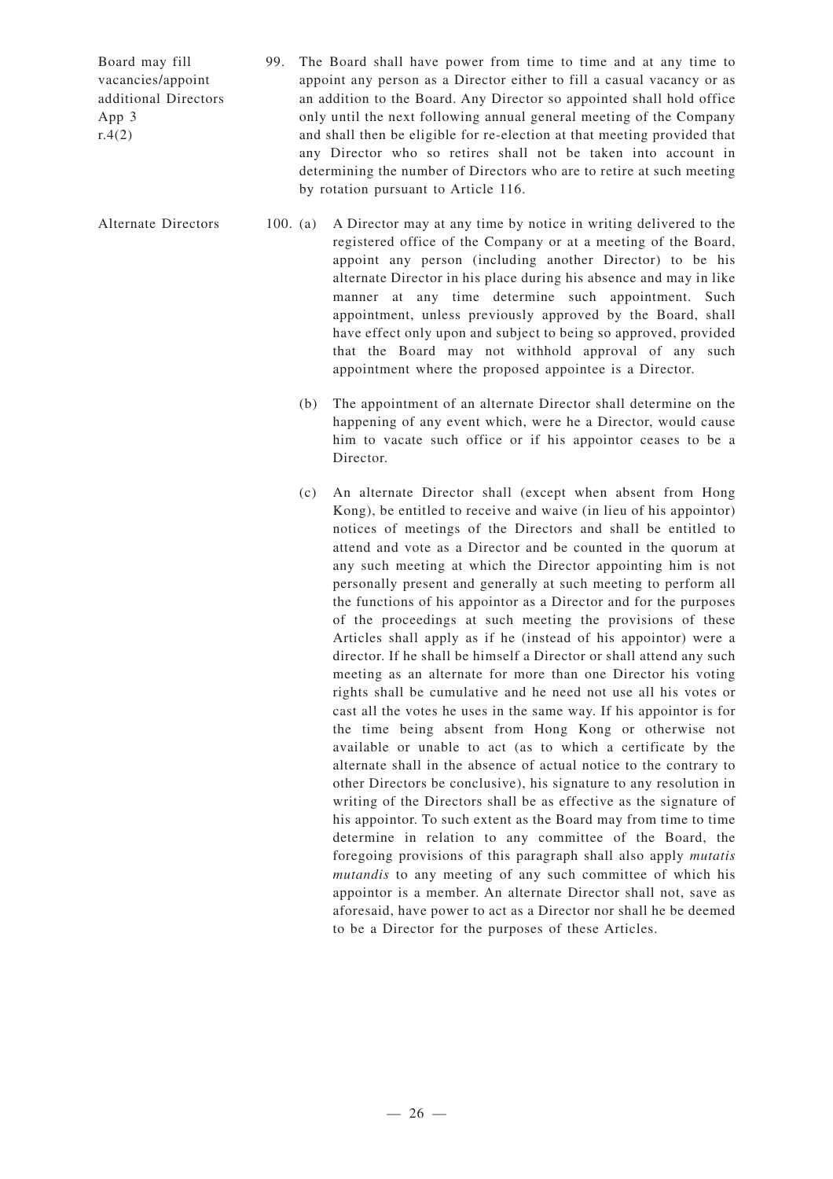Board may fill vacancies/appoint additional Directors App 3 r.4(2)

99. The Board shall have power from time to time and at any time to appoint any person as a Director either to fill a casual vacancy or as an addition to the Board. Any Director so appointed shall hold office only until the next following annual general meeting of the Company and shall then be eligible for re-election at that meeting provided that any Director who so retires shall not be taken into account in determining the number of Directors who are to retire at such meeting by rotation pursuant to Article 116.

Alternate Directors

100. (a) A Director may at any time by notice in writing delivered to the registered office of the Company or at a meeting of the Board, appoint any person (including another Director) to be his alternate Director in his place during his absence and may in like manner at any time determine such appointment. Such appointment, unless previously approved by the Board, shall have effect only upon and subject to being so approved, provided that the Board may not withhold approval of any such appointment where the proposed appointee is a Director.

(b) The appointment of an alternate Director shall determine on the happening of any event which, were he a Director, would cause him to vacate such office or if his appointor ceases to be a Director.

(c) An alternate Director shall (except when absent from Hong Kong), be entitled to receive and waive (in lieu of his appointor) notices of meetings of the Directors and shall be entitled to attend and vote as a Director and be counted in the quorum at any such meeting at which the Director appointing him is not personally present and generally at such meeting to perform all the functions of his appointor as a Director and for the purposes of the proceedings at such meeting the provisions of these Articles shall apply as if he (instead of his appointor) were a director. If he shall be himself a Director or shall attend any such meeting as an alternate for more than one Director his voting rights shall be cumulative and he need not use all his votes or cast all the votes he uses in the same way. If his appointor is for the time being absent from Hong Kong or otherwise not available or unable to act (as to which a certificate by the alternate shall in the absence of actual notice to the contrary to other Directors be conclusive), his signature to any resolution in writing of the Directors shall be as effective as the signature of his appointor. To such extent as the Board may from time to time determine in relation to any committee of the Board, the foregoing provisions of this paragraph shall also apply *mutatis mutandis* to any meeting of any such committee of which his appointor is a member. An alternate Director shall not, save as aforesaid, have power to act as a Director nor shall he be deemed to be a Director for the purposes of these Articles.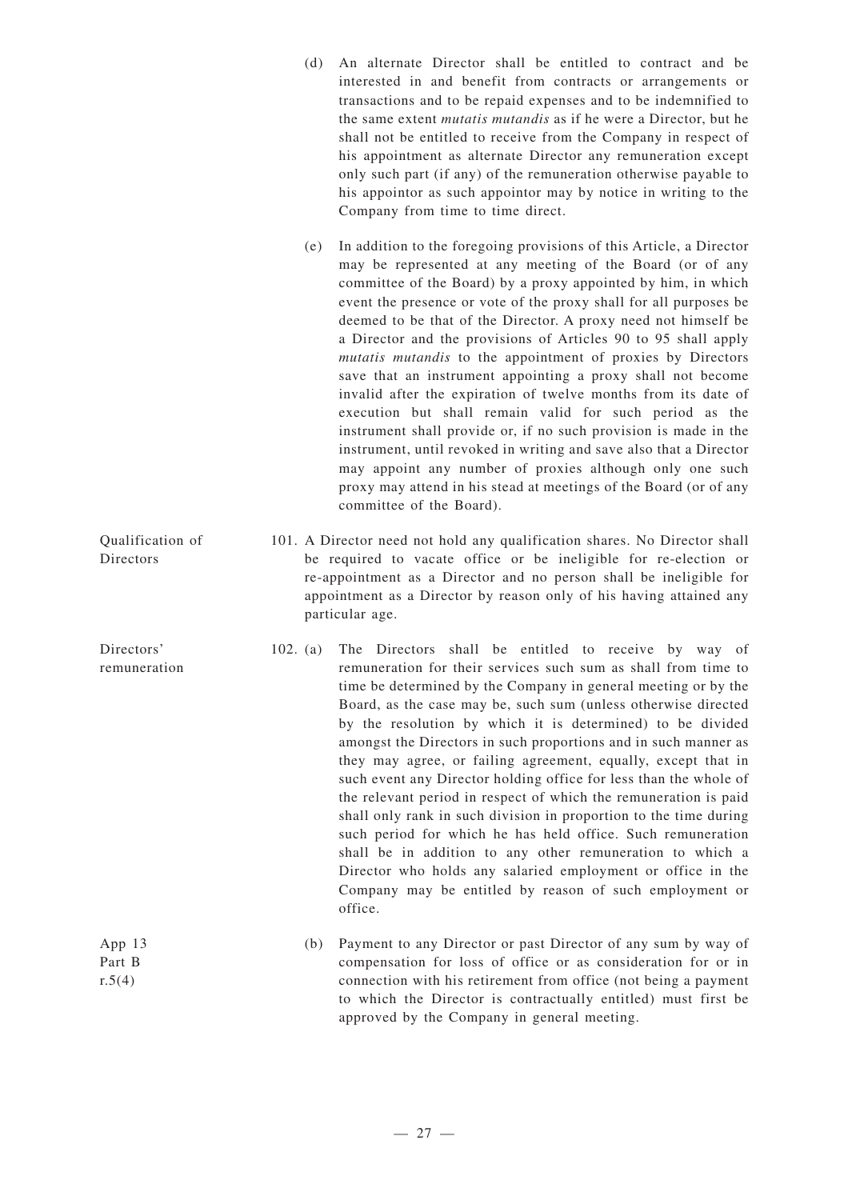(d) An alternate Director shall be entitled to contract and be interested in and benefit from contracts or arrangements or transactions and to be repaid expenses and to be indemnified to the same extent *mutatis mutandis* as if he were a Director, but he shall not be entitled to receive from the Company in respect of his appointment as alternate Director any remuneration except only such part (if any) of the remuneration otherwise payable to his appointor as such appointor may by notice in writing to the Company from time to time direct.

(e) In addition to the foregoing provisions of this Article, a Director may be represented at any meeting of the Board (or of any committee of the Board) by a proxy appointed by him, in which event the presence or vote of the proxy shall for all purposes be deemed to be that of the Director. A proxy need not himself be a Director and the provisions of Articles 90 to 95 shall apply *mutatis mutandis* to the appointment of proxies by Directors save that an instrument appointing a proxy shall not become invalid after the expiration of twelve months from its date of execution but shall remain valid for such period as the instrument shall provide or, if no such provision is made in the instrument, until revoked in writing and save also that a Director may appoint any number of proxies although only one such proxy may attend in his stead at meetings of the Board (or of any committee of the Board).

Qualification of Directors

101. A Director need not hold any qualification shares. No Director shall be required to vacate office or be ineligible for re-election or re-appointment as a Director and no person shall be ineligible for appointment as a Director by reason only of his having attained any particular age.

Directors' remuneration

102. (a) The Directors shall be entitled to receive by way of remuneration for their services such sum as shall from time to time be determined by the Company in general meeting or by the Board, as the case may be, such sum (unless otherwise directed by the resolution by which it is determined) to be divided amongst the Directors in such proportions and in such manner as they may agree, or failing agreement, equally, except that in such event any Director holding office for less than the whole of the relevant period in respect of which the remuneration is paid shall only rank in such division in proportion to the time during such period for which he has held office. Such remuneration shall be in addition to any other remuneration to which a Director who holds any salaried employment or office in the Company may be entitled by reason of such employment or office.

App 13 Part B r.5(4)

(b) Payment to any Director or past Director of any sum by way of compensation for loss of office or as consideration for or in connection with his retirement from office (not being a payment to which the Director is contractually entitled) must first be approved by the Company in general meeting.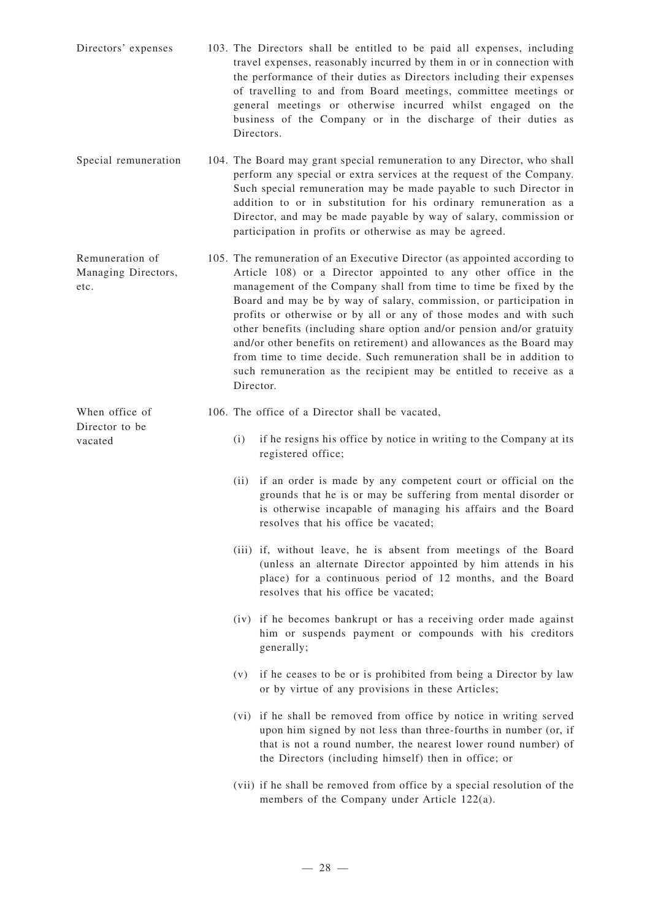Directors' expenses

103. The Directors shall be entitled to be paid all expenses, including travel expenses, reasonably incurred by them in or in connection with the performance of their duties as Directors including their expenses of travelling to and from Board meetings, committee meetings or general meetings or otherwise incurred whilst engaged on the business of the Company or in the discharge of their duties as Directors.

Special remuneration

104. The Board may grant special remuneration to any Director, who shall perform any special or extra services at the request of the Company. Such special remuneration may be made payable to such Director in addition to or in substitution for his ordinary remuneration as a Director, and may be made payable by way of salary, commission or participation in profits or otherwise as may be agreed.

Remuneration of Managing Directors, etc.

105. The remuneration of an Executive Director (as appointed according to Article 108) or a Director appointed to any other office in the management of the Company shall from time to time be fixed by the Board and may be by way of salary, commission, or participation in profits or otherwise or by all or any of those modes and with such other benefits (including share option and/or pension and/or gratuity and/or other benefits on retirement) and allowances as the Board may from time to time decide. Such remuneration shall be in addition to such remuneration as the recipient may be entitled to receive as a Director.

When office of Director to be vacated

106. The office of a Director shall be vacated,

(i) if he resigns his office by notice in writing to the Company at its registered office;

(ii) if an order is made by any competent court or official on the grounds that he is or may be suffering from mental disorder or is otherwise incapable of managing his affairs and the Board resolves that his office be vacated;

(iii) if, without leave, he is absent from meetings of the Board (unless an alternate Director appointed by him attends in his place) for a continuous period of 12 months, and the Board resolves that his office be vacated;

(iv) if he becomes bankrupt or has a receiving order made against him or suspends payment or compounds with his creditors generally;

(v) if he ceases to be or is prohibited from being a Director by law or by virtue of any provisions in these Articles;

(vi) if he shall be removed from office by notice in writing served upon him signed by not less than three-fourths in number (or, if that is not a round number, the nearest lower round number) of the Directors (including himself) then in office; or

(vii) if he shall be removed from office by a special resolution of the members of the Company under Article 122(a).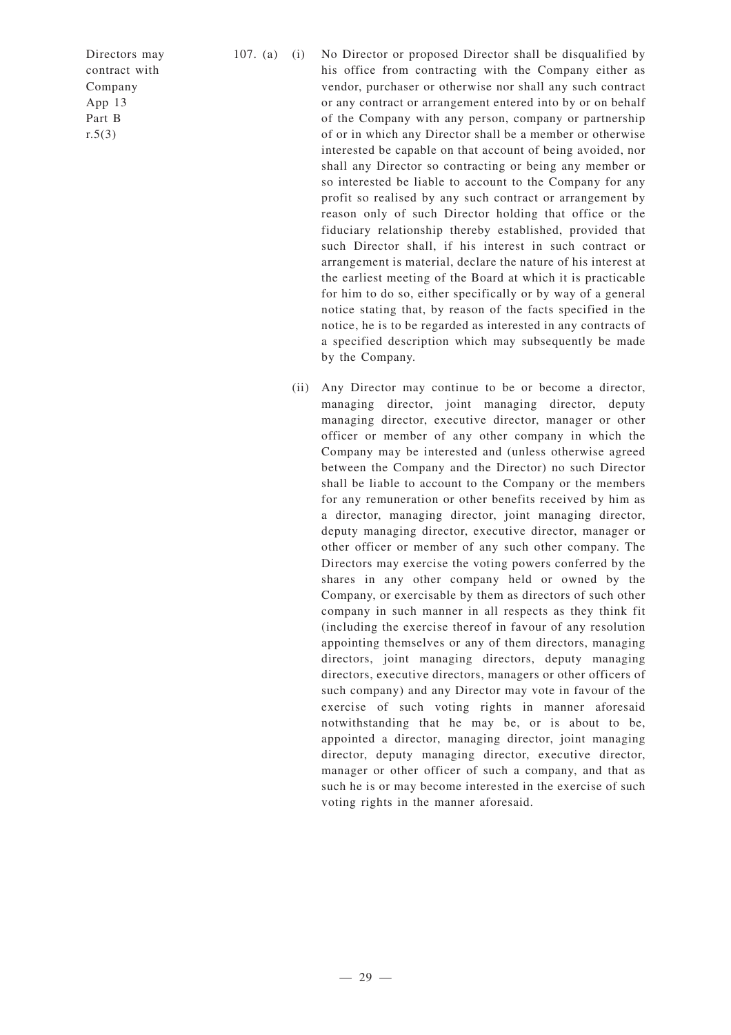Directors may contract with Company
App 13
Part B
r.5(3)

107. (a) (i) No Director or proposed Director shall be disqualified by his office from contracting with the Company either as vendor, purchaser or otherwise nor shall any such contract or any contract or arrangement entered into by or on behalf of the Company with any person, company or partnership of or in which any Director shall be a member or otherwise interested be capable on that account of being avoided, nor shall any Director so contracting or being any member or so interested be liable to account to the Company for any profit so realised by any such contract or arrangement by reason only of such Director holding that office or the fiduciary relationship thereby established, provided that such Director shall, if his interest in such contract or arrangement is material, declare the nature of his interest at the earliest meeting of the Board at which it is practicable for him to do so, either specifically or by way of a general notice stating that, by reason of the facts specified in the notice, he is to be regarded as interested in any contracts of a specified description which may subsequently be made by the Company.

(ii) Any Director may continue to be or become a director, managing director, joint managing director, deputy managing director, executive director, manager or other officer or member of any other company in which the Company may be interested and (unless otherwise agreed between the Company and the Director) no such Director shall be liable to account to the Company or the members for any remuneration or other benefits received by him as a director, managing director, joint managing director, deputy managing director, executive director, manager or other officer or member of any such other company. The Directors may exercise the voting powers conferred by the shares in any other company held or owned by the Company, or exercisable by them as directors of such other company in such manner in all respects as they think fit (including the exercise thereof in favour of any resolution appointing themselves or any of them directors, managing directors, joint managing directors, deputy managing directors, executive directors, managers or other officers of such company) and any Director may vote in favour of the exercise of such voting rights in manner aforesaid notwithstanding that he may be, or is about to be, appointed a director, managing director, joint managing director, deputy managing director, executive director, manager or other officer of such a company, and that as such he is or may become interested in the exercise of such voting rights in the manner aforesaid.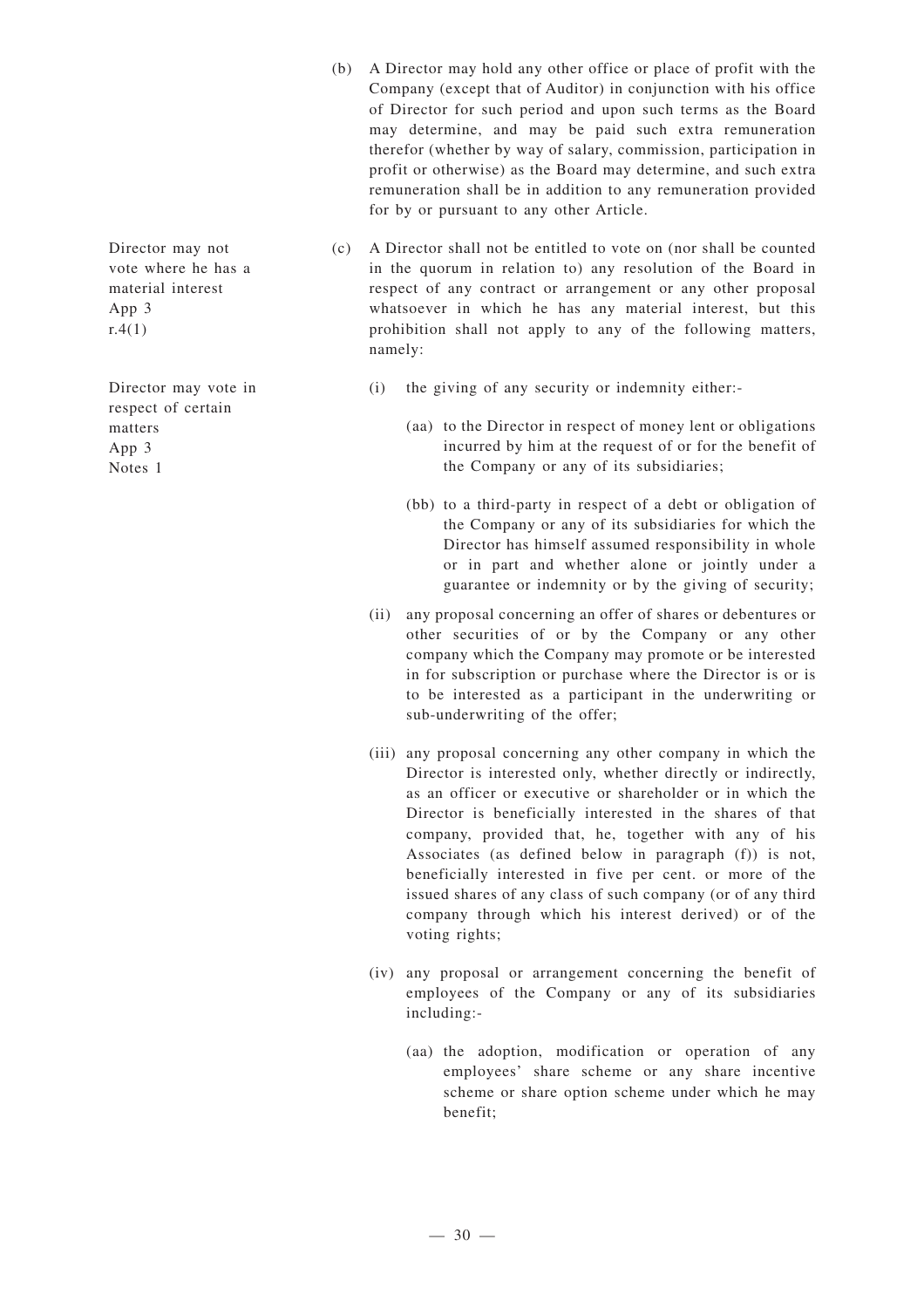(b) A Director may hold any other office or place of profit with the Company (except that of Auditor) in conjunction with his office of Director for such period and upon such terms as the Board may determine, and may be paid such extra remuneration therefor (whether by way of salary, commission, participation in profit or otherwise) as the Board may determine, and such extra remuneration shall be in addition to any remuneration provided for by or pursuant to any other Article.

Director may not vote where he has a material interest
App 3
r.4(1)

(c) A Director shall not be entitled to vote on (nor shall be counted in the quorum in relation to) any resolution of the Board in respect of any contract or arrangement or any other proposal whatsoever in which he has any material interest, but this prohibition shall not apply to any of the following matters, namely:

Director may vote in respect of certain matters
App 3
Notes 1

(i) the giving of any security or indemnity either:-

(aa) to the Director in respect of money lent or obligations incurred by him at the request of or for the benefit of the Company or any of its subsidiaries;

(bb) to a third-party in respect of a debt or obligation of the Company or any of its subsidiaries for which the Director has himself assumed responsibility in whole or in part and whether alone or jointly under a guarantee or indemnity or by the giving of security;

(ii) any proposal concerning an offer of shares or debentures or other securities of or by the Company or any other company which the Company may promote or be interested in for subscription or purchase where the Director is or is to be interested as a participant in the underwriting or sub-underwriting of the offer;

(iii) any proposal concerning any other company in which the Director is interested only, whether directly or indirectly, as an officer or executive or shareholder or in which the Director is beneficially interested in the shares of that company, provided that, he, together with any of his Associates (as defined below in paragraph (f)) is not, beneficially interested in five per cent. or more of the issued shares of any class of such company (or of any third company through which his interest derived) or of the voting rights;

(iv) any proposal or arrangement concerning the benefit of employees of the Company or any of its subsidiaries including:-

(aa) the adoption, modification or operation of any employees' share scheme or any share incentive scheme or share option scheme under which he may benefit;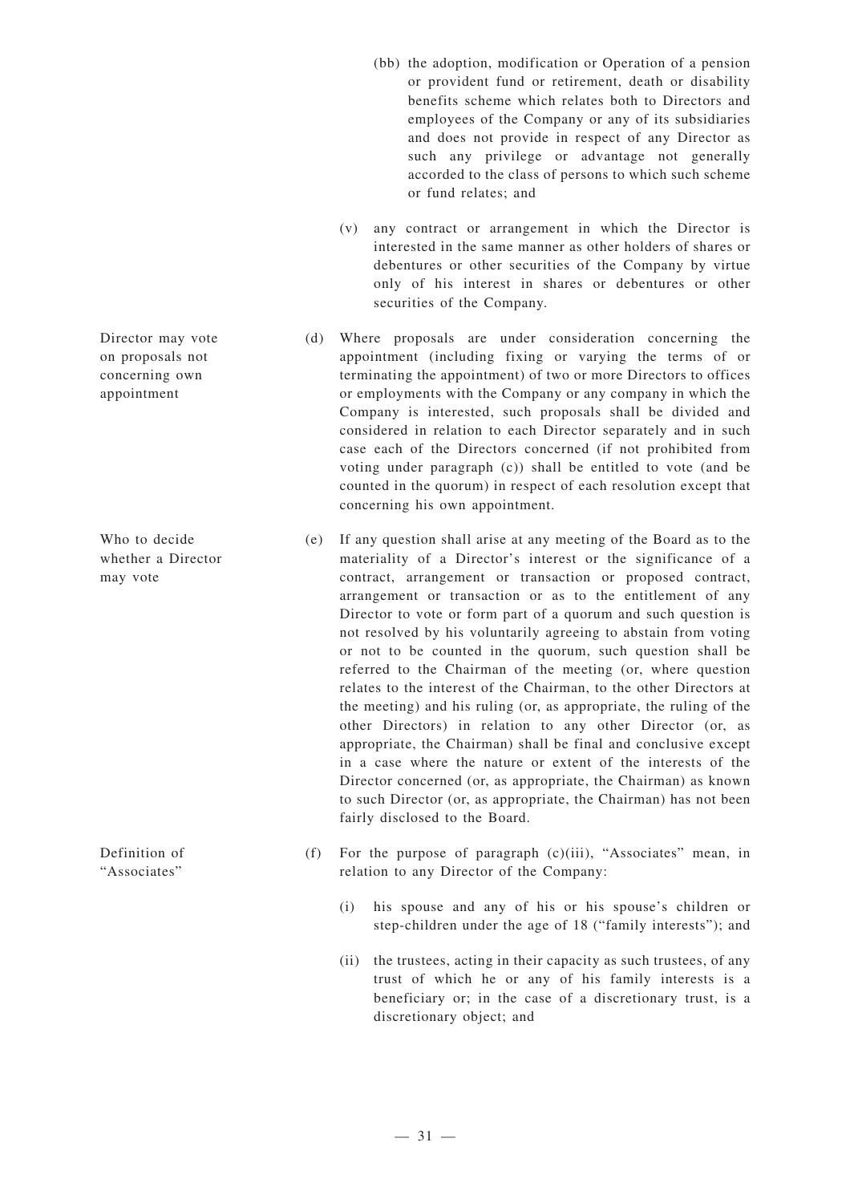(bb) the adoption, modification or Operation of a pension or provident fund or retirement, death or disability benefits scheme which relates both to Directors and employees of the Company or any of its subsidiaries and does not provide in respect of any Director as such any privilege or advantage not generally accorded to the class of persons to which such scheme or fund relates; and

(v) any contract or arrangement in which the Director is interested in the same manner as other holders of shares or debentures or other securities of the Company by virtue only of his interest in shares or debentures or other securities of the Company.

*Director may vote on proposals not concerning own appointment*

(d) Where proposals are under consideration concerning the appointment (including fixing or varying the terms of or terminating the appointment) of two or more Directors to offices or employments with the Company or any company in which the Company is interested, such proposals shall be divided and considered in relation to each Director separately and in such case each of the Directors concerned (if not prohibited from voting under paragraph (c)) shall be entitled to vote (and be counted in the quorum) in respect of each resolution except that concerning his own appointment.

*Who to decide whether a Director may vote*

(e) If any question shall arise at any meeting of the Board as to the materiality of a Director's interest or the significance of a contract, arrangement or transaction or proposed contract, arrangement or transaction or as to the entitlement of any Director to vote or form part of a quorum and such question is not resolved by his voluntarily agreeing to abstain from voting or not to be counted in the quorum, such question shall be referred to the Chairman of the meeting (or, where question relates to the interest of the Chairman, to the other Directors at the meeting) and his ruling (or, as appropriate, the ruling of the other Directors) in relation to any other Director (or, as appropriate, the Chairman) shall be final and conclusive except in a case where the nature or extent of the interests of the Director concerned (or, as appropriate, the Chairman) as known to such Director (or, as appropriate, the Chairman) has not been fairly disclosed to the Board.

*Definition of "Associates"*

(f) For the purpose of paragraph (c)(iii), "Associates" mean, in relation to any Director of the Company:

(i) his spouse and any of his or his spouse's children or step-children under the age of 18 ("family interests"); and

(ii) the trustees, acting in their capacity as such trustees, of any trust of which he or any of his family interests is a beneficiary or; in the case of a discretionary trust, is a discretionary object; and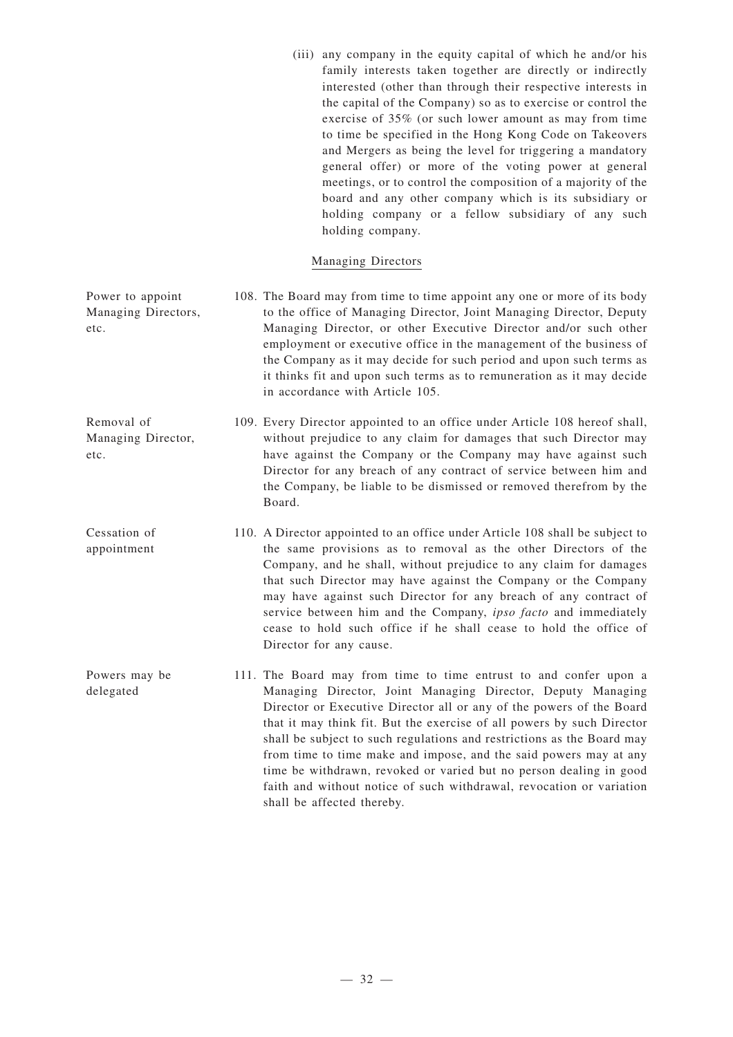(iii) any company in the equity capital of which he and/or his family interests taken together are directly or indirectly interested (other than through their respective interests in the capital of the Company) so as to exercise or control the exercise of 35% (or such lower amount as may from time to time be specified in the Hong Kong Code on Takeovers and Mergers as being the level for triggering a mandatory general offer) or more of the voting power at general meetings, or to control the composition of a majority of the board and any other company which is its subsidiary or holding company or a fellow subsidiary of any such holding company.

## Managing Directors

Power to appoint Managing Directors, etc.

108. The Board may from time to time appoint any one or more of its body to the office of Managing Director, Joint Managing Director, Deputy Managing Director, or other Executive Director and/or such other employment or executive office in the management of the business of the Company as it may decide for such period and upon such terms as it thinks fit and upon such terms as to remuneration as it may decide in accordance with Article 105.

Removal of Managing Director, etc.

109. Every Director appointed to an office under Article 108 hereof shall, without prejudice to any claim for damages that such Director may have against the Company or the Company may have against such Director for any breach of any contract of service between him and the Company, be liable to be dismissed or removed therefrom by the Board.

Cessation of appointment

110. A Director appointed to an office under Article 108 shall be subject to the same provisions as to removal as the other Directors of the Company, and he shall, without prejudice to any claim for damages that such Director may have against the Company or the Company may have against such Director for any breach of any contract of service between him and the Company, *ipso facto* and immediately cease to hold such office if he shall cease to hold the office of Director for any cause.

Powers may be delegated

111. The Board may from time to time entrust to and confer upon a Managing Director, Joint Managing Director, Deputy Managing Director or Executive Director all or any of the powers of the Board that it may think fit. But the exercise of all powers by such Director shall be subject to such regulations and restrictions as the Board may from time to time make and impose, and the said powers may at any time be withdrawn, revoked or varied but no person dealing in good faith and without notice of such withdrawal, revocation or variation shall be affected thereby.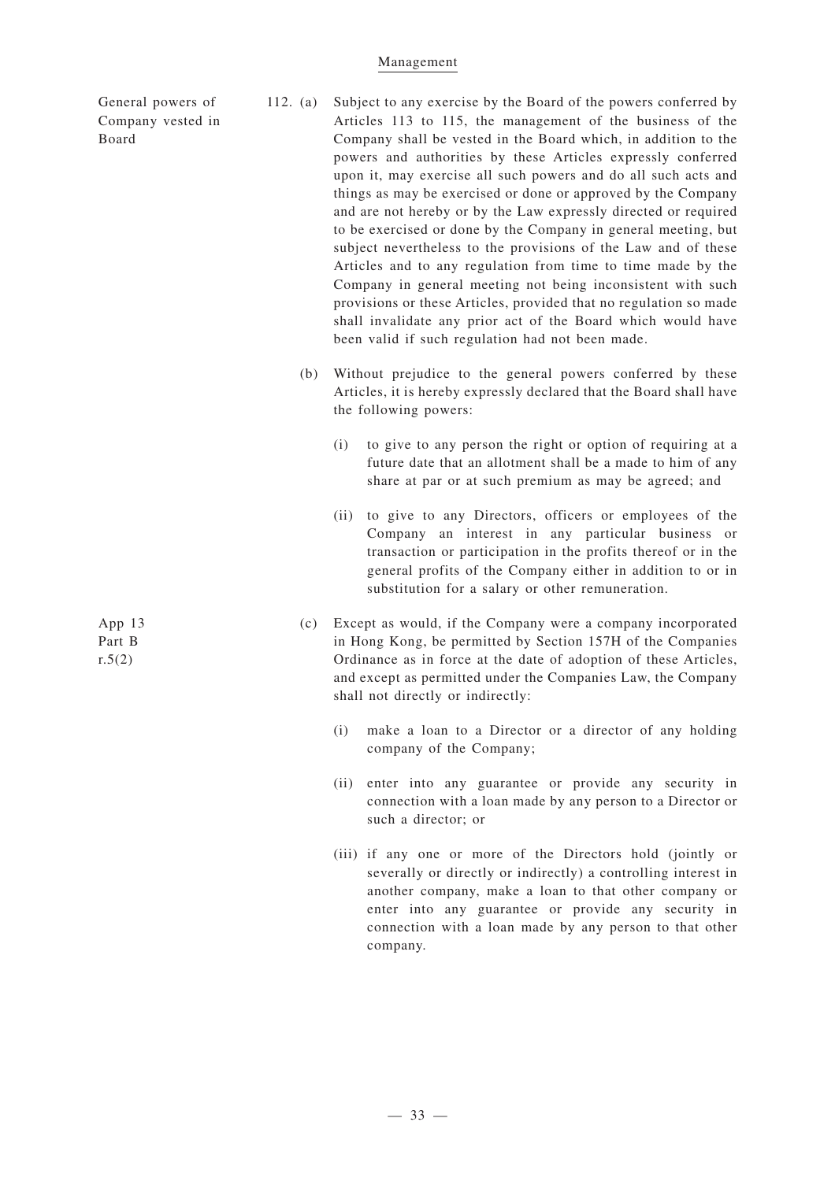Management

General powers of Company vested in Board

112. (a) Subject to any exercise by the Board of the powers conferred by Articles 113 to 115, the management of the business of the Company shall be vested in the Board which, in addition to the powers and authorities by these Articles expressly conferred upon it, may exercise all such powers and do all such acts and things as may be exercised or done or approved by the Company and are not hereby or by the Law expressly directed or required to be exercised or done by the Company in general meeting, but subject nevertheless to the provisions of the Law and of these Articles and to any regulation from time to time made by the Company in general meeting not being inconsistent with such provisions or these Articles, provided that no regulation so made shall invalidate any prior act of the Board which would have been valid if such regulation had not been made.

(b) Without prejudice to the general powers conferred by these Articles, it is hereby expressly declared that the Board shall have the following powers:

(i) to give to any person the right or option of requiring at a future date that an allotment shall be a made to him of any share at par or at such premium as may be agreed; and

(ii) to give to any Directors, officers or employees of the Company an interest in any particular business or transaction or participation in the profits thereof or in the general profits of the Company either in addition to or in substitution for a salary or other remuneration.

App 13 Part B r.5(2)

(c) Except as would, if the Company were a company incorporated in Hong Kong, be permitted by Section 157H of the Companies Ordinance as in force at the date of adoption of these Articles, and except as permitted under the Companies Law, the Company shall not directly or indirectly:

(i) make a loan to a Director or a director of any holding company of the Company;

(ii) enter into any guarantee or provide any security in connection with a loan made by any person to a Director or such a director; or

(iii) if any one or more of the Directors hold (jointly or severally or directly or indirectly) a controlling interest in another company, make a loan to that other company or enter into any guarantee or provide any security in connection with a loan made by any person to that other company.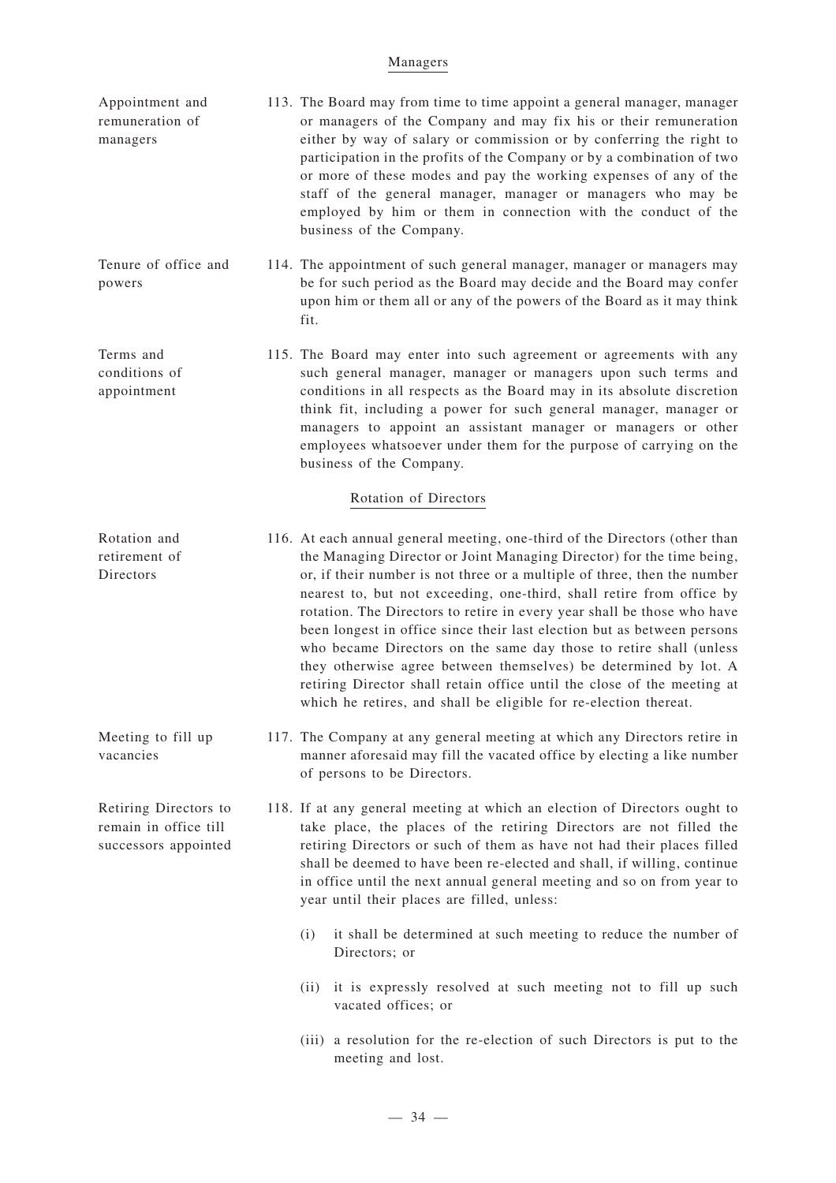## Managers

**Appointment and remuneration of managers**

113. The Board may from time to time appoint a general manager, manager or managers of the Company and may fix his or their remuneration either by way of salary or commission or by conferring the right to participation in the profits of the Company or by a combination of two or more of these modes and pay the working expenses of any of the staff of the general manager, manager or managers who may be employed by him or them in connection with the conduct of the business of the Company.

**Tenure of office and powers**

114. The appointment of such general manager, manager or managers may be for such period as the Board may decide and the Board may confer upon him or them all or any of the powers of the Board as it may think fit.

**Terms and conditions of appointment**

115. The Board may enter into such agreement or agreements with any such general manager, manager or managers upon such terms and conditions in all respects as the Board may in its absolute discretion think fit, including a power for such general manager, manager or managers to appoint an assistant manager or managers or other employees whatsoever under them for the purpose of carrying on the business of the Company.

## Rotation of Directors

**Rotation and retirement of Directors**

116. At each annual general meeting, one-third of the Directors (other than the Managing Director or Joint Managing Director) for the time being, or, if their number is not three or a multiple of three, then the number nearest to, but not exceeding, one-third, shall retire from office by rotation. The Directors to retire in every year shall be those who have been longest in office since their last election but as between persons who became Directors on the same day those to retire shall (unless they otherwise agree between themselves) be determined by lot. A retiring Director shall retain office until the close of the meeting at which he retires, and shall be eligible for re-election thereat.

**Meeting to fill up vacancies**

117. The Company at any general meeting at which any Directors retire in manner aforesaid may fill the vacated office by electing a like number of persons to be Directors.

**Retiring Directors to remain in office till successors appointed**

118. If at any general meeting at which an election of Directors ought to take place, the places of the retiring Directors are not filled the retiring Directors or such of them as have not had their places filled shall be deemed to have been re-elected and shall, if willing, continue in office until the next annual general meeting and so on from year to year until their places are filled, unless:

(i) it shall be determined at such meeting to reduce the number of Directors; or

(ii) it is expressly resolved at such meeting not to fill up such vacated offices; or

(iii) a resolution for the re-election of such Directors is put to the meeting and lost.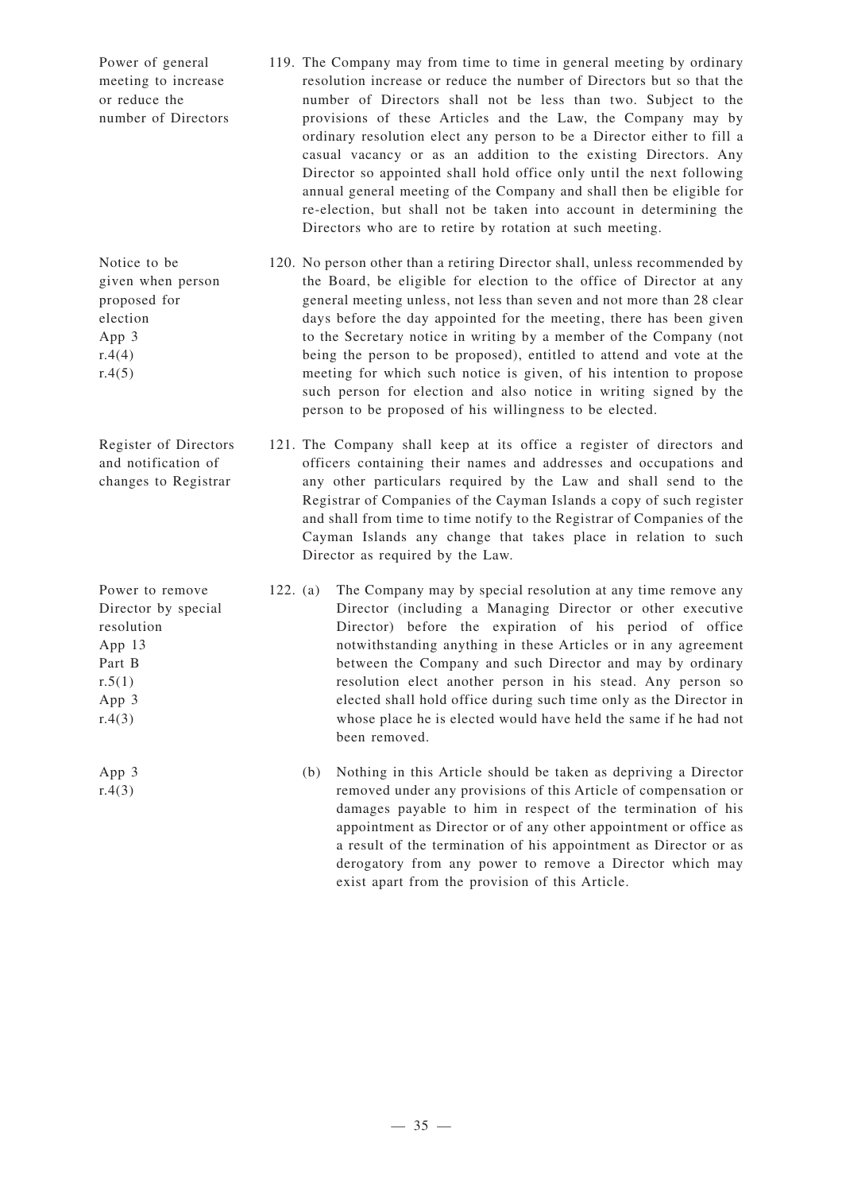Power of general meeting to increase or reduce the number of Directors

119. The Company may from time to time in general meeting by ordinary resolution increase or reduce the number of Directors but so that the number of Directors shall not be less than two. Subject to the provisions of these Articles and the Law, the Company may by ordinary resolution elect any person to be a Director either to fill a casual vacancy or as an addition to the existing Directors. Any Director so appointed shall hold office only until the next following annual general meeting of the Company and shall then be eligible for re-election, but shall not be taken into account in determining the Directors who are to retire by rotation at such meeting.

Notice to be given when person proposed for election
App 3
r.4(4)
r.4(5)

120. No person other than a retiring Director shall, unless recommended by the Board, be eligible for election to the office of Director at any general meeting unless, not less than seven and not more than 28 clear days before the day appointed for the meeting, there has been given to the Secretary notice in writing by a member of the Company (not being the person to be proposed), entitled to attend and vote at the meeting for which such notice is given, of his intention to propose such person for election and also notice in writing signed by the person to be proposed of his willingness to be elected.

Register of Directors and notification of changes to Registrar

121. The Company shall keep at its office a register of directors and officers containing their names and addresses and occupations and any other particulars required by the Law and shall send to the Registrar of Companies of the Cayman Islands a copy of such register and shall from time to time notify to the Registrar of Companies of the Cayman Islands any change that takes place in relation to such Director as required by the Law.

Power to remove Director by special resolution
App 13
Part B
r.5(1)
App 3
r.4(3)

122. (a) The Company may by special resolution at any time remove any Director (including a Managing Director or other executive Director) before the expiration of his period of office notwithstanding anything in these Articles or in any agreement between the Company and such Director and may by ordinary resolution elect another person in his stead. Any person so elected shall hold office during such time only as the Director in whose place he is elected would have held the same if he had not been removed.

App 3
r.4(3)

(b) Nothing in this Article should be taken as depriving a Director removed under any provisions of this Article of compensation or damages payable to him in respect of the termination of his appointment as Director or of any other appointment or office as a result of the termination of his appointment as Director or as derogatory from any power to remove a Director which may exist apart from the provision of this Article.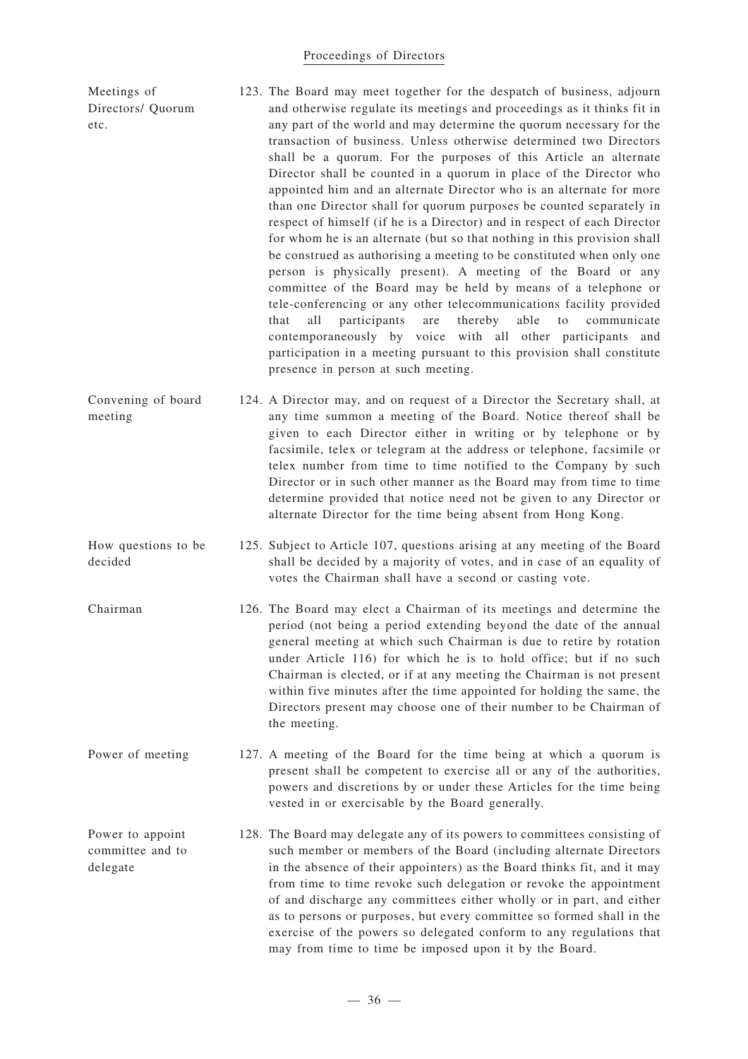## Proceedings of Directors

**Meetings of Directors/ Quorum etc.**

123. The Board may meet together for the despatch of business, adjourn and otherwise regulate its meetings and proceedings as it thinks fit in any part of the world and may determine the quorum necessary for the transaction of business. Unless otherwise determined two Directors shall be a quorum. For the purposes of this Article an alternate Director shall be counted in a quorum in place of the Director who appointed him and an alternate Director who is an alternate for more than one Director shall for quorum purposes be counted separately in respect of himself (if he is a Director) and in respect of each Director for whom he is an alternate (but so that nothing in this provision shall be construed as authorising a meeting to be constituted when only one person is physically present). A meeting of the Board or any committee of the Board may be held by means of a telephone or tele-conferencing or any other telecommunications facility provided that all participants are thereby able to communicate contemporaneously by voice with all other participants and participation in a meeting pursuant to this provision shall constitute presence in person at such meeting.

**Convening of board meeting**

124. A Director may, and on request of a Director the Secretary shall, at any time summon a meeting of the Board. Notice thereof shall be given to each Director either in writing or by telephone or by facsimile, telex or telegram at the address or telephone, facsimile or telex number from time to time notified to the Company by such Director or in such other manner as the Board may from time to time determine provided that notice need not be given to any Director or alternate Director for the time being absent from Hong Kong.

**How questions to be decided**

125. Subject to Article 107, questions arising at any meeting of the Board shall be decided by a majority of votes, and in case of an equality of votes the Chairman shall have a second or casting vote.

**Chairman**

126. The Board may elect a Chairman of its meetings and determine the period (not being a period extending beyond the date of the annual general meeting at which such Chairman is due to retire by rotation under Article 116) for which he is to hold office; but if no such Chairman is elected, or if at any meeting the Chairman is not present within five minutes after the time appointed for holding the same, the Directors present may choose one of their number to be Chairman of the meeting.

**Power of meeting**

127. A meeting of the Board for the time being at which a quorum is present shall be competent to exercise all or any of the authorities, powers and discretions by or under these Articles for the time being vested in or exercisable by the Board generally.

**Power to appoint committee and to delegate**

128. The Board may delegate any of its powers to committees consisting of such member or members of the Board (including alternate Directors in the absence of their appointers) as the Board thinks fit, and it may from time to time revoke such delegation or revoke the appointment of and discharge any committees either wholly or in part, and either as to persons or purposes, but every committee so formed shall in the exercise of the powers so delegated conform to any regulations that may from time to time be imposed upon it by the Board.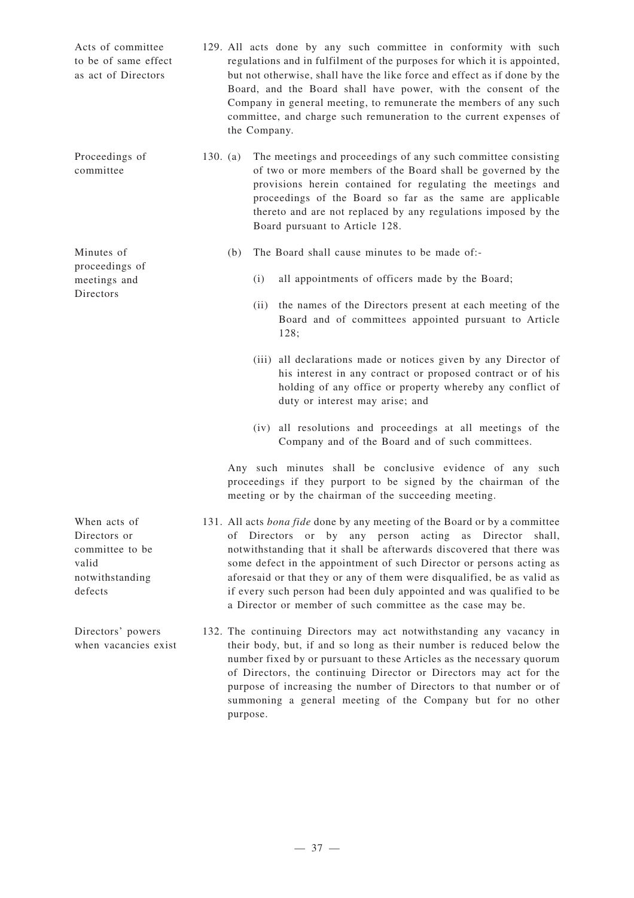**Acts of committee to be of same effect as act of Directors**

129. All acts done by any such committee in conformity with such regulations and in fulfilment of the purposes for which it is appointed, but not otherwise, shall have the like force and effect as if done by the Board, and the Board shall have power, with the consent of the Company in general meeting, to remunerate the members of any such committee, and charge such remuneration to the current expenses of the Company.

**Proceedings of committee**

130. (a) The meetings and proceedings of any such committee consisting of two or more members of the Board shall be governed by the provisions herein contained for regulating the meetings and proceedings of the Board so far as the same are applicable thereto and are not replaced by any regulations imposed by the Board pursuant to Article 128.

**Minutes of proceedings of meetings and Directors**

(b) The Board shall cause minutes to be made of:-

(i) all appointments of officers made by the Board;

(ii) the names of the Directors present at each meeting of the Board and of committees appointed pursuant to Article 128;

(iii) all declarations made or notices given by any Director of his interest in any contract or proposed contract or of his holding of any office or property whereby any conflict of duty or interest may arise; and

(iv) all resolutions and proceedings at all meetings of the Company and of the Board and of such committees.

Any such minutes shall be conclusive evidence of any such proceedings if they purport to be signed by the chairman of the meeting or by the chairman of the succeeding meeting.

**When acts of Directors or committee to be valid notwithstanding defects**

131. All acts *bona fide* done by any meeting of the Board or by a committee of Directors or by any person acting as Director shall, notwithstanding that it shall be afterwards discovered that there was some defect in the appointment of such Director or persons acting as aforesaid or that they or any of them were disqualified, be as valid as if every such person had been duly appointed and was qualified to be a Director or member of such committee as the case may be.

**Directors' powers when vacancies exist**

132. The continuing Directors may act notwithstanding any vacancy in their body, but, if and so long as their number is reduced below the number fixed by or pursuant to these Articles as the necessary quorum of Directors, the continuing Director or Directors may act for the purpose of increasing the number of Directors to that number or of summoning a general meeting of the Company but for no other purpose.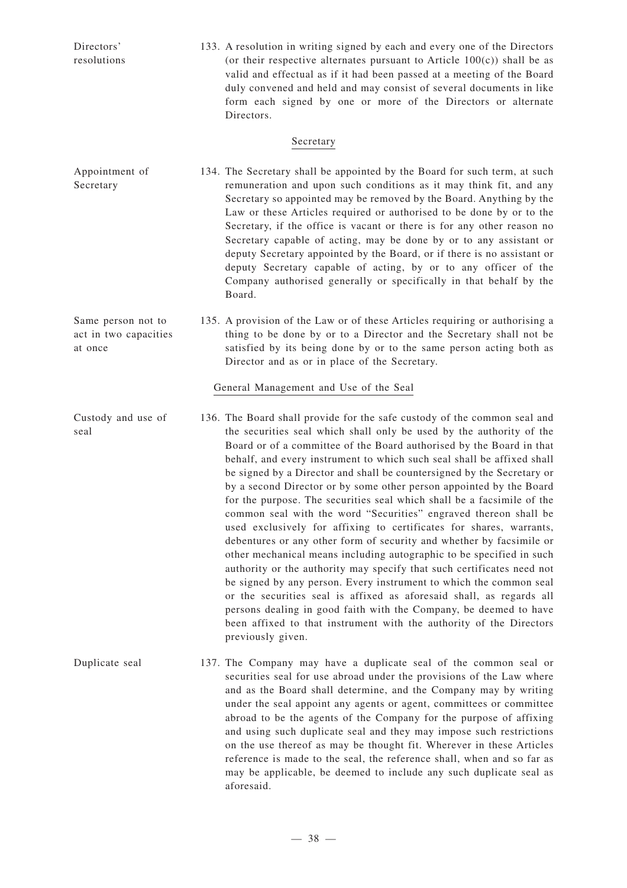Directors' resolutions

133. A resolution in writing signed by each and every one of the Directors (or their respective alternates pursuant to Article 100(c)) shall be as valid and effectual as if it had been passed at a meeting of the Board duly convened and held and may consist of several documents in like form each signed by one or more of the Directors or alternate Directors.

## Secretary

Appointment of Secretary

134. The Secretary shall be appointed by the Board for such term, at such remuneration and upon such conditions as it may think fit, and any Secretary so appointed may be removed by the Board. Anything by the Law or these Articles required or authorised to be done by or to the Secretary, if the office is vacant or there is for any other reason no Secretary capable of acting, may be done by or to any assistant or deputy Secretary appointed by the Board, or if there is no assistant or deputy Secretary capable of acting, by or to any officer of the Company authorised generally or specifically in that behalf by the Board.

Same person not to act in two capacities at once

135. A provision of the Law or of these Articles requiring or authorising a thing to be done by or to a Director and the Secretary shall not be satisfied by its being done by or to the same person acting both as Director and as or in place of the Secretary.

## General Management and Use of the Seal

Custody and use of seal

136. The Board shall provide for the safe custody of the common seal and the securities seal which shall only be used by the authority of the Board or of a committee of the Board authorised by the Board in that behalf, and every instrument to which such seal shall be affixed shall be signed by a Director and shall be countersigned by the Secretary or by a second Director or by some other person appointed by the Board for the purpose. The securities seal which shall be a facsimile of the common seal with the word "Securities" engraved thereon shall be used exclusively for affixing to certificates for shares, warrants, debentures or any other form of security and whether by facsimile or other mechanical means including autographic to be specified in such authority or the authority may specify that such certificates need not be signed by any person. Every instrument to which the common seal or the securities seal is affixed as aforesaid shall, as regards all persons dealing in good faith with the Company, be deemed to have been affixed to that instrument with the authority of the Directors previously given.

Duplicate seal

137. The Company may have a duplicate seal of the common seal or securities seal for use abroad under the provisions of the Law where and as the Board shall determine, and the Company may by writing under the seal appoint any agents or agent, committees or committee abroad to be the agents of the Company for the purpose of affixing and using such duplicate seal and they may impose such restrictions on the use thereof as may be thought fit. Wherever in these Articles reference is made to the seal, the reference shall, when and so far as may be applicable, be deemed to include any such duplicate seal as aforesaid.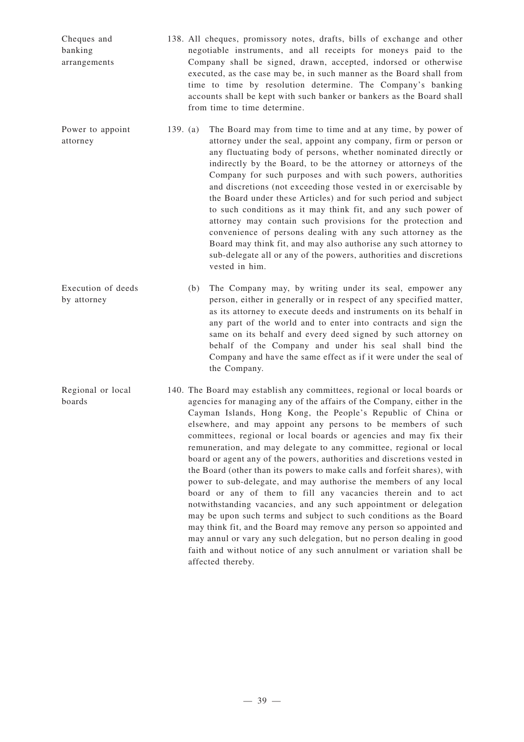**Cheques and banking arrangements**

138. All cheques, promissory notes, drafts, bills of exchange and other negotiable instruments, and all receipts for moneys paid to the Company shall be signed, drawn, accepted, indorsed or otherwise executed, as the case may be, in such manner as the Board shall from time to time by resolution determine. The Company's banking accounts shall be kept with such banker or bankers as the Board shall from time to time determine.

**Power to appoint attorney**

139. (a) The Board may from time to time and at any time, by power of attorney under the seal, appoint any company, firm or person or any fluctuating body of persons, whether nominated directly or indirectly by the Board, to be the attorney or attorneys of the Company for such purposes and with such powers, authorities and discretions (not exceeding those vested in or exercisable by the Board under these Articles) and for such period and subject to such conditions as it may think fit, and any such power of attorney may contain such provisions for the protection and convenience of persons dealing with any such attorney as the Board may think fit, and may also authorise any such attorney to sub-delegate all or any of the powers, authorities and discretions vested in him.

**Execution of deeds by attorney**

(b) The Company may, by writing under its seal, empower any person, either in generally or in respect of any specified matter, as its attorney to execute deeds and instruments on its behalf in any part of the world and to enter into contracts and sign the same on its behalf and every deed signed by such attorney on behalf of the Company and under his seal shall bind the Company and have the same effect as if it were under the seal of the Company.

**Regional or local boards**

140. The Board may establish any committees, regional or local boards or agencies for managing any of the affairs of the Company, either in the Cayman Islands, Hong Kong, the People's Republic of China or elsewhere, and may appoint any persons to be members of such committees, regional or local boards or agencies and may fix their remuneration, and may delegate to any committee, regional or local board or agent any of the powers, authorities and discretions vested in the Board (other than its powers to make calls and forfeit shares), with power to sub-delegate, and may authorise the members of any local board or any of them to fill any vacancies therein and to act notwithstanding vacancies, and any such appointment or delegation may be upon such terms and subject to such conditions as the Board may think fit, and the Board may remove any person so appointed and may annul or vary any such delegation, but no person dealing in good faith and without notice of any such annulment or variation shall be affected thereby.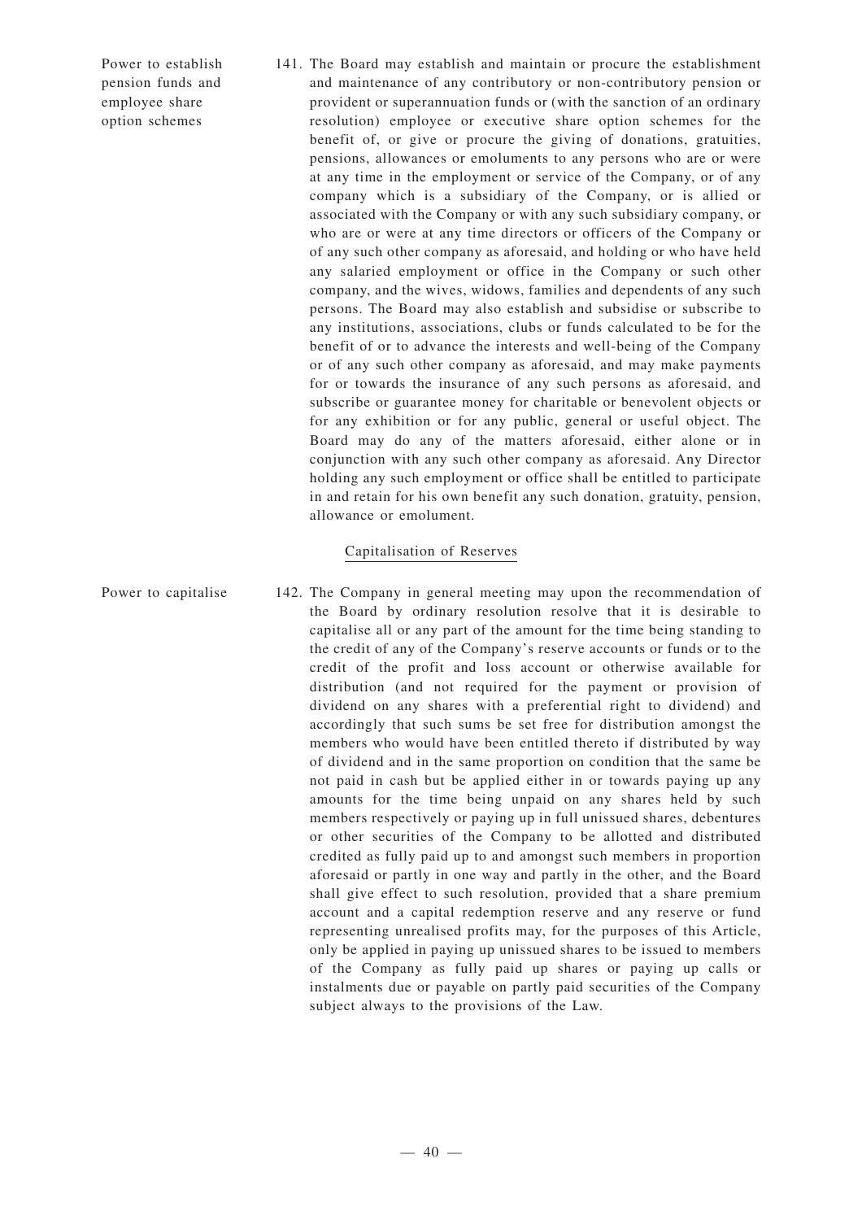Power to establish pension funds and employee share option schemes

141. The Board may establish and maintain or procure the establishment and maintenance of any contributory or non-contributory pension or provident or superannuation funds or (with the sanction of an ordinary resolution) employee or executive share option schemes for the benefit of, or give or procure the giving of donations, gratuities, pensions, allowances or emoluments to any persons who are or were at any time in the employment or service of the Company, or of any company which is a subsidiary of the Company, or is allied or associated with the Company or with any such subsidiary company, or who are or were at any time directors or officers of the Company or of any such other company as aforesaid, and holding or who have held any salaried employment or office in the Company or such other company, and the wives, widows, families and dependents of any such persons. The Board may also establish and subsidise or subscribe to any institutions, associations, clubs or funds calculated to be for the benefit of or to advance the interests and well-being of the Company or of any such other company as aforesaid, and may make payments for or towards the insurance of any such persons as aforesaid, and subscribe or guarantee money for charitable or benevolent objects or for any exhibition or for any public, general or useful object. The Board may do any of the matters aforesaid, either alone or in conjunction with any such other company as aforesaid. Any Director holding any such employment or office shall be entitled to participate in and retain for his own benefit any such donation, gratuity, pension, allowance or emolument.

## Capitalisation of Reserves

Power to capitalise

142. The Company in general meeting may upon the recommendation of the Board by ordinary resolution resolve that it is desirable to capitalise all or any part of the amount for the time being standing to the credit of any of the Company's reserve accounts or funds or to the credit of the profit and loss account or otherwise available for distribution (and not required for the payment or provision of dividend on any shares with a preferential right to dividend) and accordingly that such sums be set free for distribution amongst the members who would have been entitled thereto if distributed by way of dividend and in the same proportion on condition that the same be not paid in cash but be applied either in or towards paying up any amounts for the time being unpaid on any shares held by such members respectively or paying up in full unissued shares, debentures or other securities of the Company to be allotted and distributed credited as fully paid up to and amongst such members in proportion aforesaid or partly in one way and partly in the other, and the Board shall give effect to such resolution, provided that a share premium account and a capital redemption reserve and any reserve or fund representing unrealised profits may, for the purposes of this Article, only be applied in paying up unissued shares to be issued to members of the Company as fully paid up shares or paying up calls or instalments due or payable on partly paid securities of the Company subject always to the provisions of the Law.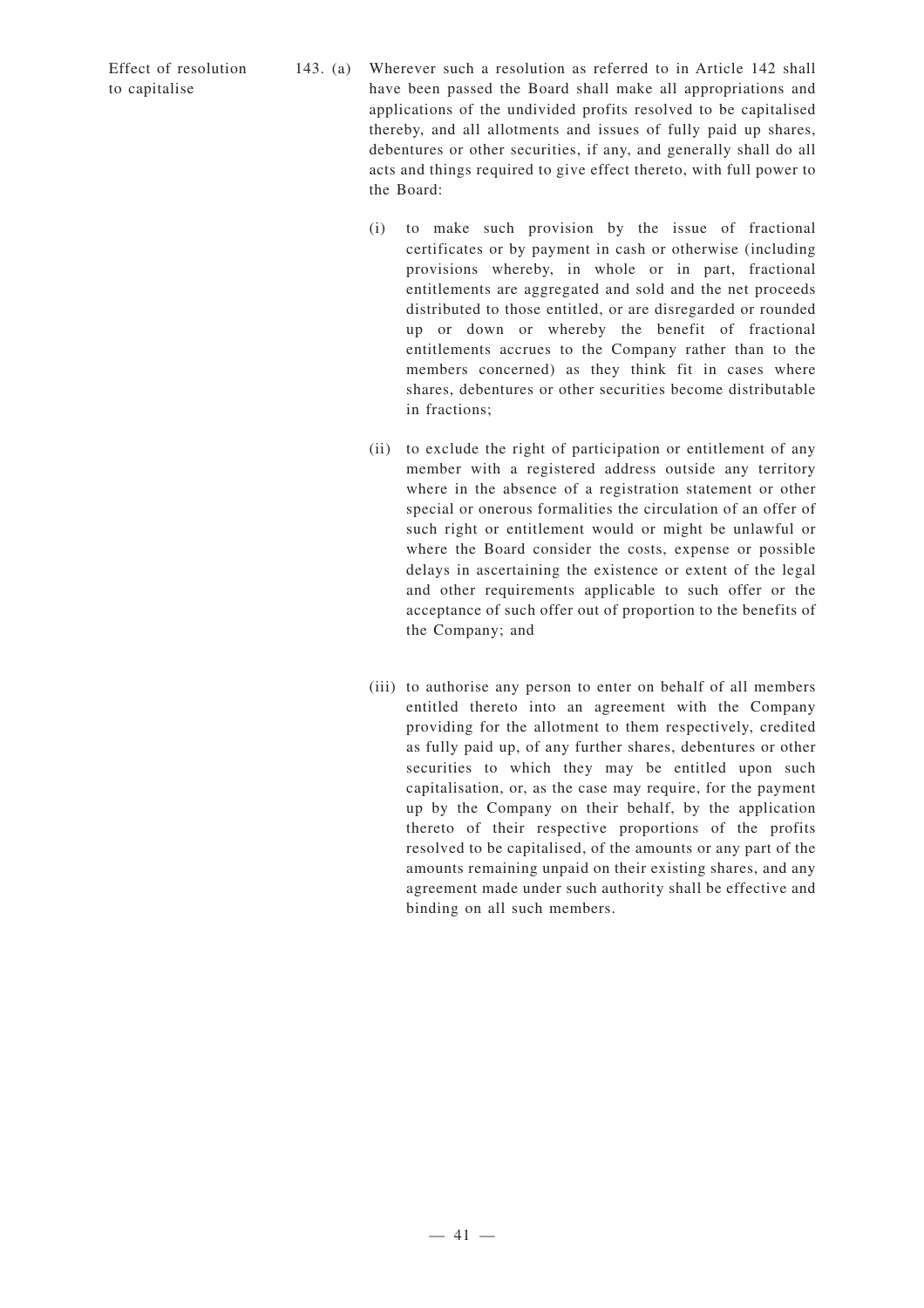Effect of resolution to capitalise

143. (a) Wherever such a resolution as referred to in Article 142 shall have been passed the Board shall make all appropriations and applications of the undivided profits resolved to be capitalised thereby, and all allotments and issues of fully paid up shares, debentures or other securities, if any, and generally shall do all acts and things required to give effect thereto, with full power to the Board:

(i) to make such provision by the issue of fractional certificates or by payment in cash or otherwise (including provisions whereby, in whole or in part, fractional entitlements are aggregated and sold and the net proceeds distributed to those entitled, or are disregarded or rounded up or down or whereby the benefit of fractional entitlements accrues to the Company rather than to the members concerned) as they think fit in cases where shares, debentures or other securities become distributable in fractions;

(ii) to exclude the right of participation or entitlement of any member with a registered address outside any territory where in the absence of a registration statement or other special or onerous formalities the circulation of an offer of such right or entitlement would or might be unlawful or where the Board consider the costs, expense or possible delays in ascertaining the existence or extent of the legal and other requirements applicable to such offer or the acceptance of such offer out of proportion to the benefits of the Company; and

(iii) to authorise any person to enter on behalf of all members entitled thereto into an agreement with the Company providing for the allotment to them respectively, credited as fully paid up, of any further shares, debentures or other securities to which they may be entitled upon such capitalisation, or, as the case may require, for the payment up by the Company on their behalf, by the application thereto of their respective proportions of the profits resolved to be capitalised, of the amounts or any part of the amounts remaining unpaid on their existing shares, and any agreement made under such authority shall be effective and binding on all such members.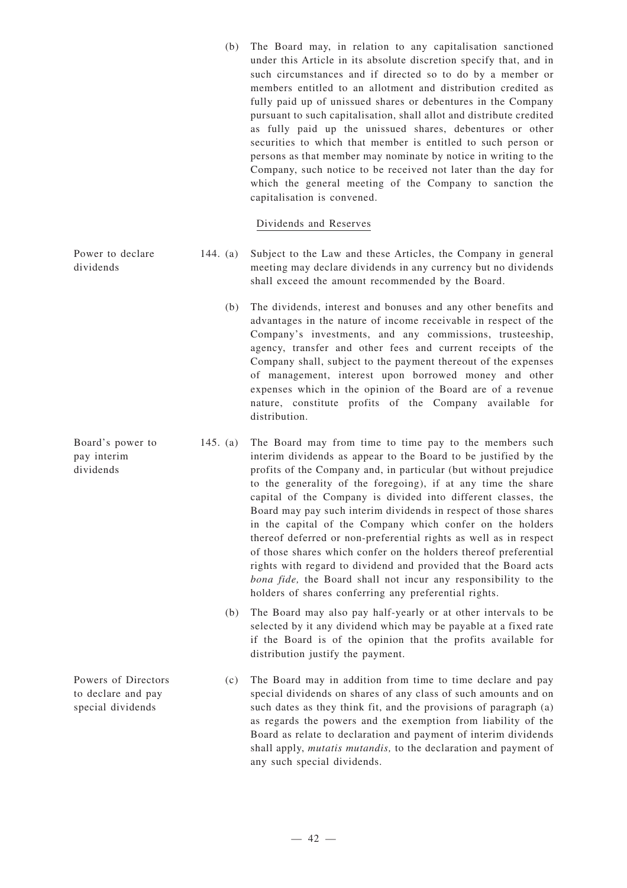(b) The Board may, in relation to any capitalisation sanctioned under this Article in its absolute discretion specify that, and in such circumstances and if directed so to do by a member or members entitled to an allotment and distribution credited as fully paid up of unissued shares or debentures in the Company pursuant to such capitalisation, shall allot and distribute credited as fully paid up the unissued shares, debentures or other securities to which that member is entitled to such person or persons as that member may nominate by notice in writing to the Company, such notice to be received not later than the day for which the general meeting of the Company to sanction the capitalisation is convened.

## Dividends and Reserves

Power to declare dividends

144. (a) Subject to the Law and these Articles, the Company in general meeting may declare dividends in any currency but no dividends shall exceed the amount recommended by the Board.

(b) The dividends, interest and bonuses and any other benefits and advantages in the nature of income receivable in respect of the Company's investments, and any commissions, trusteeship, agency, transfer and other fees and current receipts of the Company shall, subject to the payment thereout of the expenses of management, interest upon borrowed money and other expenses which in the opinion of the Board are of a revenue nature, constitute profits of the Company available for distribution.

Board's power to pay interim dividends

145. (a) The Board may from time to time pay to the members such interim dividends as appear to the Board to be justified by the profits of the Company and, in particular (but without prejudice to the generality of the foregoing), if at any time the share capital of the Company is divided into different classes, the Board may pay such interim dividends in respect of those shares in the capital of the Company which confer on the holders thereof deferred or non-preferential rights as well as in respect of those shares which confer on the holders thereof preferential rights with regard to dividend and provided that the Board acts *bona fide,* the Board shall not incur any responsibility to the holders of shares conferring any preferential rights.

(b) The Board may also pay half-yearly or at other intervals to be selected by it any dividend which may be payable at a fixed rate if the Board is of the opinion that the profits available for distribution justify the payment.

Powers of Directors to declare and pay special dividends

(c) The Board may in addition from time to time declare and pay special dividends on shares of any class of such amounts and on such dates as they think fit, and the provisions of paragraph (a) as regards the powers and the exemption from liability of the Board as relate to declaration and payment of interim dividends shall apply, *mutatis mutandis,* to the declaration and payment of any such special dividends.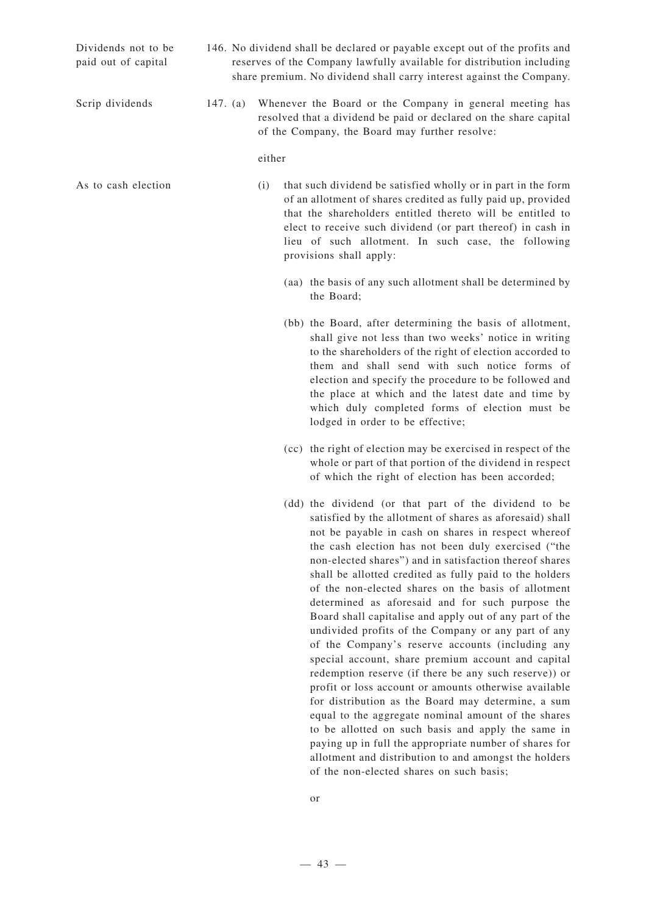Dividends not to be paid out of capital

146. No dividend shall be declared or payable except out of the profits and reserves of the Company lawfully available for distribution including share premium. No dividend shall carry interest against the Company.

Scrip dividends

147. (a) Whenever the Board or the Company in general meeting has resolved that a dividend be paid or declared on the share capital of the Company, the Board may further resolve:

either

As to cash election

(i) that such dividend be satisfied wholly or in part in the form of an allotment of shares credited as fully paid up, provided that the shareholders entitled thereto will be entitled to elect to receive such dividend (or part thereof) in cash in lieu of such allotment. In such case, the following provisions shall apply:

(aa) the basis of any such allotment shall be determined by the Board;

(bb) the Board, after determining the basis of allotment, shall give not less than two weeks' notice in writing to the shareholders of the right of election accorded to them and shall send with such notice forms of election and specify the procedure to be followed and the place at which and the latest date and time by which duly completed forms of election must be lodged in order to be effective;

(cc) the right of election may be exercised in respect of the whole or part of that portion of the dividend in respect of which the right of election has been accorded;

(dd) the dividend (or that part of the dividend to be satisfied by the allotment of shares as aforesaid) shall not be payable in cash on shares in respect whereof the cash election has not been duly exercised ("the non-elected shares") and in satisfaction thereof shares shall be allotted credited as fully paid to the holders of the non-elected shares on the basis of allotment determined as aforesaid and for such purpose the Board shall capitalise and apply out of any part of the undivided profits of the Company or any part of any of the Company's reserve accounts (including any special account, share premium account and capital redemption reserve (if there be any such reserve)) or profit or loss account or amounts otherwise available for distribution as the Board may determine, a sum equal to the aggregate nominal amount of the shares to be allotted on such basis and apply the same in paying up in full the appropriate number of shares for allotment and distribution to and amongst the holders of the non-elected shares on such basis;

or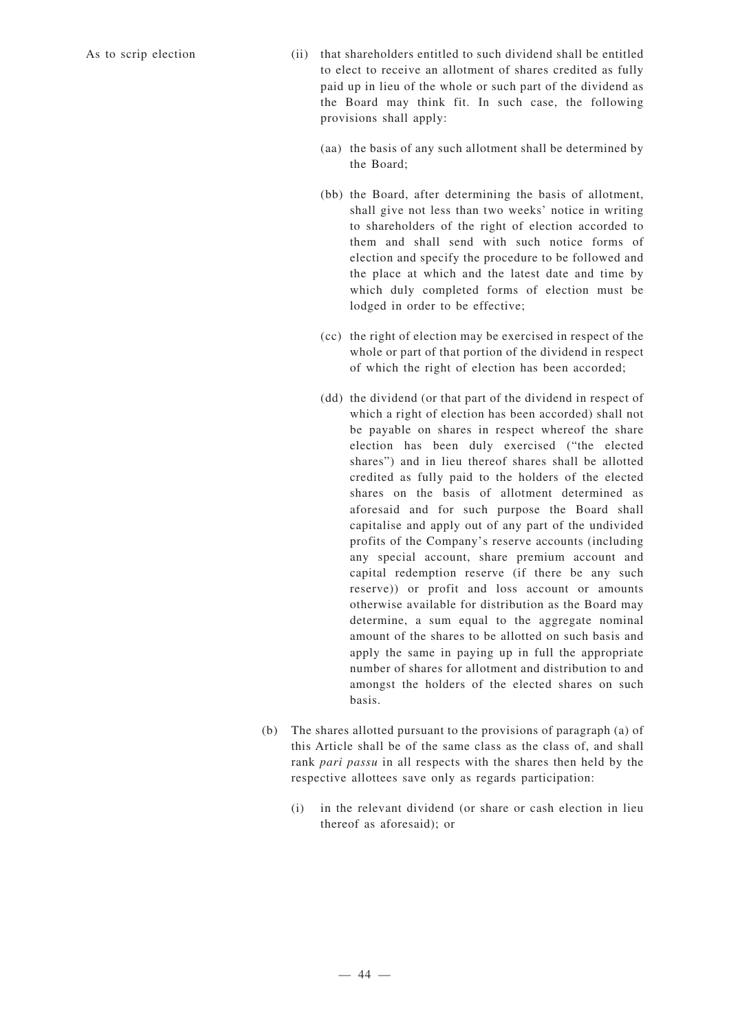As to scrip election

(ii) that shareholders entitled to such dividend shall be entitled to elect to receive an allotment of shares credited as fully paid up in lieu of the whole or such part of the dividend as the Board may think fit. In such case, the following provisions shall apply:

(aa) the basis of any such allotment shall be determined by the Board;

(bb) the Board, after determining the basis of allotment, shall give not less than two weeks' notice in writing to shareholders of the right of election accorded to them and shall send with such notice forms of election and specify the procedure to be followed and the place at which and the latest date and time by which duly completed forms of election must be lodged in order to be effective;

(cc) the right of election may be exercised in respect of the whole or part of that portion of the dividend in respect of which the right of election has been accorded;

(dd) the dividend (or that part of the dividend in respect of which a right of election has been accorded) shall not be payable on shares in respect whereof the share election has been duly exercised ("the elected shares") and in lieu thereof shares shall be allotted credited as fully paid to the holders of the elected shares on the basis of allotment determined as aforesaid and for such purpose the Board shall capitalise and apply out of any part of the undivided profits of the Company's reserve accounts (including any special account, share premium account and capital redemption reserve (if there be any such reserve)) or profit and loss account or amounts otherwise available for distribution as the Board may determine, a sum equal to the aggregate nominal amount of the shares to be allotted on such basis and apply the same in paying up in full the appropriate number of shares for allotment and distribution to and amongst the holders of the elected shares on such basis.

(b) The shares allotted pursuant to the provisions of paragraph (a) of this Article shall be of the same class as the class of, and shall rank *pari passu* in all respects with the shares then held by the respective allottees save only as regards participation:

(i) in the relevant dividend (or share or cash election in lieu thereof as aforesaid); or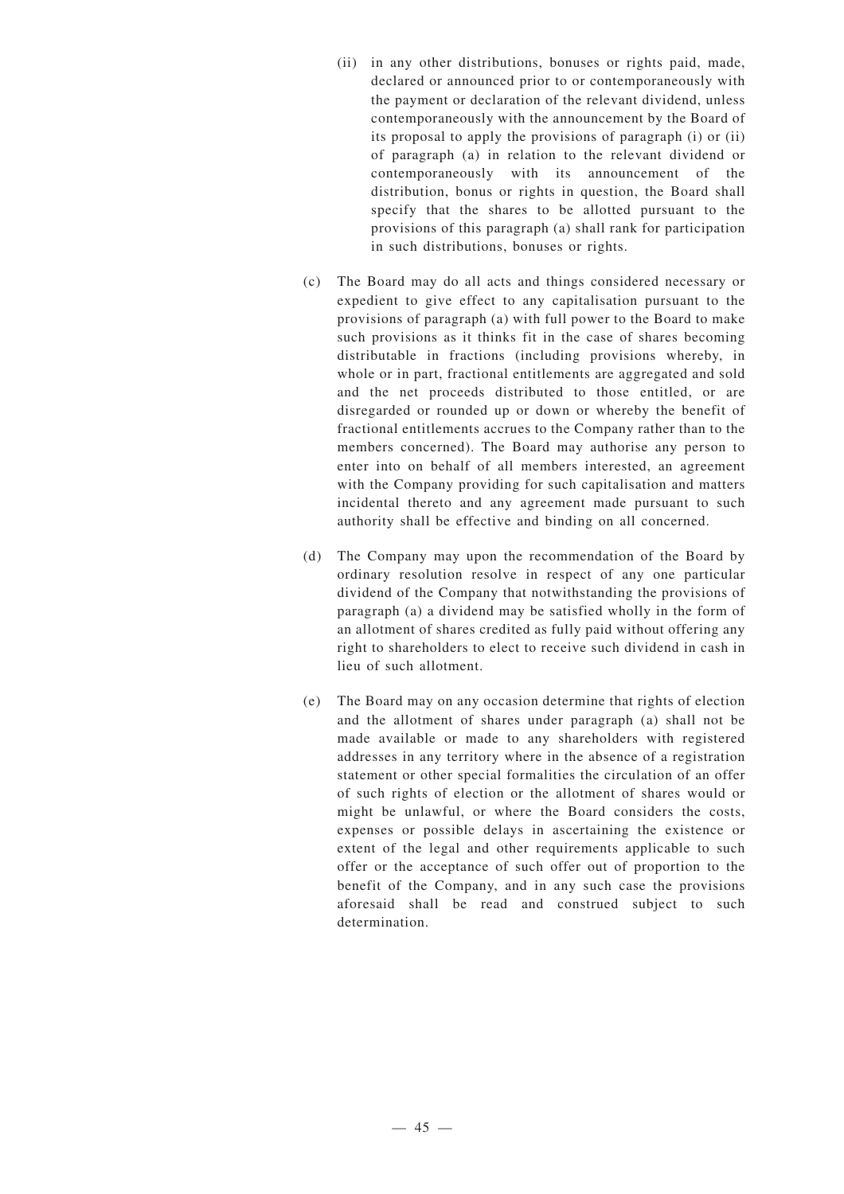(ii) in any other distributions, bonuses or rights paid, made, declared or announced prior to or contemporaneously with the payment or declaration of the relevant dividend, unless contemporaneously with the announcement by the Board of its proposal to apply the provisions of paragraph (i) or (ii) of paragraph (a) in relation to the relevant dividend or contemporaneously with its announcement of the distribution, bonus or rights in question, the Board shall specify that the shares to be allotted pursuant to the provisions of this paragraph (a) shall rank for participation in such distributions, bonuses or rights.

(c) The Board may do all acts and things considered necessary or expedient to give effect to any capitalisation pursuant to the provisions of paragraph (a) with full power to the Board to make such provisions as it thinks fit in the case of shares becoming distributable in fractions (including provisions whereby, in whole or in part, fractional entitlements are aggregated and sold and the net proceeds distributed to those entitled, or are disregarded or rounded up or down or whereby the benefit of fractional entitlements accrues to the Company rather than to the members concerned). The Board may authorise any person to enter into on behalf of all members interested, an agreement with the Company providing for such capitalisation and matters incidental thereto and any agreement made pursuant to such authority shall be effective and binding on all concerned.

(d) The Company may upon the recommendation of the Board by ordinary resolution resolve in respect of any one particular dividend of the Company that notwithstanding the provisions of paragraph (a) a dividend may be satisfied wholly in the form of an allotment of shares credited as fully paid without offering any right to shareholders to elect to receive such dividend in cash in lieu of such allotment.

(e) The Board may on any occasion determine that rights of election and the allotment of shares under paragraph (a) shall not be made available or made to any shareholders with registered addresses in any territory where in the absence of a registration statement or other special formalities the circulation of an offer of such rights of election or the allotment of shares would or might be unlawful, or where the Board considers the costs, expenses or possible delays in ascertaining the existence or extent of the legal and other requirements applicable to such offer or the acceptance of such offer out of proportion to the benefit of the Company, and in any such case the provisions aforesaid shall be read and construed subject to such determination.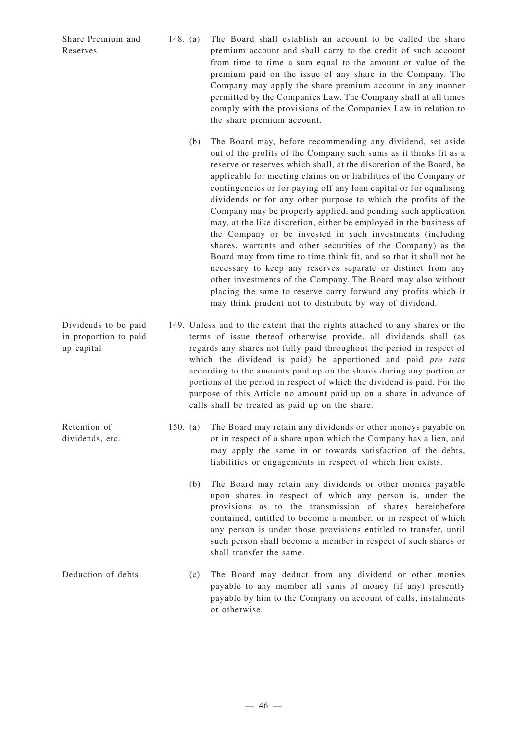**Share Premium and Reserves**

148. (a) The Board shall establish an account to be called the share premium account and shall carry to the credit of such account from time to time a sum equal to the amount or value of the premium paid on the issue of any share in the Company. The Company may apply the share premium account in any manner permitted by the Companies Law. The Company shall at all times comply with the provisions of the Companies Law in relation to the share premium account.

(b) The Board may, before recommending any dividend, set aside out of the profits of the Company such sums as it thinks fit as a reserve or reserves which shall, at the discretion of the Board, be applicable for meeting claims on or liabilities of the Company or contingencies or for paying off any loan capital or for equalising dividends or for any other purpose to which the profits of the Company may be properly applied, and pending such application may, at the like discretion, either be employed in the business of the Company or be invested in such investments (including shares, warrants and other securities of the Company) as the Board may from time to time think fit, and so that it shall not be necessary to keep any reserves separate or distinct from any other investments of the Company. The Board may also without placing the same to reserve carry forward any profits which it may think prudent not to distribute by way of dividend.

**Dividends to be paid in proportion to paid up capital**

149. Unless and to the extent that the rights attached to any shares or the terms of issue thereof otherwise provide, all dividends shall (as regards any shares not fully paid throughout the period in respect of which the dividend is paid) be apportioned and paid *pro rata* according to the amounts paid up on the shares during any portion or portions of the period in respect of which the dividend is paid. For the purpose of this Article no amount paid up on a share in advance of calls shall be treated as paid up on the share.

**Retention of dividends, etc.**

150. (a) The Board may retain any dividends or other moneys payable on or in respect of a share upon which the Company has a lien, and may apply the same in or towards satisfaction of the debts, liabilities or engagements in respect of which lien exists.

(b) The Board may retain any dividends or other monies payable upon shares in respect of which any person is, under the provisions as to the transmission of shares hereinbefore contained, entitled to become a member, or in respect of which any person is under those provisions entitled to transfer, until such person shall become a member in respect of such shares or shall transfer the same.

**Deduction of debts**

(c) The Board may deduct from any dividend or other monies payable to any member all sums of money (if any) presently payable by him to the Company on account of calls, instalments or otherwise.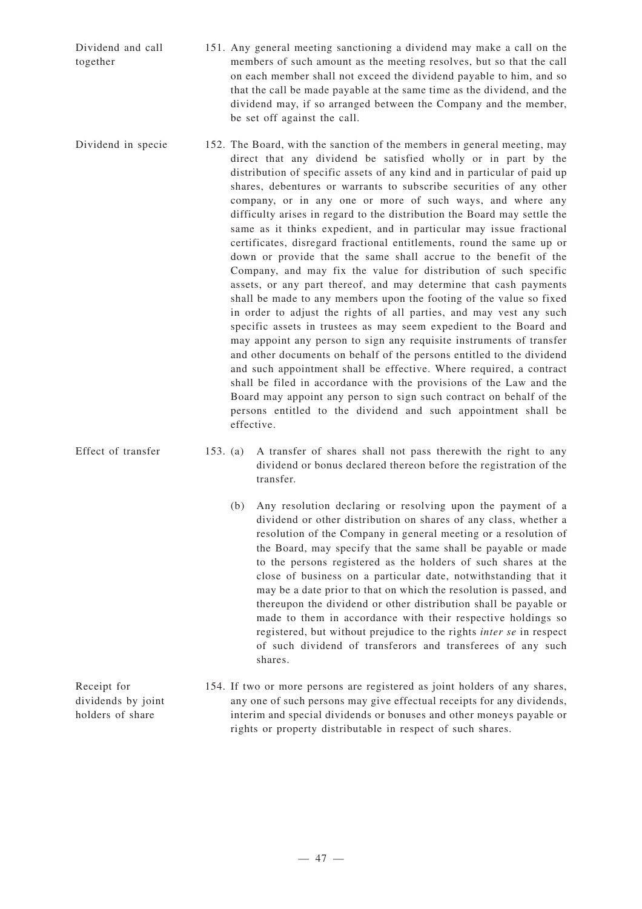**Dividend and call together**

151. Any general meeting sanctioning a dividend may make a call on the members of such amount as the meeting resolves, but so that the call on each member shall not exceed the dividend payable to him, and so that the call be made payable at the same time as the dividend, and the dividend may, if so arranged between the Company and the member, be set off against the call.

**Dividend in specie**

152. The Board, with the sanction of the members in general meeting, may direct that any dividend be satisfied wholly or in part by the distribution of specific assets of any kind and in particular of paid up shares, debentures or warrants to subscribe securities of any other company, or in any one or more of such ways, and where any difficulty arises in regard to the distribution the Board may settle the same as it thinks expedient, and in particular may issue fractional certificates, disregard fractional entitlements, round the same up or down or provide that the same shall accrue to the benefit of the Company, and may fix the value for distribution of such specific assets, or any part thereof, and may determine that cash payments shall be made to any members upon the footing of the value so fixed in order to adjust the rights of all parties, and may vest any such specific assets in trustees as may seem expedient to the Board and may appoint any person to sign any requisite instruments of transfer and other documents on behalf of the persons entitled to the dividend and such appointment shall be effective. Where required, a contract shall be filed in accordance with the provisions of the Law and the Board may appoint any person to sign such contract on behalf of the persons entitled to the dividend and such appointment shall be effective.

**Effect of transfer**

153. (a) A transfer of shares shall not pass therewith the right to any dividend or bonus declared thereon before the registration of the transfer.

(b) Any resolution declaring or resolving upon the payment of a dividend or other distribution on shares of any class, whether a resolution of the Company in general meeting or a resolution of the Board, may specify that the same shall be payable or made to the persons registered as the holders of such shares at the close of business on a particular date, notwithstanding that it may be a date prior to that on which the resolution is passed, and thereupon the dividend or other distribution shall be payable or made to them in accordance with their respective holdings so registered, but without prejudice to the rights *inter se* in respect of such dividend of transferors and transferees of any such shares.

**Receipt for dividends by joint holders of share**

154. If two or more persons are registered as joint holders of any shares, any one of such persons may give effectual receipts for any dividends, interim and special dividends or bonuses and other moneys payable or rights or property distributable in respect of such shares.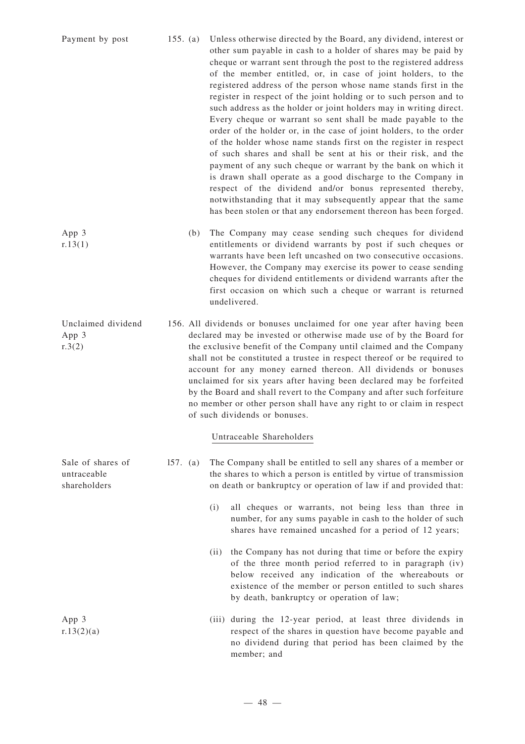Payment by post

155. (a) Unless otherwise directed by the Board, any dividend, interest or other sum payable in cash to a holder of shares may be paid by cheque or warrant sent through the post to the registered address of the member entitled, or, in case of joint holders, to the registered address of the person whose name stands first in the register in respect of the joint holding or to such person and to such address as the holder or joint holders may in writing direct. Every cheque or warrant so sent shall be made payable to the order of the holder or, in the case of joint holders, to the order of the holder whose name stands first on the register in respect of such shares and shall be sent at his or their risk, and the payment of any such cheque or warrant by the bank on which it is drawn shall operate as a good discharge to the Company in respect of the dividend and/or bonus represented thereby, notwithstanding that it may subsequently appear that the same has been stolen or that any endorsement thereon has been forged.

App 3
r.13(1)

(b) The Company may cease sending such cheques for dividend entitlements or dividend warrants by post if such cheques or warrants have been left uncashed on two consecutive occasions. However, the Company may exercise its power to cease sending cheques for dividend entitlements or dividend warrants after the first occasion on which such a cheque or warrant is returned undelivered.

Unclaimed dividend
App 3
r.3(2)

156. All dividends or bonuses unclaimed for one year after having been declared may be invested or otherwise made use of by the Board for the exclusive benefit of the Company until claimed and the Company shall not be constituted a trustee in respect thereof or be required to account for any money earned thereon. All dividends or bonuses unclaimed for six years after having been declared may be forfeited by the Board and shall revert to the Company and after such forfeiture no member or other person shall have any right to or claim in respect of such dividends or bonuses.

## Untraceable Shareholders

Sale of shares of untraceable shareholders

157. (a) The Company shall be entitled to sell any shares of a member or the shares to which a person is entitled by virtue of transmission on death or bankruptcy or operation of law if and provided that:

(i) all cheques or warrants, not being less than three in number, for any sums payable in cash to the holder of such shares have remained uncashed for a period of 12 years;

(ii) the Company has not during that time or before the expiry of the three month period referred to in paragraph (iv) below received any indication of the whereabouts or existence of the member or person entitled to such shares by death, bankruptcy or operation of law;

App 3
r.13(2)(a)

(iii) during the 12-year period, at least three dividends in respect of the shares in question have become payable and no dividend during that period has been claimed by the member; and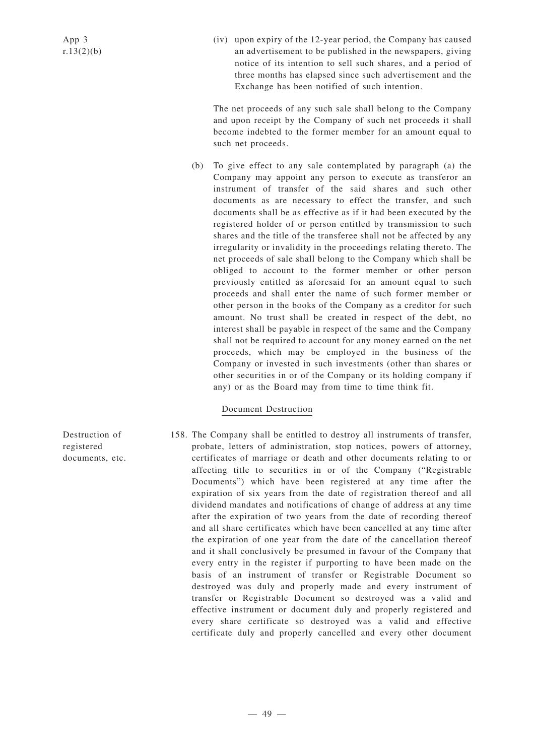App 3
r.13(2)(b)

(iv) upon expiry of the 12-year period, the Company has caused an advertisement to be published in the newspapers, giving notice of its intention to sell such shares, and a period of three months has elapsed since such advertisement and the Exchange has been notified of such intention.

The net proceeds of any such sale shall belong to the Company and upon receipt by the Company of such net proceeds it shall become indebted to the former member for an amount equal to such net proceeds.

(b) To give effect to any sale contemplated by paragraph (a) the Company may appoint any person to execute as transferor an instrument of transfer of the said shares and such other documents as are necessary to effect the transfer, and such documents shall be as effective as if it had been executed by the registered holder of or person entitled by transmission to such shares and the title of the transferee shall not be affected by any irregularity or invalidity in the proceedings relating thereto. The net proceeds of sale shall belong to the Company which shall be obliged to account to the former member or other person previously entitled as aforesaid for an amount equal to such proceeds and shall enter the name of such former member or other person in the books of the Company as a creditor for such amount. No trust shall be created in respect of the debt, no interest shall be payable in respect of the same and the Company shall not be required to account for any money earned on the net proceeds, which may be employed in the business of the Company or invested in such investments (other than shares or other securities in or of the Company or its holding company if any) as the Board may from time to time think fit.

## Document Destruction

Destruction of registered documents, etc.

158. The Company shall be entitled to destroy all instruments of transfer, probate, letters of administration, stop notices, powers of attorney, certificates of marriage or death and other documents relating to or affecting title to securities in or of the Company ("Registrable Documents") which have been registered at any time after the expiration of six years from the date of registration thereof and all dividend mandates and notifications of change of address at any time after the expiration of two years from the date of recording thereof and all share certificates which have been cancelled at any time after the expiration of one year from the date of the cancellation thereof and it shall conclusively be presumed in favour of the Company that every entry in the register if purporting to have been made on the basis of an instrument of transfer or Registrable Document so destroyed was duly and properly made and every instrument of transfer or Registrable Document so destroyed was a valid and effective instrument or document duly and properly registered and every share certificate so destroyed was a valid and effective certificate duly and properly cancelled and every other document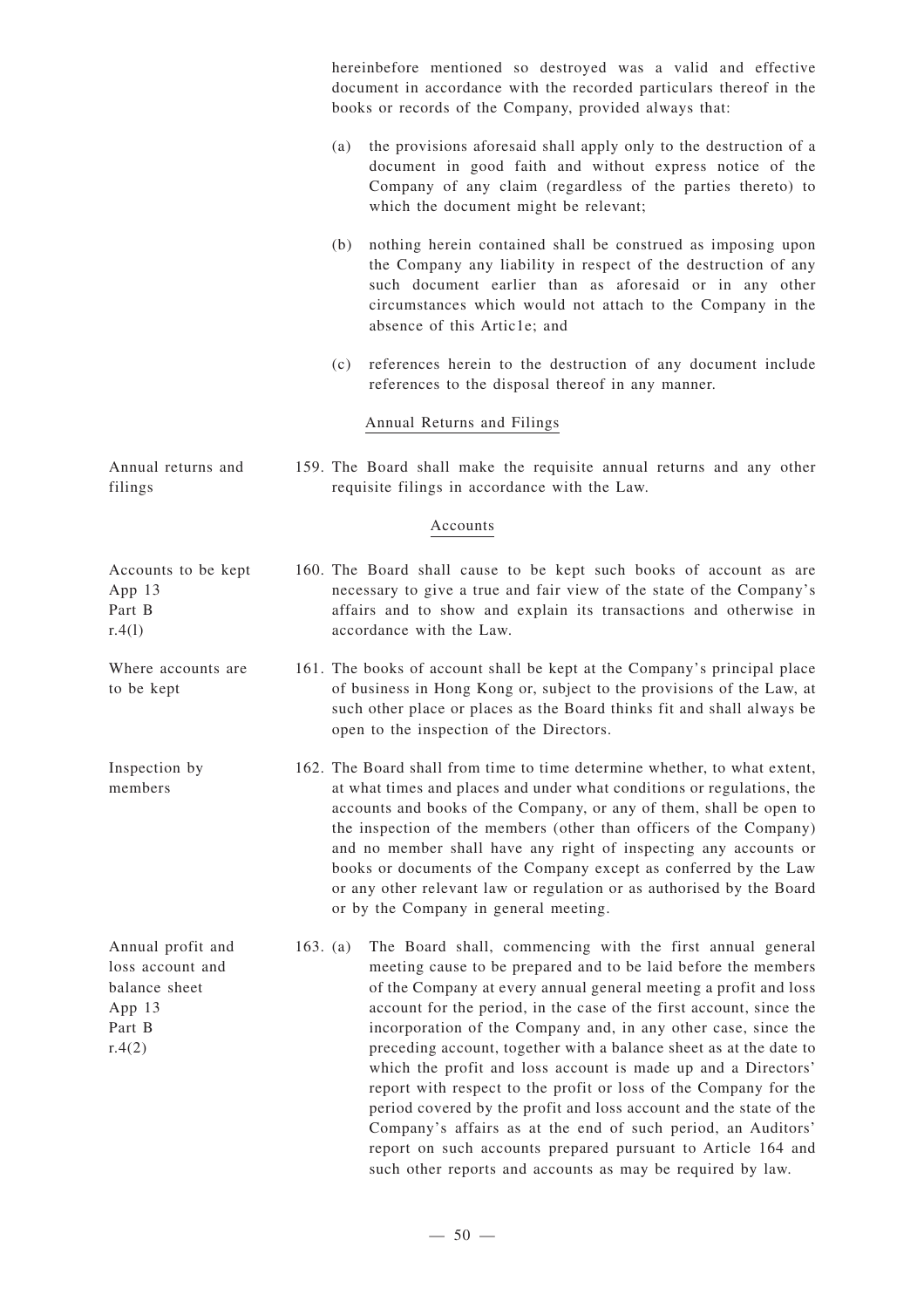hereinbefore mentioned so destroyed was a valid and effective document in accordance with the recorded particulars thereof in the books or records of the Company, provided always that:

(a) the provisions aforesaid shall apply only to the destruction of a document in good faith and without express notice of the Company of any claim (regardless of the parties thereto) to which the document might be relevant;

(b) nothing herein contained shall be construed as imposing upon the Company any liability in respect of the destruction of any such document earlier than as aforesaid or in any other circumstances which would not attach to the Company in the absence of this Artic1e; and

(c) references herein to the destruction of any document include references to the disposal thereof in any manner.

### Annual Returns and Filings

Annual returns and filings

159. The Board shall make the requisite annual returns and any other requisite filings in accordance with the Law.

### Accounts

Accounts to be kept
App 13
Part B
r.4(1)

160. The Board shall cause to be kept such books of account as are necessary to give a true and fair view of the state of the Company's affairs and to show and explain its transactions and otherwise in accordance with the Law.

Where accounts are to be kept

161. The books of account shall be kept at the Company's principal place of business in Hong Kong or, subject to the provisions of the Law, at such other place or places as the Board thinks fit and shall always be open to the inspection of the Directors.

Inspection by members

162. The Board shall from time to time determine whether, to what extent, at what times and places and under what conditions or regulations, the accounts and books of the Company, or any of them, shall be open to the inspection of the members (other than officers of the Company) and no member shall have any right of inspecting any accounts or books or documents of the Company except as conferred by the Law or any other relevant law or regulation or as authorised by the Board or by the Company in general meeting.

Annual profit and loss account and balance sheet
App 13
Part B
r.4(2)

163. (a) The Board shall, commencing with the first annual general meeting cause to be prepared and to be laid before the members of the Company at every annual general meeting a profit and loss account for the period, in the case of the first account, since the incorporation of the Company and, in any other case, since the preceding account, together with a balance sheet as at the date to which the profit and loss account is made up and a Directors' report with respect to the profit or loss of the Company for the period covered by the profit and loss account and the state of the Company's affairs as at the end of such period, an Auditors' report on such accounts prepared pursuant to Article 164 and such other reports and accounts as may be required by law.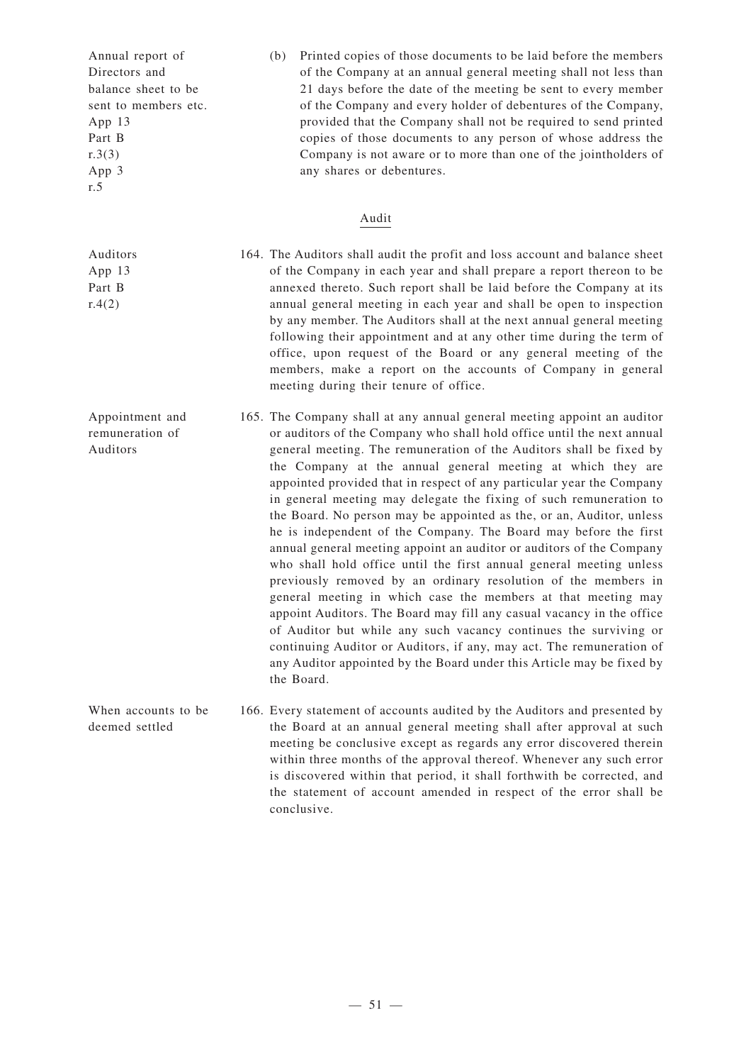Annual report of Directors and balance sheet to be sent to members etc.
App 13
Part B
r.3(3)
App 3
r.5

(b) Printed copies of those documents to be laid before the members of the Company at an annual general meeting shall not less than 21 days before the date of the meeting be sent to every member of the Company and every holder of debentures of the Company, provided that the Company shall not be required to send printed copies of those documents to any person of whose address the Company is not aware or to more than one of the jointholders of any shares or debentures.

## Audit

Auditors
App 13
Part B
r.4(2)

164. The Auditors shall audit the profit and loss account and balance sheet of the Company in each year and shall prepare a report thereon to be annexed thereto. Such report shall be laid before the Company at its annual general meeting in each year and shall be open to inspection by any member. The Auditors shall at the next annual general meeting following their appointment and at any other time during the term of office, upon request of the Board or any general meeting of the members, make a report on the accounts of Company in general meeting during their tenure of office.

Appointment and remuneration of Auditors

165. The Company shall at any annual general meeting appoint an auditor or auditors of the Company who shall hold office until the next annual general meeting. The remuneration of the Auditors shall be fixed by the Company at the annual general meeting at which they are appointed provided that in respect of any particular year the Company in general meeting may delegate the fixing of such remuneration to the Board. No person may be appointed as the, or an, Auditor, unless he is independent of the Company. The Board may before the first annual general meeting appoint an auditor or auditors of the Company who shall hold office until the first annual general meeting unless previously removed by an ordinary resolution of the members in general meeting in which case the members at that meeting may appoint Auditors. The Board may fill any casual vacancy in the office of Auditor but while any such vacancy continues the surviving or continuing Auditor or Auditors, if any, may act. The remuneration of any Auditor appointed by the Board under this Article may be fixed by the Board.

When accounts to be deemed settled

166. Every statement of accounts audited by the Auditors and presented by the Board at an annual general meeting shall after approval at such meeting be conclusive except as regards any error discovered therein within three months of the approval thereof. Whenever any such error is discovered within that period, it shall forthwith be corrected, and the statement of account amended in respect of the error shall be conclusive.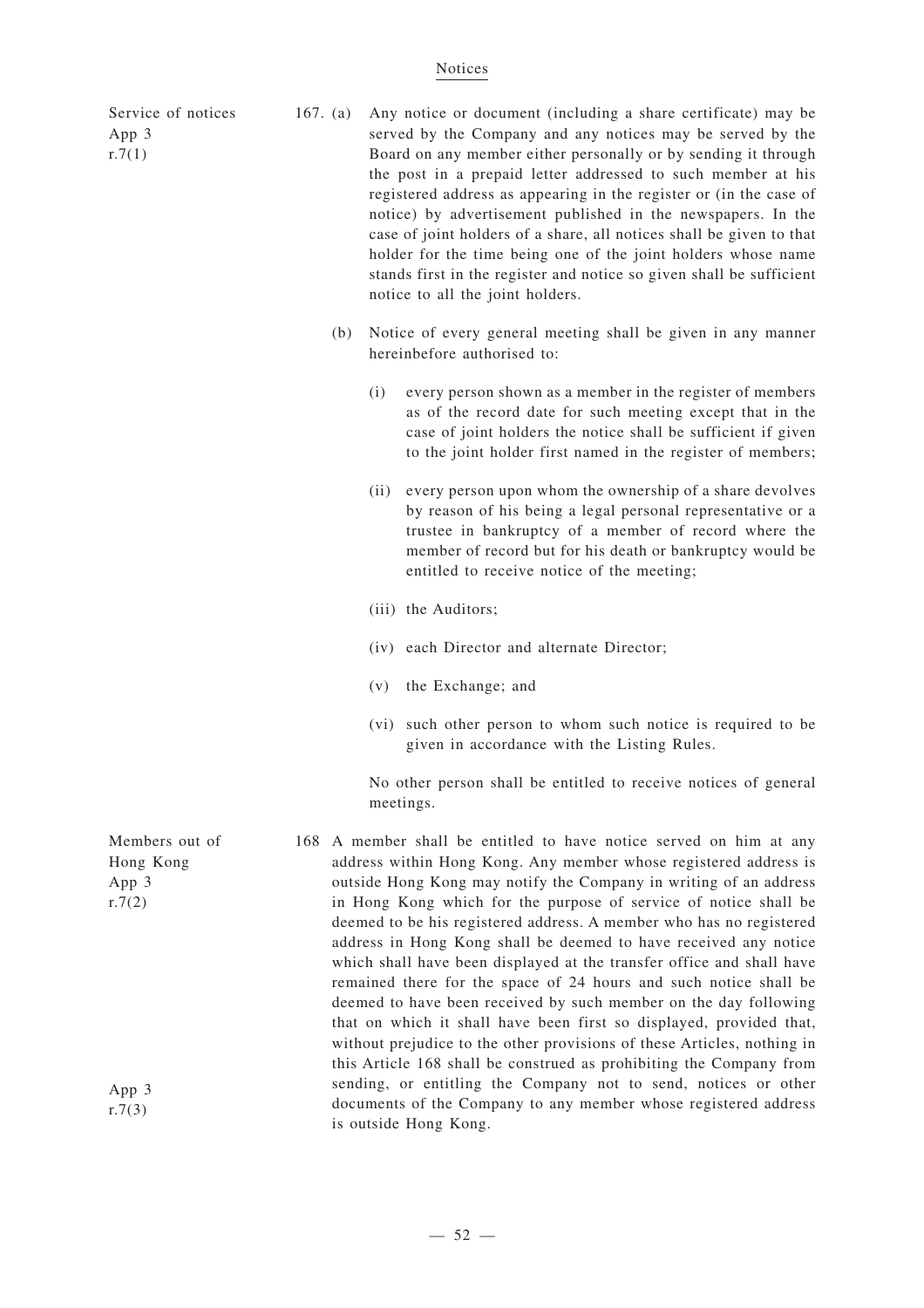## Notices

Service of notices
App 3
r.7(1)

167. (a) Any notice or document (including a share certificate) may be served by the Company and any notices may be served by the Board on any member either personally or by sending it through the post in a prepaid letter addressed to such member at his registered address as appearing in the register or (in the case of notice) by advertisement published in the newspapers. In the case of joint holders of a share, all notices shall be given to that holder for the time being one of the joint holders whose name stands first in the register and notice so given shall be sufficient notice to all the joint holders.

(b) Notice of every general meeting shall be given in any manner hereinbefore authorised to:

(i) every person shown as a member in the register of members as of the record date for such meeting except that in the case of joint holders the notice shall be sufficient if given to the joint holder first named in the register of members;

(ii) every person upon whom the ownership of a share devolves by reason of his being a legal personal representative or a trustee in bankruptcy of a member of record where the member of record but for his death or bankruptcy would be entitled to receive notice of the meeting;

(iii) the Auditors;

(iv) each Director and alternate Director;

(v) the Exchange; and

(vi) such other person to whom such notice is required to be given in accordance with the Listing Rules.

No other person shall be entitled to receive notices of general meetings.

Members out of Hong Kong
App 3
r.7(2)

App 3
r.7(3)

168 A member shall be entitled to have notice served on him at any address within Hong Kong. Any member whose registered address is outside Hong Kong may notify the Company in writing of an address in Hong Kong which for the purpose of service of notice shall be deemed to be his registered address. A member who has no registered address in Hong Kong shall be deemed to have received any notice which shall have been displayed at the transfer office and shall have remained there for the space of 24 hours and such notice shall be deemed to have been received by such member on the day following that on which it shall have been first so displayed, provided that, without prejudice to the other provisions of these Articles, nothing in this Article 168 shall be construed as prohibiting the Company from sending, or entitling the Company not to send, notices or other documents of the Company to any member whose registered address is outside Hong Kong.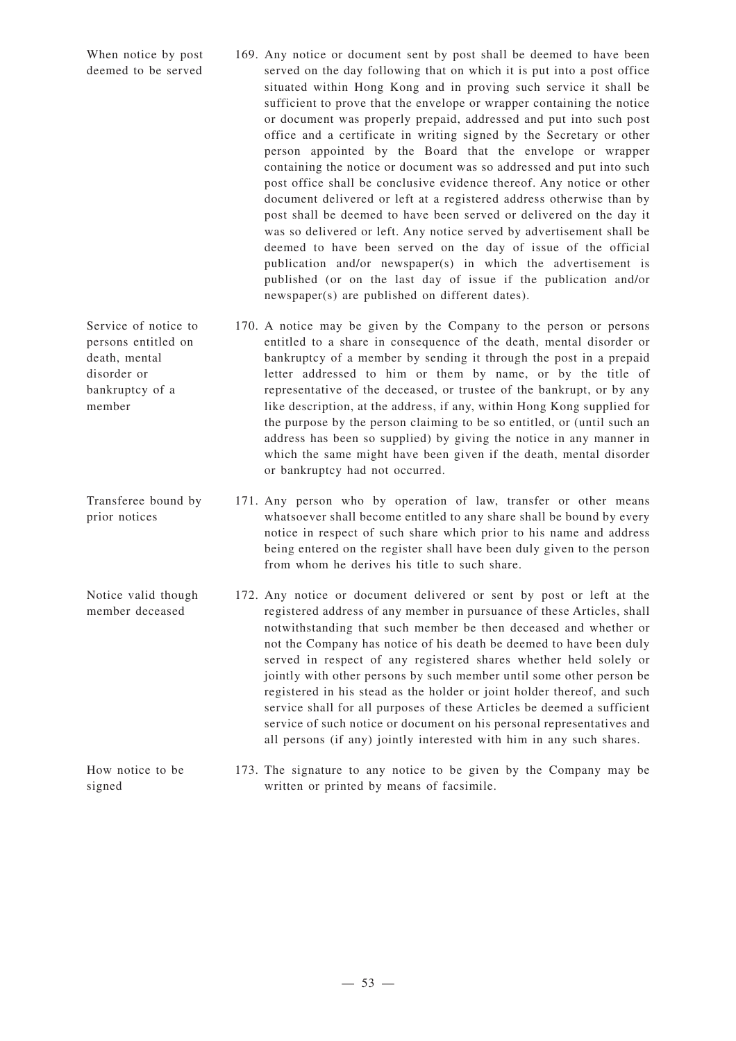**When notice by post deemed to be served**

169. Any notice or document sent by post shall be deemed to have been served on the day following that on which it is put into a post office situated within Hong Kong and in proving such service it shall be sufficient to prove that the envelope or wrapper containing the notice or document was properly prepaid, addressed and put into such post office and a certificate in writing signed by the Secretary or other person appointed by the Board that the envelope or wrapper containing the notice or document was so addressed and put into such post office shall be conclusive evidence thereof. Any notice or other document delivered or left at a registered address otherwise than by post shall be deemed to have been served or delivered on the day it was so delivered or left. Any notice served by advertisement shall be deemed to have been served on the day of issue of the official publication and/or newspaper(s) in which the advertisement is published (or on the last day of issue if the publication and/or newspaper(s) are published on different dates).

**Service of notice to persons entitled on death, mental disorder or bankruptcy of a member**

170. A notice may be given by the Company to the person or persons entitled to a share in consequence of the death, mental disorder or bankruptcy of a member by sending it through the post in a prepaid letter addressed to him or them by name, or by the title of representative of the deceased, or trustee of the bankrupt, or by any like description, at the address, if any, within Hong Kong supplied for the purpose by the person claiming to be so entitled, or (until such an address has been so supplied) by giving the notice in any manner in which the same might have been given if the death, mental disorder or bankruptcy had not occurred.

**Transferee bound by prior notices**

171. Any person who by operation of law, transfer or other means whatsoever shall become entitled to any share shall be bound by every notice in respect of such share which prior to his name and address being entered on the register shall have been duly given to the person from whom he derives his title to such share.

**Notice valid though member deceased**

172. Any notice or document delivered or sent by post or left at the registered address of any member in pursuance of these Articles, shall notwithstanding that such member be then deceased and whether or not the Company has notice of his death be deemed to have been duly served in respect of any registered shares whether held solely or jointly with other persons by such member until some other person be registered in his stead as the holder or joint holder thereof, and such service shall for all purposes of these Articles be deemed a sufficient service of such notice or document on his personal representatives and all persons (if any) jointly interested with him in any such shares.

**How notice to be signed**

173. The signature to any notice to be given by the Company may be written or printed by means of facsimile.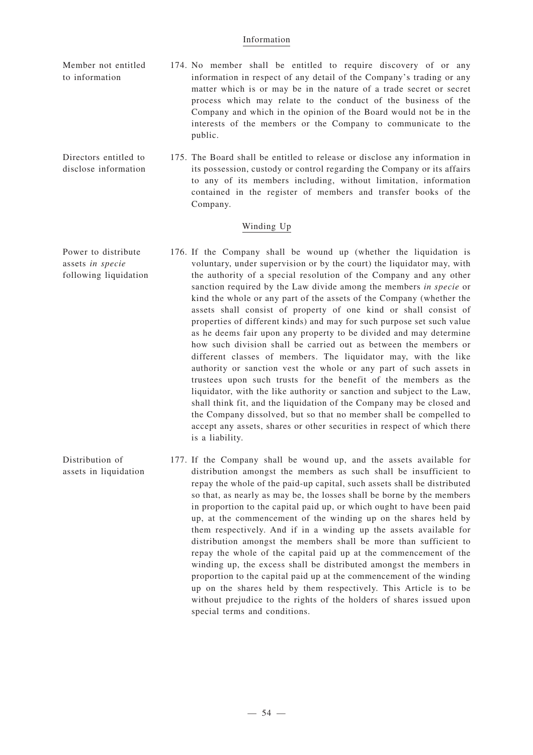## Information

**Member not entitled to information**

174. No member shall be entitled to require discovery of or any information in respect of any detail of the Company's trading or any matter which is or may be in the nature of a trade secret or secret process which may relate to the conduct of the business of the Company and which in the opinion of the Board would not be in the interests of the members or the Company to communicate to the public.

**Directors entitled to disclose information**

175. The Board shall be entitled to release or disclose any information in its possession, custody or control regarding the Company or its affairs to any of its members including, without limitation, information contained in the register of members and transfer books of the Company.

## Winding Up

**Power to distribute assets *in specie* following liquidation**

176. If the Company shall be wound up (whether the liquidation is voluntary, under supervision or by the court) the liquidator may, with the authority of a special resolution of the Company and any other sanction required by the Law divide among the members *in specie* or kind the whole or any part of the assets of the Company (whether the assets shall consist of property of one kind or shall consist of properties of different kinds) and may for such purpose set such value as he deems fair upon any property to be divided and may determine how such division shall be carried out as between the members or different classes of members. The liquidator may, with the like authority or sanction vest the whole or any part of such assets in trustees upon such trusts for the benefit of the members as the liquidator, with the like authority or sanction and subject to the Law, shall think fit, and the liquidation of the Company may be closed and the Company dissolved, but so that no member shall be compelled to accept any assets, shares or other securities in respect of which there is a liability.

**Distribution of assets in liquidation**

177. If the Company shall be wound up, and the assets available for distribution amongst the members as such shall be insufficient to repay the whole of the paid-up capital, such assets shall be distributed so that, as nearly as may be, the losses shall be borne by the members in proportion to the capital paid up, or which ought to have been paid up, at the commencement of the winding up on the shares held by them respectively. And if in a winding up the assets available for distribution amongst the members shall be more than sufficient to repay the whole of the capital paid up at the commencement of the winding up, the excess shall be distributed amongst the members in proportion to the capital paid up at the commencement of the winding up on the shares held by them respectively. This Article is to be without prejudice to the rights of the holders of shares issued upon special terms and conditions.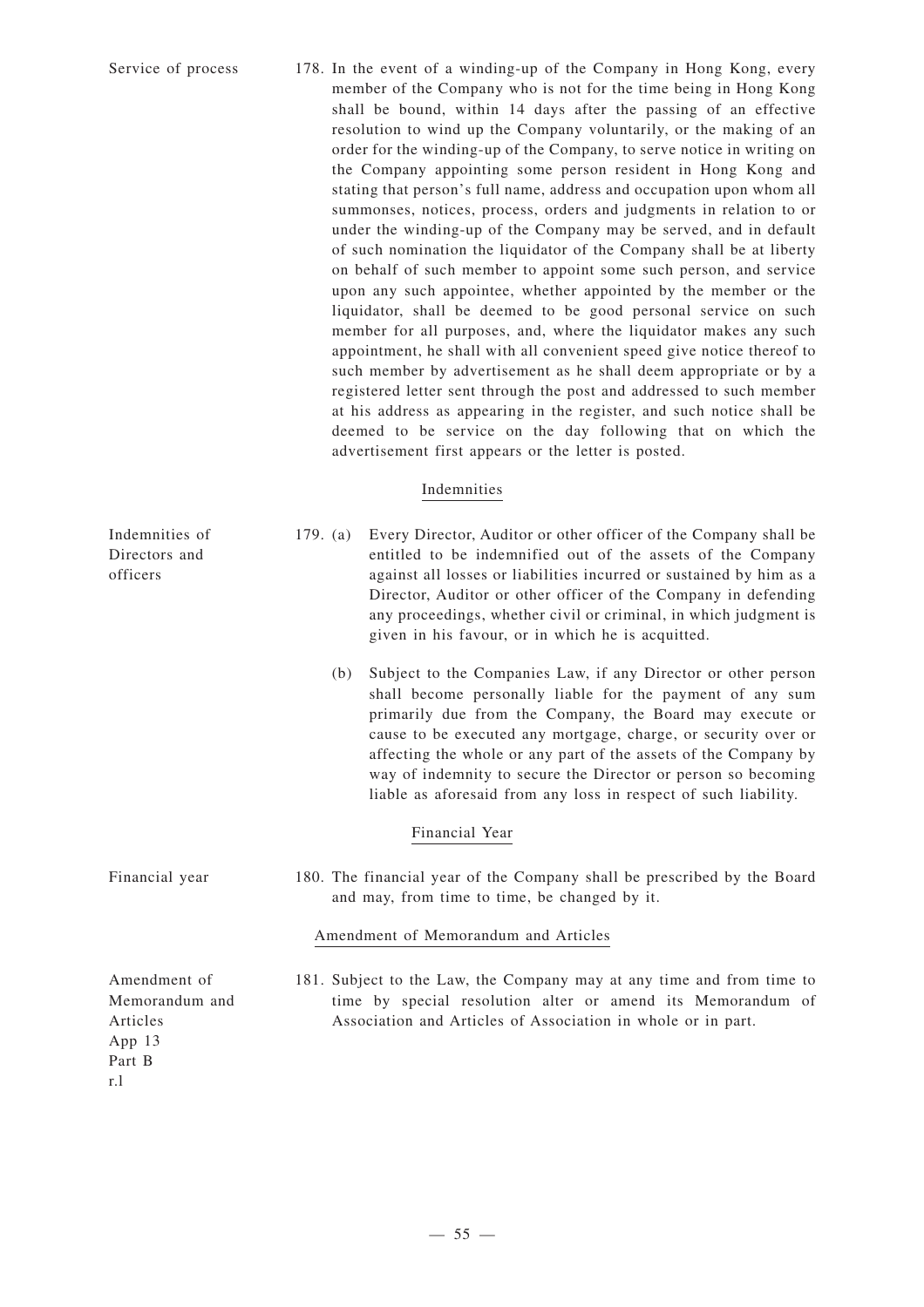Service of process

178. In the event of a winding-up of the Company in Hong Kong, every member of the Company who is not for the time being in Hong Kong shall be bound, within 14 days after the passing of an effective resolution to wind up the Company voluntarily, or the making of an order for the winding-up of the Company, to serve notice in writing on the Company appointing some person resident in Hong Kong and stating that person's full name, address and occupation upon whom all summonses, notices, process, orders and judgments in relation to or under the winding-up of the Company may be served, and in default of such nomination the liquidator of the Company shall be at liberty on behalf of such member to appoint some such person, and service upon any such appointee, whether appointed by the member or the liquidator, shall be deemed to be good personal service on such member for all purposes, and, where the liquidator makes any such appointment, he shall with all convenient speed give notice thereof to such member by advertisement as he shall deem appropriate or by a registered letter sent through the post and addressed to such member at his address as appearing in the register, and such notice shall be deemed to be service on the day following that on which the advertisement first appears or the letter is posted.

## Indemnities

Indemnities of Directors and officers

179. (a) Every Director, Auditor or other officer of the Company shall be entitled to be indemnified out of the assets of the Company against all losses or liabilities incurred or sustained by him as a Director, Auditor or other officer of the Company in defending any proceedings, whether civil or criminal, in which judgment is given in his favour, or in which he is acquitted.

(b) Subject to the Companies Law, if any Director or other person shall become personally liable for the payment of any sum primarily due from the Company, the Board may execute or cause to be executed any mortgage, charge, or security over or affecting the whole or any part of the assets of the Company by way of indemnity to secure the Director or person so becoming liable as aforesaid from any loss in respect of such liability.

## Financial Year

Financial year

180. The financial year of the Company shall be prescribed by the Board and may, from time to time, be changed by it.

## Amendment of Memorandum and Articles

Amendment of Memorandum and Articles
App 13
Part B
r.1

181. Subject to the Law, the Company may at any time and from time to time by special resolution alter or amend its Memorandum of Association and Articles of Association in whole or in part.